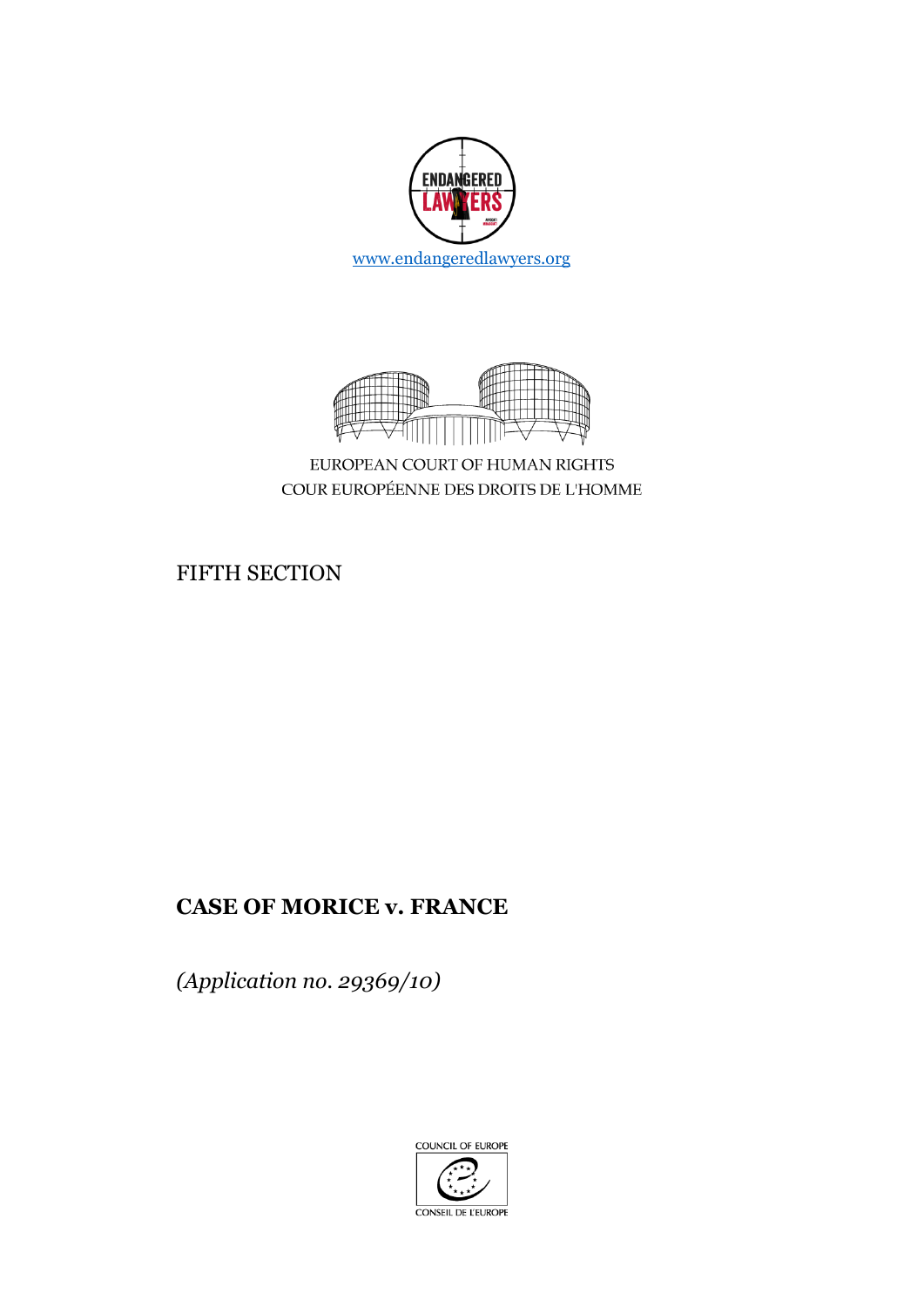ENDANGERED LAWYERS

[www.endangeredlawyers.org](http://www.endangeredlawyers.org)

EUROPEAN COURT OF HUMAN RIGHTS

COUR EUROPÉENNE DES DROITS DE L'HOMME

FIFTH SECTION

**CASE OF MORICE v. FRANCE**

*(Application no. 29369/10)*

COUNCIL OF EUROPE

CONSEIL DE L'EUROPE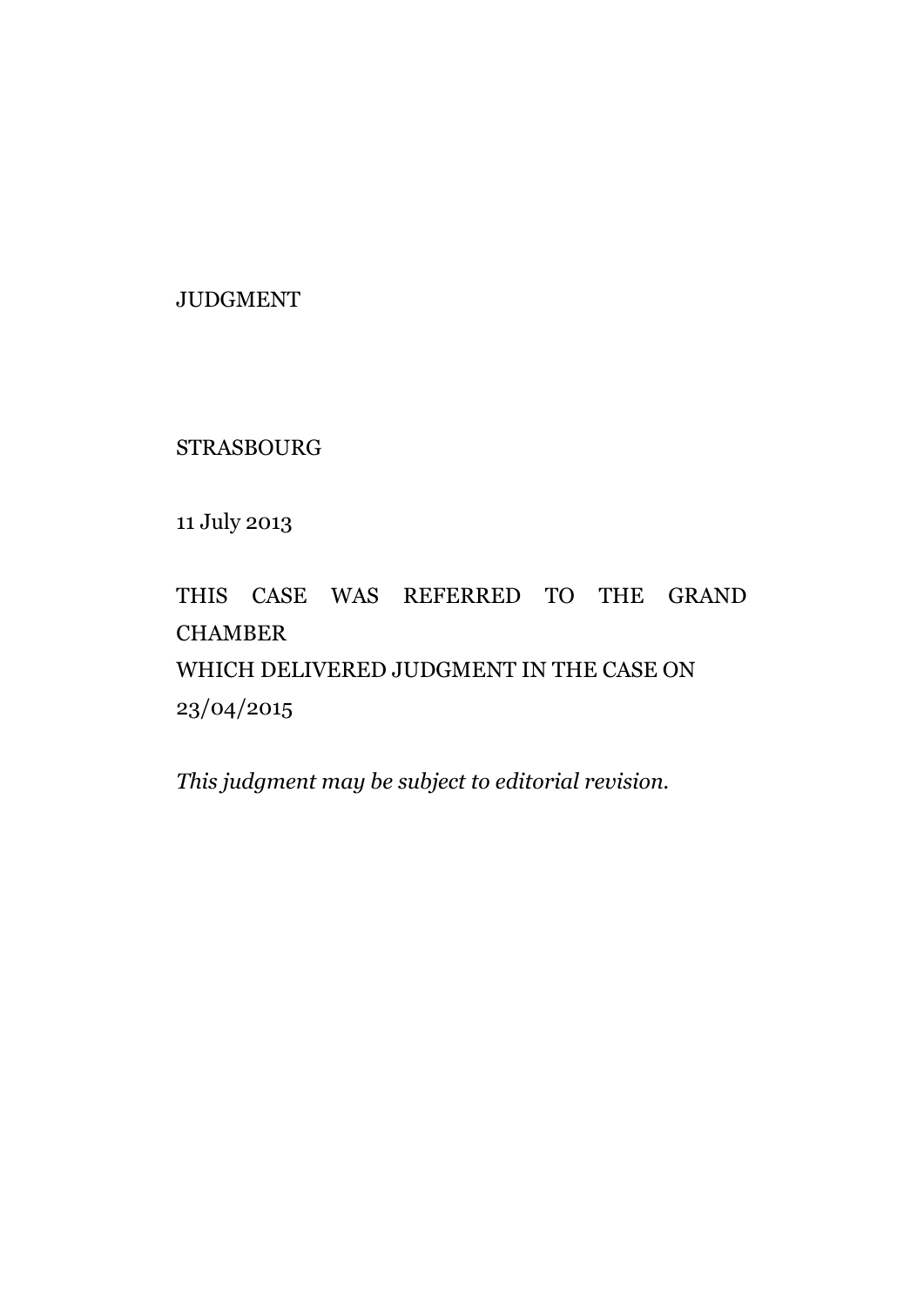JUDGMENT

STRASBOURG

11 July 2013

THIS CASE WAS REFERRED TO THE GRAND CHAMBER
WHICH DELIVERED JUDGMENT IN THE CASE ON 23/04/2015

*This judgment may be subject to editorial revision.*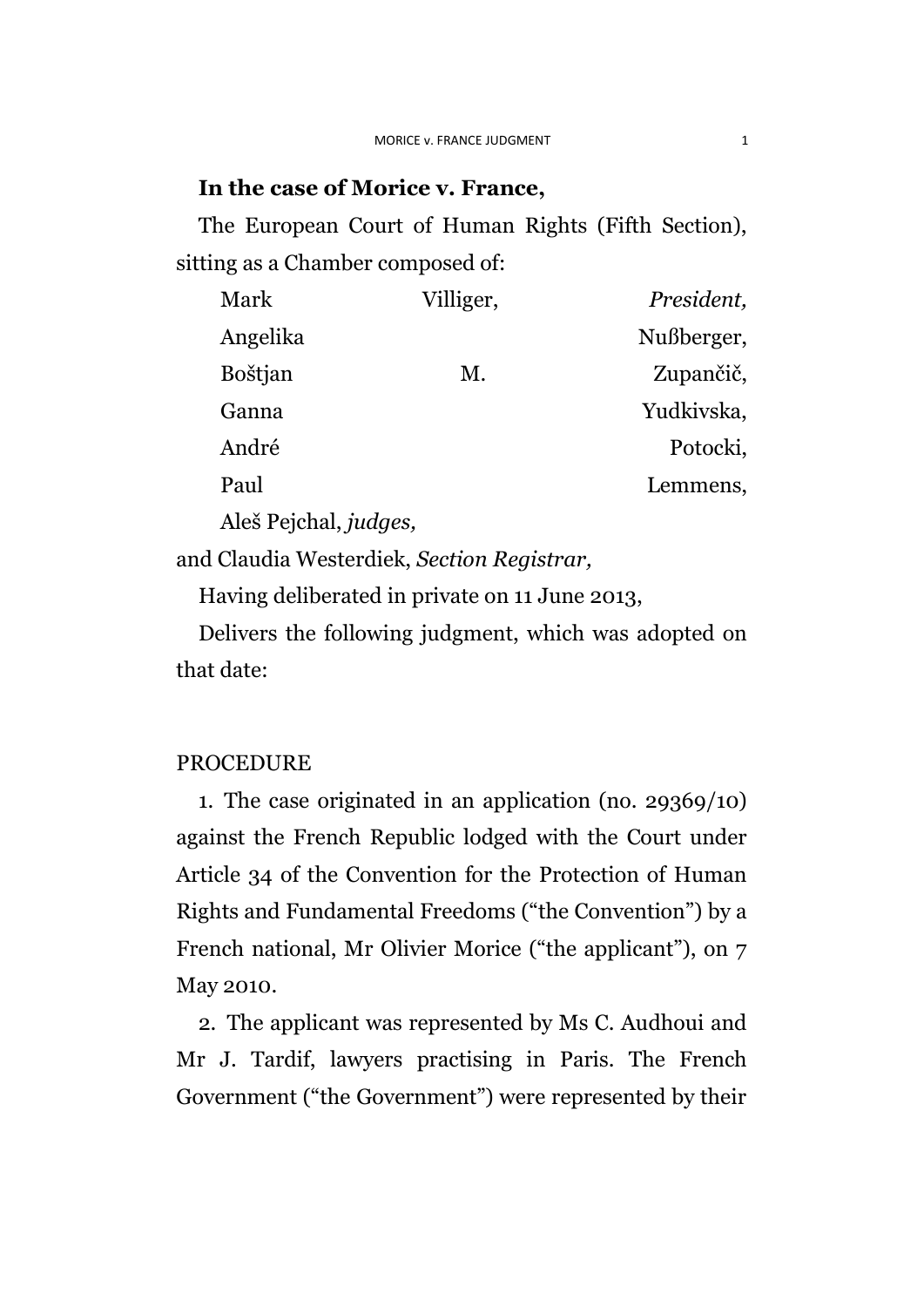**In the case of Morice v. France,**

The European Court of Human Rights (Fifth Section), sitting as a Chamber composed of:

Mark Villiger, *President,*
Angelika Nußberger,
Boštjan M. Zupančič,
Ganna Yudkivska,
André Potocki,
Paul Lemmens,
Aleš Pejchal, *judges,*

and Claudia Westerdiek, *Section Registrar,*

Having deliberated in private on 11 June 2013,

Delivers the following judgment, which was adopted on that date:

PROCEDURE

1. The case originated in an application (no. 29369/10) against the French Republic lodged with the Court under Article 34 of the Convention for the Protection of Human Rights and Fundamental Freedoms ("the Convention") by a French national, Mr Olivier Morice ("the applicant"), on 7 May 2010.

2. The applicant was represented by Ms C. Audhoui and Mr J. Tardif, lawyers practising in Paris. The French Government ("the Government") were represented by their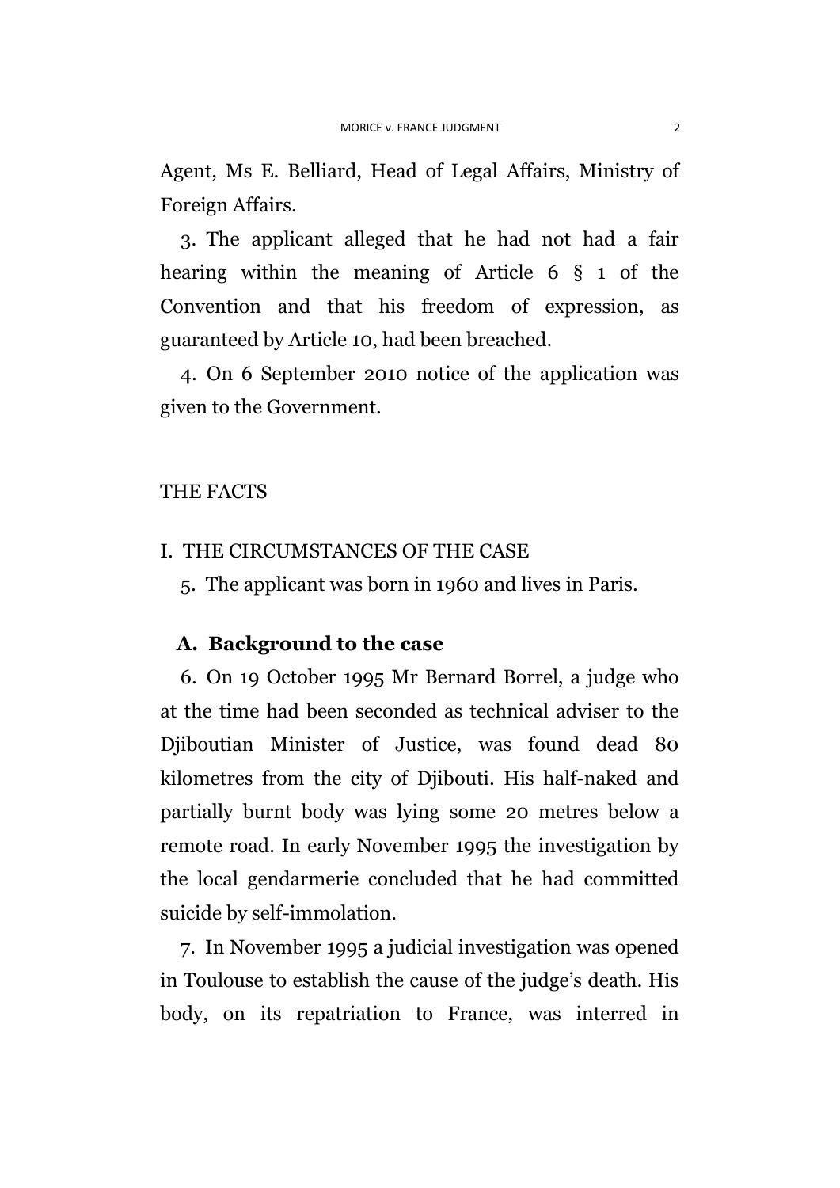Agent, Ms E. Belliard, Head of Legal Affairs, Ministry of Foreign Affairs.

3. The applicant alleged that he had not had a fair hearing within the meaning of Article 6 § 1 of the Convention and that his freedom of expression, as guaranteed by Article 10, had been breached.

4. On 6 September 2010 notice of the application was given to the Government.

# THE FACTS

## I. THE CIRCUMSTANCES OF THE CASE

5. The applicant was born in 1960 and lives in Paris.

### A. Background to the case

6. On 19 October 1995 Mr Bernard Borrel, a judge who at the time had been seconded as technical adviser to the Djiboutian Minister of Justice, was found dead 80 kilometres from the city of Djibouti. His half-naked and partially burnt body was lying some 20 metres below a remote road. In early November 1995 the investigation by the local gendarmerie concluded that he had committed suicide by self-immolation.

7. In November 1995 a judicial investigation was opened in Toulouse to establish the cause of the judge's death. His body, on its repatriation to France, was interred in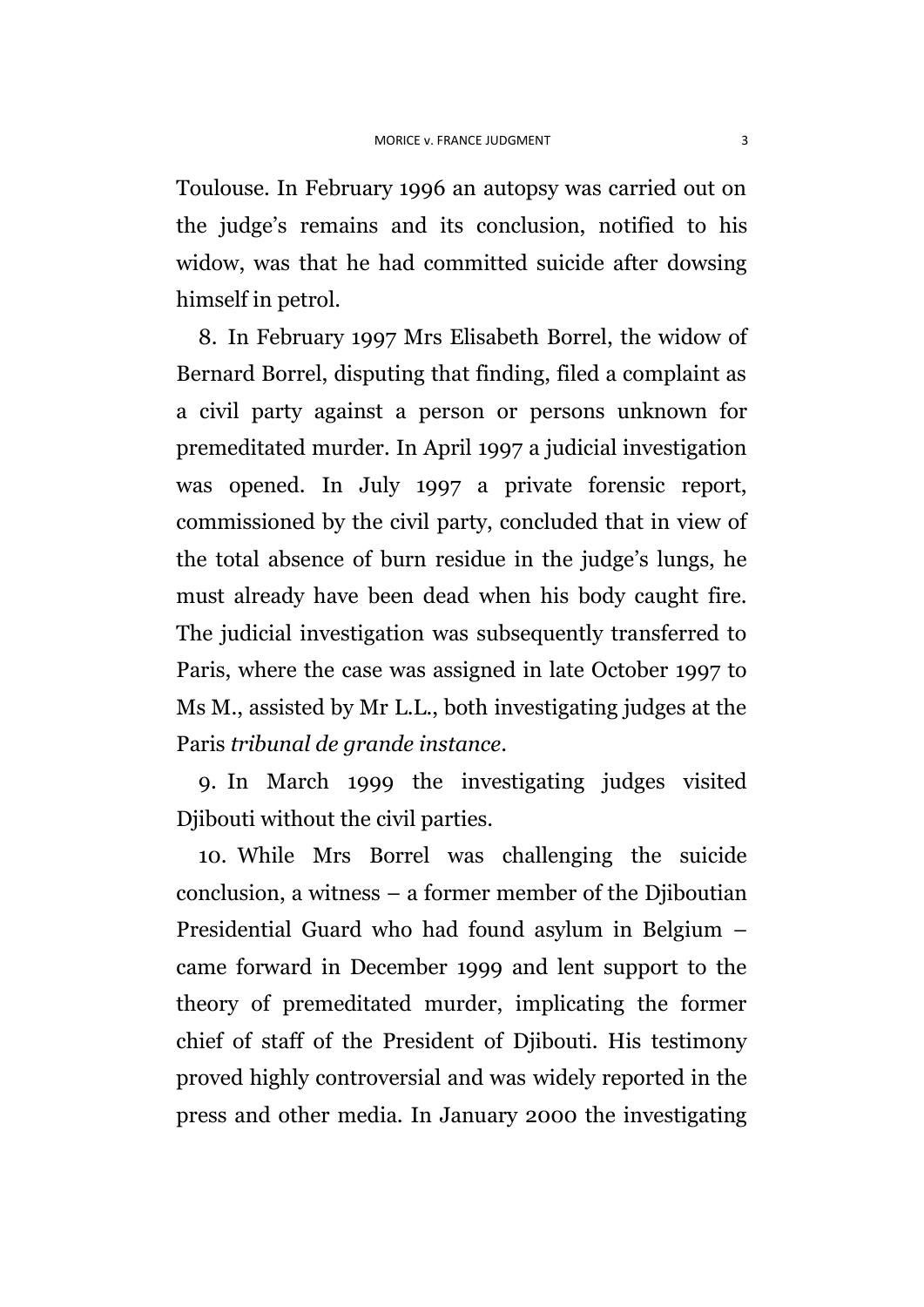Toulouse. In February 1996 an autopsy was carried out on the judge's remains and its conclusion, notified to his widow, was that he had committed suicide after dowsing himself in petrol.

8. In February 1997 Mrs Elisabeth Borrel, the widow of Bernard Borrel, disputing that finding, filed a complaint as a civil party against a person or persons unknown for premeditated murder. In April 1997 a judicial investigation was opened. In July 1997 a private forensic report, commissioned by the civil party, concluded that in view of the total absence of burn residue in the judge's lungs, he must already have been dead when his body caught fire. The judicial investigation was subsequently transferred to Paris, where the case was assigned in late October 1997 to Ms M., assisted by Mr L.L., both investigating judges at the Paris *tribunal de grande instance*.

9. In March 1999 the investigating judges visited Djibouti without the civil parties.

10. While Mrs Borrel was challenging the suicide conclusion, a witness – a former member of the Djiboutian Presidential Guard who had found asylum in Belgium – came forward in December 1999 and lent support to the theory of premeditated murder, implicating the former chief of staff of the President of Djibouti. His testimony proved highly controversial and was widely reported in the press and other media. In January 2000 the investigating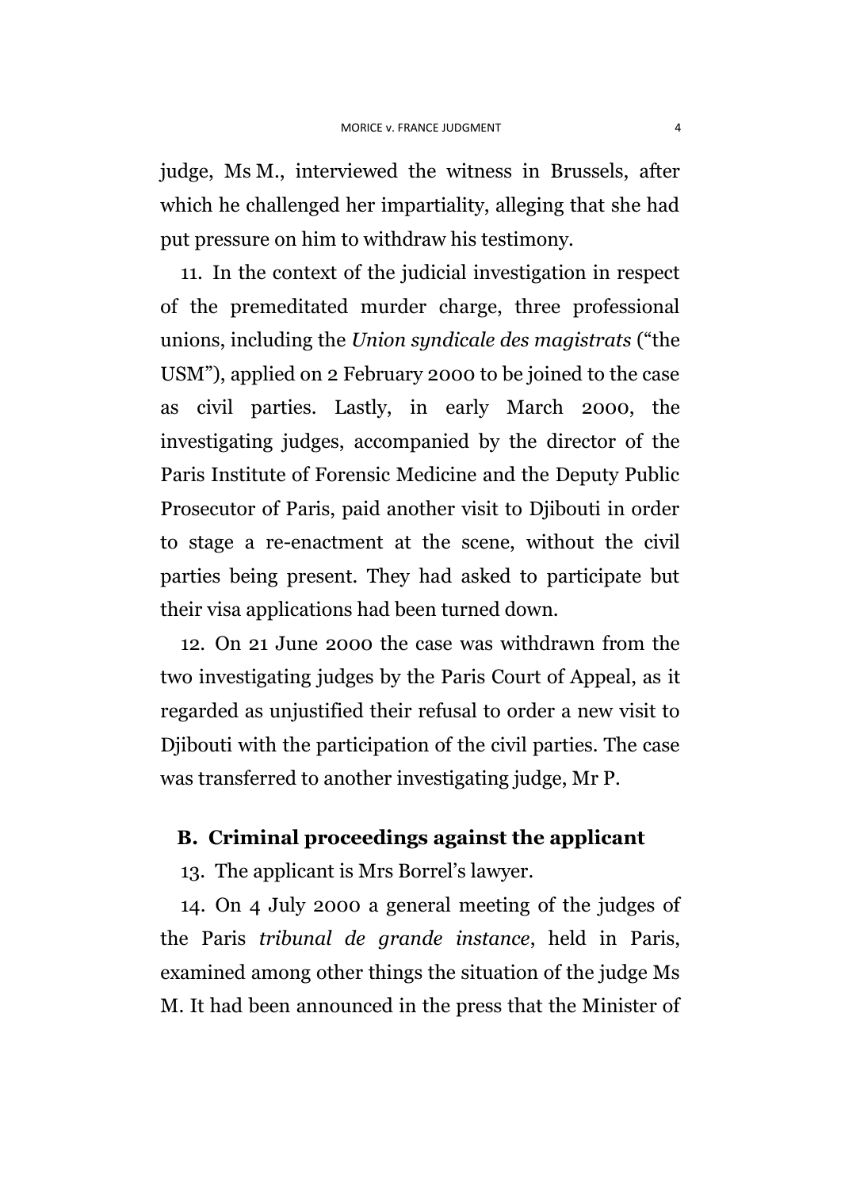judge, Ms M., interviewed the witness in Brussels, after which he challenged her impartiality, alleging that she had put pressure on him to withdraw his testimony.

11. In the context of the judicial investigation in respect of the premeditated murder charge, three professional unions, including the *Union syndicale des magistrats* ("the USM"), applied on 2 February 2000 to be joined to the case as civil parties. Lastly, in early March 2000, the investigating judges, accompanied by the director of the Paris Institute of Forensic Medicine and the Deputy Public Prosecutor of Paris, paid another visit to Djibouti in order to stage a re-enactment at the scene, without the civil parties being present. They had asked to participate but their visa applications had been turned down.

12. On 21 June 2000 the case was withdrawn from the two investigating judges by the Paris Court of Appeal, as it regarded as unjustified their refusal to order a new visit to Djibouti with the participation of the civil parties. The case was transferred to another investigating judge, Mr P.

## B. Criminal proceedings against the applicant

13. The applicant is Mrs Borrel's lawyer.

14. On 4 July 2000 a general meeting of the judges of the Paris *tribunal de grande instance*, held in Paris, examined among other things the situation of the judge Ms M. It had been announced in the press that the Minister of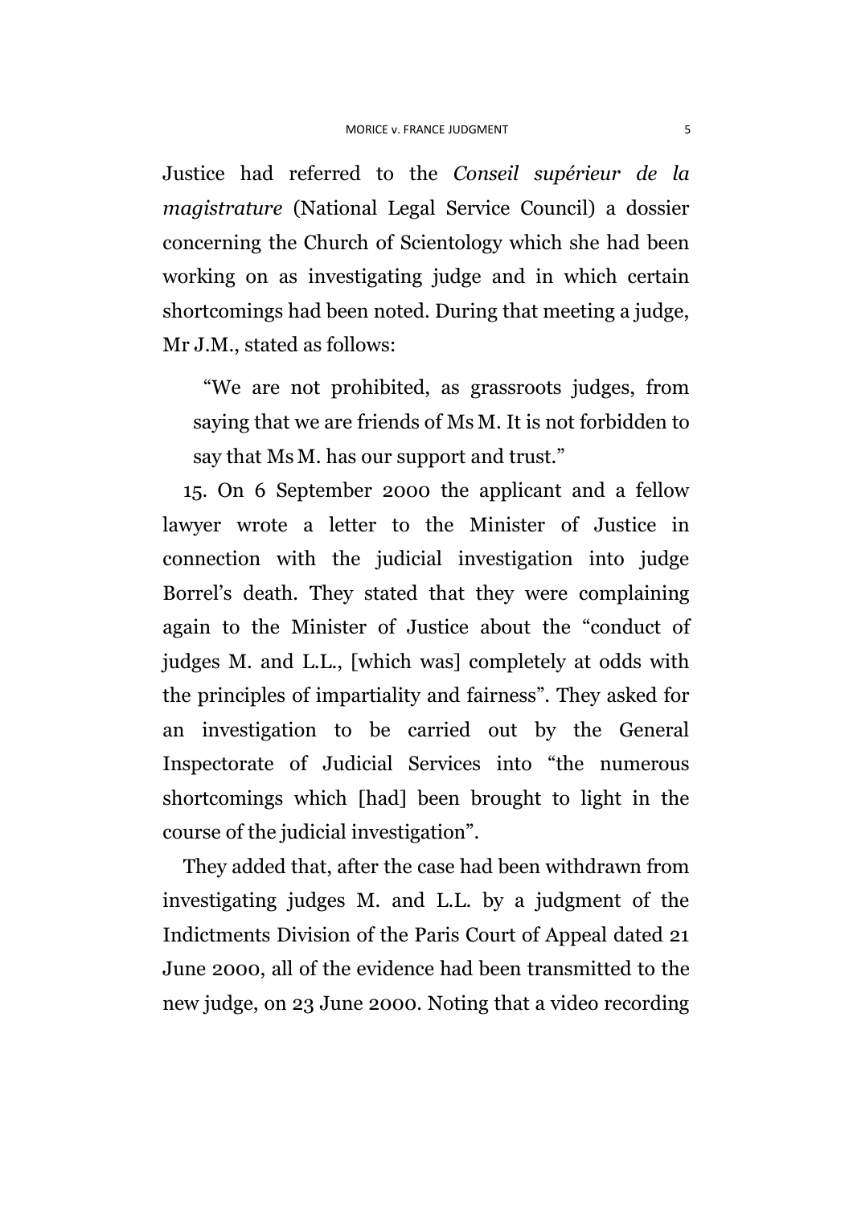Justice had referred to the *Conseil supérieur de la magistrature* (National Legal Service Council) a dossier concerning the Church of Scientology which she had been working on as investigating judge and in which certain shortcomings had been noted. During that meeting a judge, Mr J.M., stated as follows:

> "We are not prohibited, as grassroots judges, from saying that we are friends of Ms M. It is not forbidden to say that Ms M. has our support and trust."

15. On 6 September 2000 the applicant and a fellow lawyer wrote a letter to the Minister of Justice in connection with the judicial investigation into judge Borrel's death. They stated that they were complaining again to the Minister of Justice about the "conduct of judges M. and L.L., [which was] completely at odds with the principles of impartiality and fairness". They asked for an investigation to be carried out by the General Inspectorate of Judicial Services into "the numerous shortcomings which [had] been brought to light in the course of the judicial investigation".

They added that, after the case had been withdrawn from investigating judges M. and L.L. by a judgment of the Indictments Division of the Paris Court of Appeal dated 21 June 2000, all of the evidence had been transmitted to the new judge, on 23 June 2000. Noting that a video recording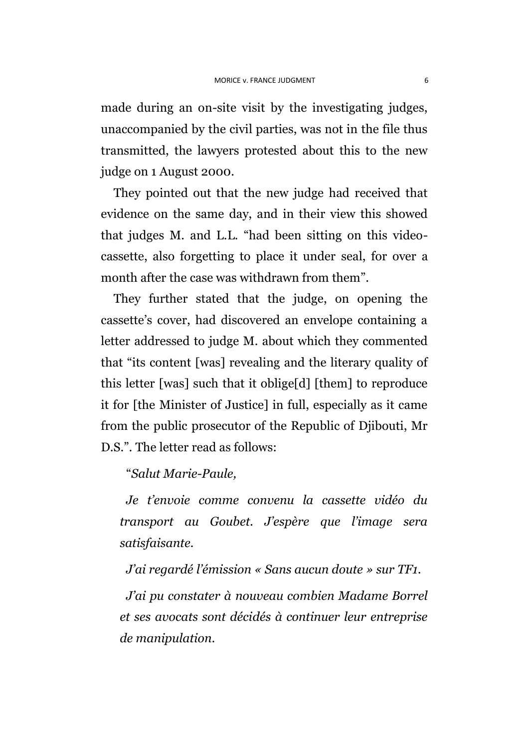made during an on-site visit by the investigating judges, unaccompanied by the civil parties, was not in the file thus transmitted, the lawyers protested about this to the new judge on 1 August 2000.

They pointed out that the new judge had received that evidence on the same day, and in their view this showed that judges M. and L.L. "had been sitting on this video-cassette, also forgetting to place it under seal, for over a month after the case was withdrawn from them".

They further stated that the judge, on opening the cassette's cover, had discovered an envelope containing a letter addressed to judge M. about which they commented that "its content [was] revealing and the literary quality of this letter [was] such that it oblige[d] [them] to reproduce it for [the Minister of Justice] in full, especially as it came from the public prosecutor of the Republic of Djibouti, Mr D.S.". The letter read as follows:

> "*Salut Marie-Paule,*
>
> *Je t'envoie comme convenu la cassette vidéo du transport au Goubet. J'espère que l'image sera satisfaisante.*
>
> *J'ai regardé l'émission « Sans aucun doute » sur TF1.*
>
> *J'ai pu constater à nouveau combien Madame Borrel et ses avocats sont décidés à continuer leur entreprise de manipulation.*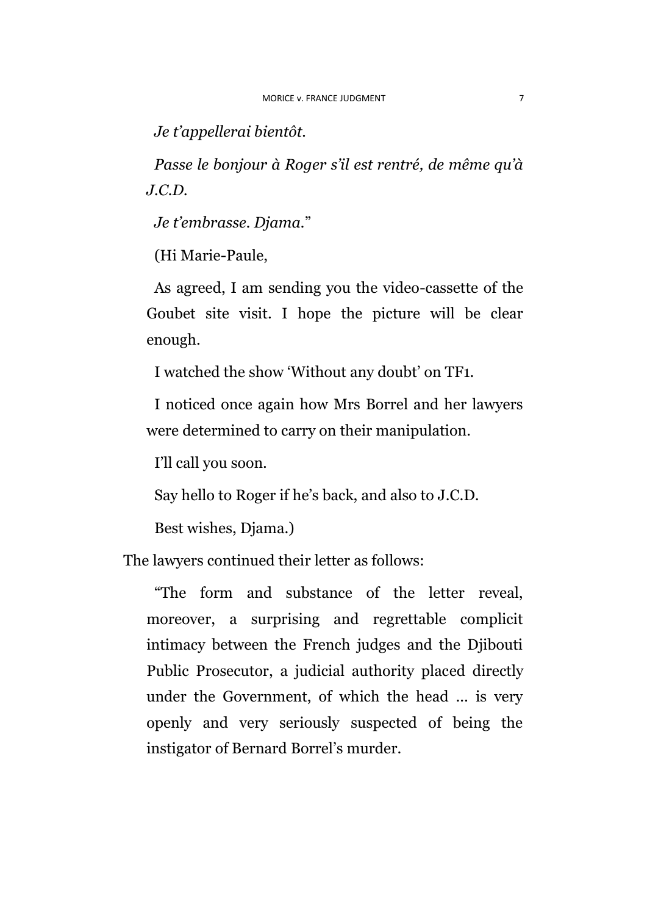*Je t'appellerai bientôt.*

*Passe le bonjour à Roger s'il est rentré, de même qu'à J.C.D.*

*Je t'embrasse. Djama.*"

(Hi Marie-Paule,

As agreed, I am sending you the video-cassette of the Goubet site visit. I hope the picture will be clear enough.

I watched the show 'Without any doubt' on TF1.

I noticed once again how Mrs Borrel and her lawyers were determined to carry on their manipulation.

I'll call you soon.

Say hello to Roger if he's back, and also to J.C.D.

Best wishes, Djama.)

The lawyers continued their letter as follows:

"The form and substance of the letter reveal, moreover, a surprising and regrettable complicit intimacy between the French judges and the Djibouti Public Prosecutor, a judicial authority placed directly under the Government, of which the head ... is very openly and very seriously suspected of being the instigator of Bernard Borrel's murder.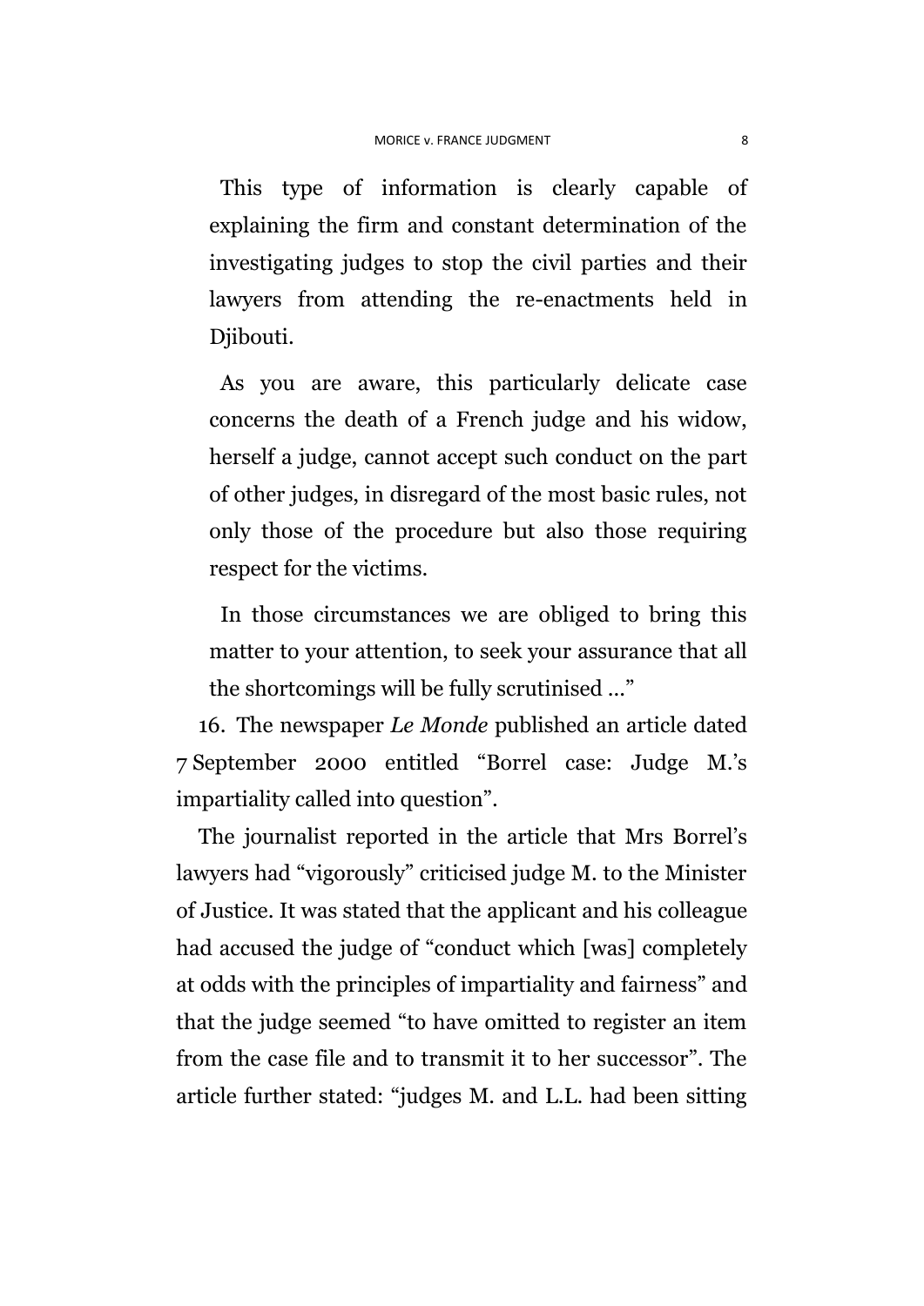This type of information is clearly capable of explaining the firm and constant determination of the investigating judges to stop the civil parties and their lawyers from attending the re-enactments held in Djibouti.

As you are aware, this particularly delicate case concerns the death of a French judge and his widow, herself a judge, cannot accept such conduct on the part of other judges, in disregard of the most basic rules, not only those of the procedure but also those requiring respect for the victims.

In those circumstances we are obliged to bring this matter to your attention, to seek your assurance that all the shortcomings will be fully scrutinised ...”

16. The newspaper *Le Monde* published an article dated 7 September 2000 entitled “Borrel case: Judge M.’s impartiality called into question”.

The journalist reported in the article that Mrs Borrel’s lawyers had “vigorously” criticised judge M. to the Minister of Justice. It was stated that the applicant and his colleague had accused the judge of “conduct which [was] completely at odds with the principles of impartiality and fairness” and that the judge seemed “to have omitted to register an item from the case file and to transmit it to her successor”. The article further stated: “judges M. and L.L. had been sitting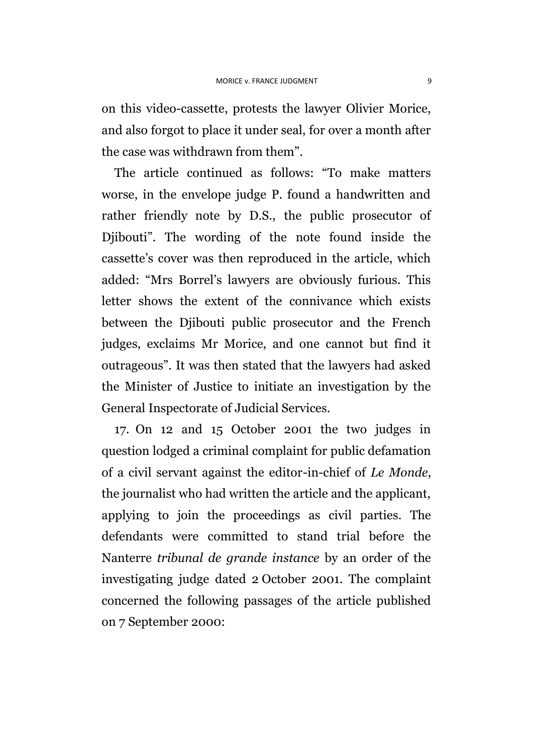on this video-cassette, protests the lawyer Olivier Morice, and also forgot to place it under seal, for over a month after the case was withdrawn from them".

The article continued as follows: "To make matters worse, in the envelope judge P. found a handwritten and rather friendly note by D.S., the public prosecutor of Djibouti". The wording of the note found inside the cassette's cover was then reproduced in the article, which added: "Mrs Borrel's lawyers are obviously furious. This letter shows the extent of the connivance which exists between the Djibouti public prosecutor and the French judges, exclaims Mr Morice, and one cannot but find it outrageous". It was then stated that the lawyers had asked the Minister of Justice to initiate an investigation by the General Inspectorate of Judicial Services.

17. On 12 and 15 October 2001 the two judges in question lodged a criminal complaint for public defamation of a civil servant against the editor-in-chief of *Le Monde*, the journalist who had written the article and the applicant, applying to join the proceedings as civil parties. The defendants were committed to stand trial before the Nanterre *tribunal de grande instance* by an order of the investigating judge dated 2 October 2001. The complaint concerned the following passages of the article published on 7 September 2000: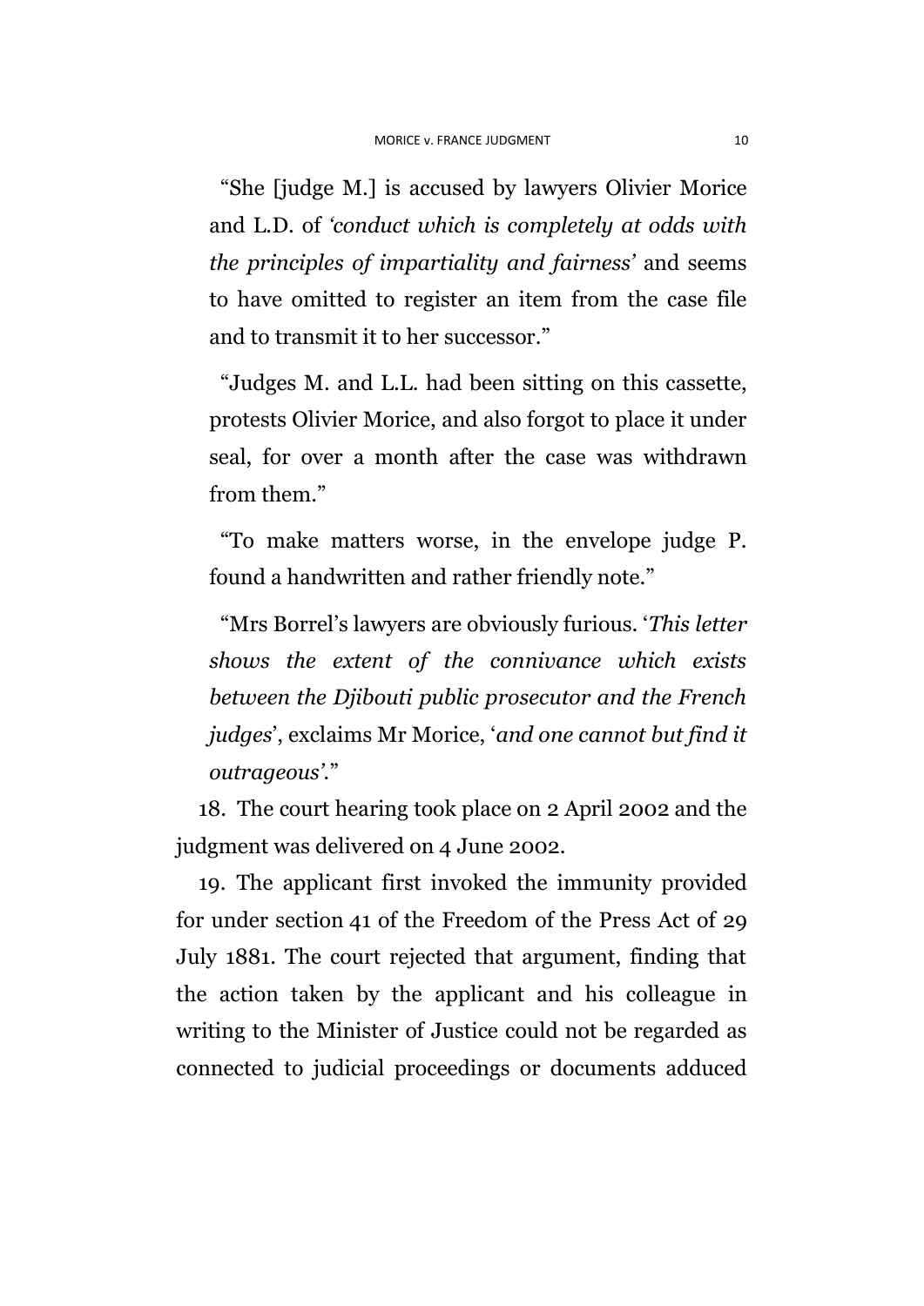“She [judge M.] is accused by lawyers Olivier Morice and L.D. of *‘conduct which is completely at odds with the principles of impartiality and fairness’* and seems to have omitted to register an item from the case file and to transmit it to her successor.”

“Judges M. and L.L. had been sitting on this cassette, protests Olivier Morice, and also forgot to place it under seal, for over a month after the case was withdrawn from them.”

“To make matters worse, in the envelope judge P. found a handwritten and rather friendly note.”

“Mrs Borrel’s lawyers are obviously furious. ‘*This letter shows the extent of the connivance which exists between the Djibouti public prosecutor and the French judges*’, exclaims Mr Morice, ‘*and one cannot but find it outrageous’*.”

18. The court hearing took place on 2 April 2002 and the judgment was delivered on 4 June 2002.

19. The applicant first invoked the immunity provided for under section 41 of the Freedom of the Press Act of 29 July 1881. The court rejected that argument, finding that the action taken by the applicant and his colleague in writing to the Minister of Justice could not be regarded as connected to judicial proceedings or documents adduced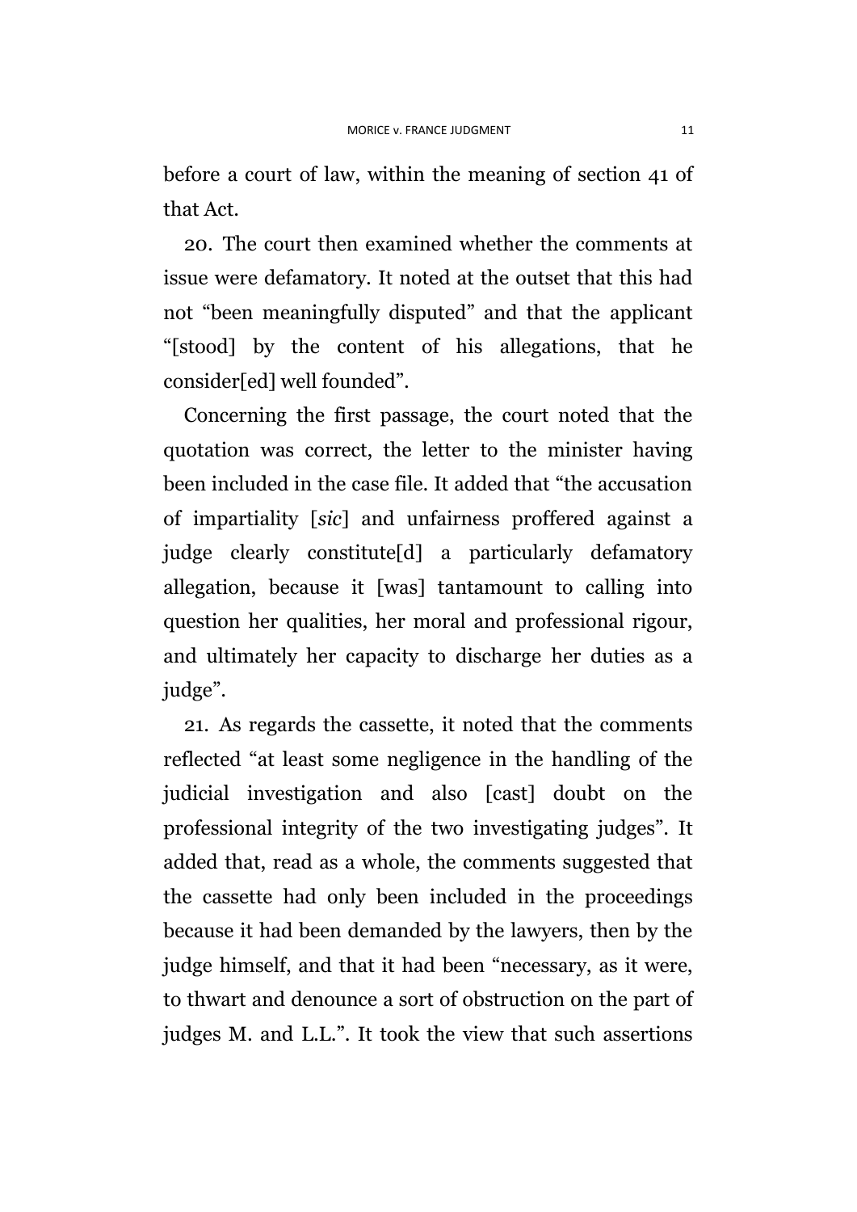before a court of law, within the meaning of section 41 of that Act.

20. The court then examined whether the comments at issue were defamatory. It noted at the outset that this had not "been meaningfully disputed" and that the applicant "[stood] by the content of his allegations, that he consider[ed] well founded".

Concerning the first passage, the court noted that the quotation was correct, the letter to the minister having been included in the case file. It added that "the accusation of impartiality [*sic*] and unfairness proffered against a judge clearly constitute[d] a particularly defamatory allegation, because it [was] tantamount to calling into question her qualities, her moral and professional rigour, and ultimately her capacity to discharge her duties as a judge".

21. As regards the cassette, it noted that the comments reflected "at least some negligence in the handling of the judicial investigation and also [cast] doubt on the professional integrity of the two investigating judges". It added that, read as a whole, the comments suggested that the cassette had only been included in the proceedings because it had been demanded by the lawyers, then by the judge himself, and that it had been "necessary, as it were, to thwart and denounce a sort of obstruction on the part of judges M. and L.L.". It took the view that such assertions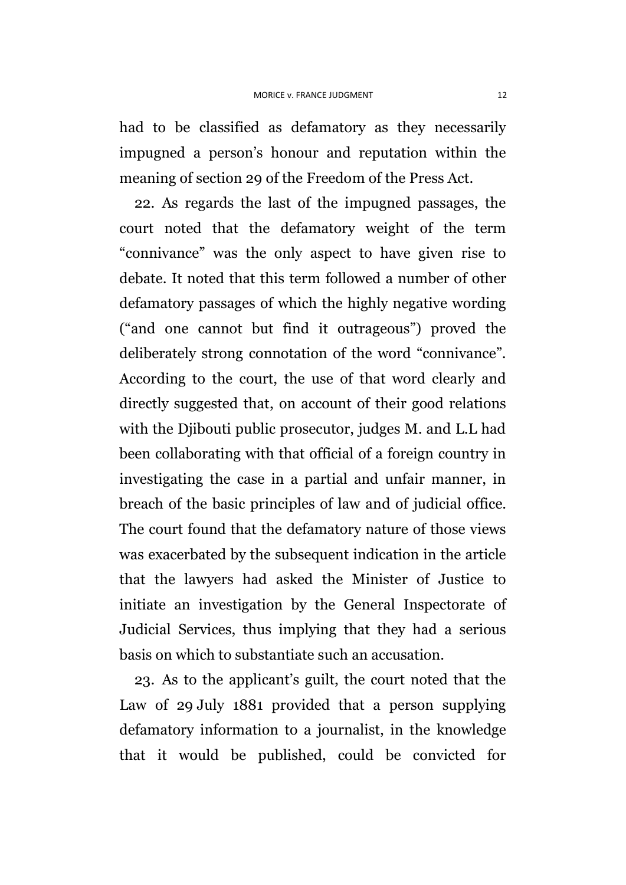had to be classified as defamatory as they necessarily impugned a person's honour and reputation within the meaning of section 29 of the Freedom of the Press Act.

22. As regards the last of the impugned passages, the court noted that the defamatory weight of the term "connivance" was the only aspect to have given rise to debate. It noted that this term followed a number of other defamatory passages of which the highly negative wording ("and one cannot but find it outrageous") proved the deliberately strong connotation of the word "connivance". According to the court, the use of that word clearly and directly suggested that, on account of their good relations with the Djibouti public prosecutor, judges M. and L.L had been collaborating with that official of a foreign country in investigating the case in a partial and unfair manner, in breach of the basic principles of law and of judicial office. The court found that the defamatory nature of those views was exacerbated by the subsequent indication in the article that the lawyers had asked the Minister of Justice to initiate an investigation by the General Inspectorate of Judicial Services, thus implying that they had a serious basis on which to substantiate such an accusation.

23. As to the applicant's guilt, the court noted that the Law of 29 July 1881 provided that a person supplying defamatory information to a journalist, in the knowledge that it would be published, could be convicted for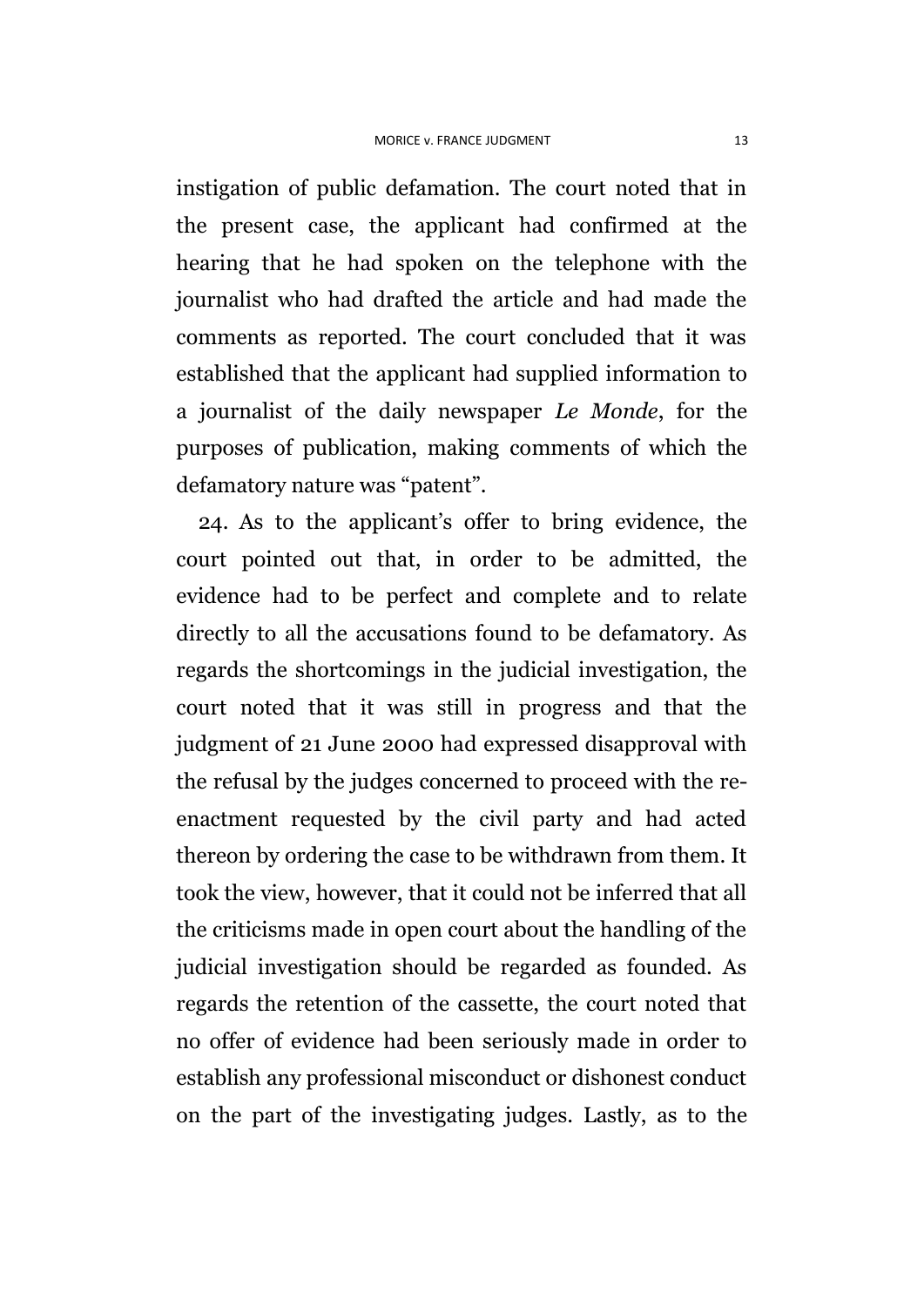instigation of public defamation. The court noted that in the present case, the applicant had confirmed at the hearing that he had spoken on the telephone with the journalist who had drafted the article and had made the comments as reported. The court concluded that it was established that the applicant had supplied information to a journalist of the daily newspaper *Le Monde*, for the purposes of publication, making comments of which the defamatory nature was "patent".

24. As to the applicant's offer to bring evidence, the court pointed out that, in order to be admitted, the evidence had to be perfect and complete and to relate directly to all the accusations found to be defamatory. As regards the shortcomings in the judicial investigation, the court noted that it was still in progress and that the judgment of 21 June 2000 had expressed disapproval with the refusal by the judges concerned to proceed with the re-enactment requested by the civil party and had acted thereon by ordering the case to be withdrawn from them. It took the view, however, that it could not be inferred that all the criticisms made in open court about the handling of the judicial investigation should be regarded as founded. As regards the retention of the cassette, the court noted that no offer of evidence had been seriously made in order to establish any professional misconduct or dishonest conduct on the part of the investigating judges. Lastly, as to the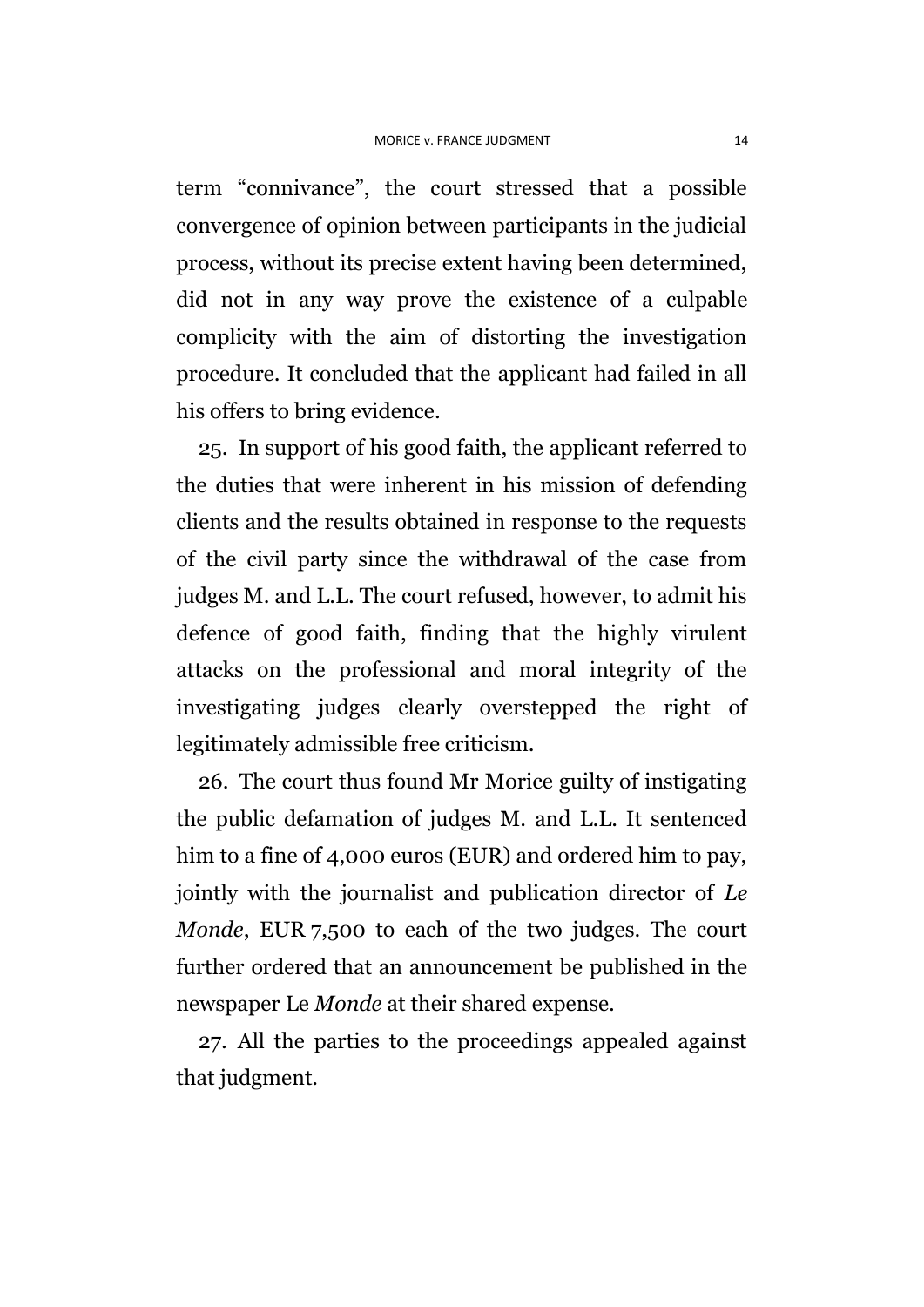term “connivance”, the court stressed that a possible convergence of opinion between participants in the judicial process, without its precise extent having been determined, did not in any way prove the existence of a culpable complicity with the aim of distorting the investigation procedure. It concluded that the applicant had failed in all his offers to bring evidence.

25. In support of his good faith, the applicant referred to the duties that were inherent in his mission of defending clients and the results obtained in response to the requests of the civil party since the withdrawal of the case from judges M. and L.L. The court refused, however, to admit his defence of good faith, finding that the highly virulent attacks on the professional and moral integrity of the investigating judges clearly overstepped the right of legitimately admissible free criticism.

26. The court thus found Mr Morice guilty of instigating the public defamation of judges M. and L.L. It sentenced him to a fine of 4,000 euros (EUR) and ordered him to pay, jointly with the journalist and publication director of *Le Monde*, EUR 7,500 to each of the two judges. The court further ordered that an announcement be published in the newspaper Le *Monde* at their shared expense.

27. All the parties to the proceedings appealed against that judgment.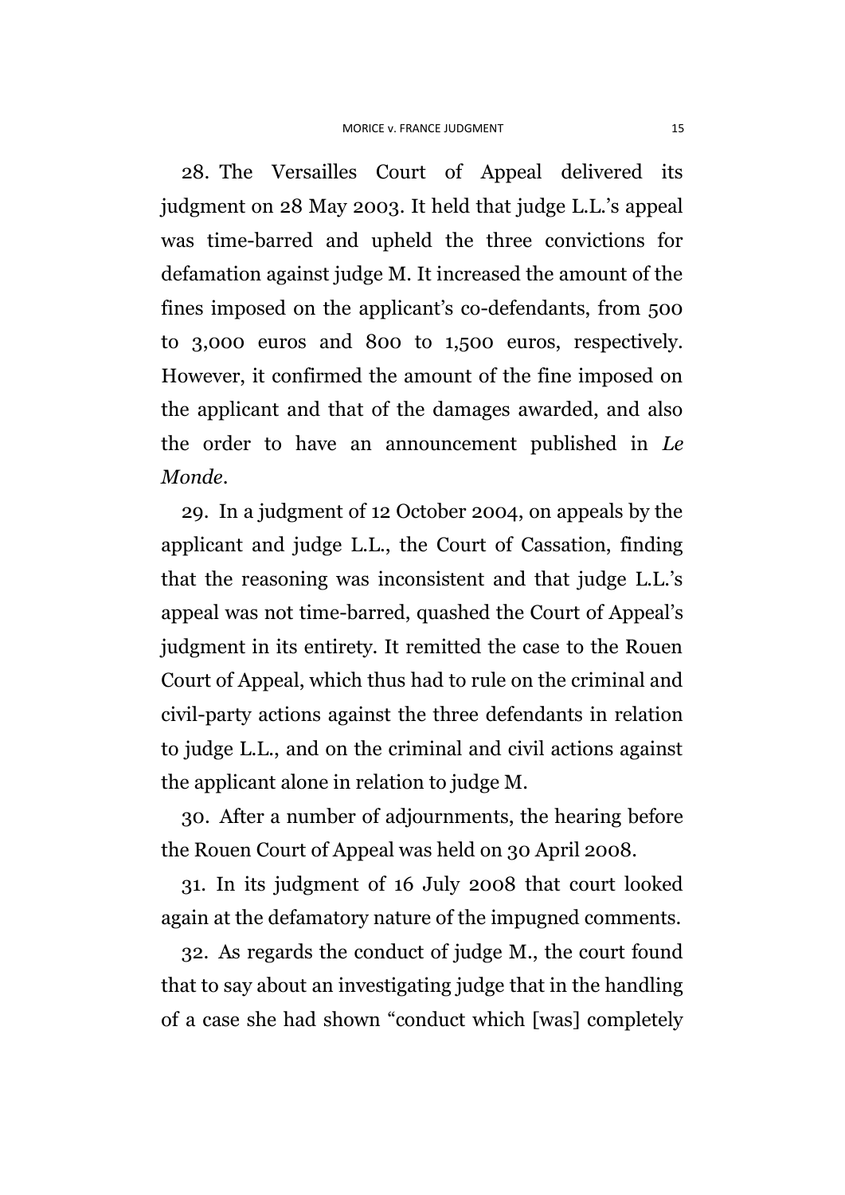28. The Versailles Court of Appeal delivered its judgment on 28 May 2003. It held that judge L.L.'s appeal was time-barred and upheld the three convictions for defamation against judge M. It increased the amount of the fines imposed on the applicant's co-defendants, from 500 to 3,000 euros and 800 to 1,500 euros, respectively. However, it confirmed the amount of the fine imposed on the applicant and that of the damages awarded, and also the order to have an announcement published in *Le Monde*.

29. In a judgment of 12 October 2004, on appeals by the applicant and judge L.L., the Court of Cassation, finding that the reasoning was inconsistent and that judge L.L.'s appeal was not time-barred, quashed the Court of Appeal's judgment in its entirety. It remitted the case to the Rouen Court of Appeal, which thus had to rule on the criminal and civil-party actions against the three defendants in relation to judge L.L., and on the criminal and civil actions against the applicant alone in relation to judge M.

30. After a number of adjournments, the hearing before the Rouen Court of Appeal was held on 30 April 2008.

31. In its judgment of 16 July 2008 that court looked again at the defamatory nature of the impugned comments.

32. As regards the conduct of judge M., the court found that to say about an investigating judge that in the handling of a case she had shown "conduct which [was] completely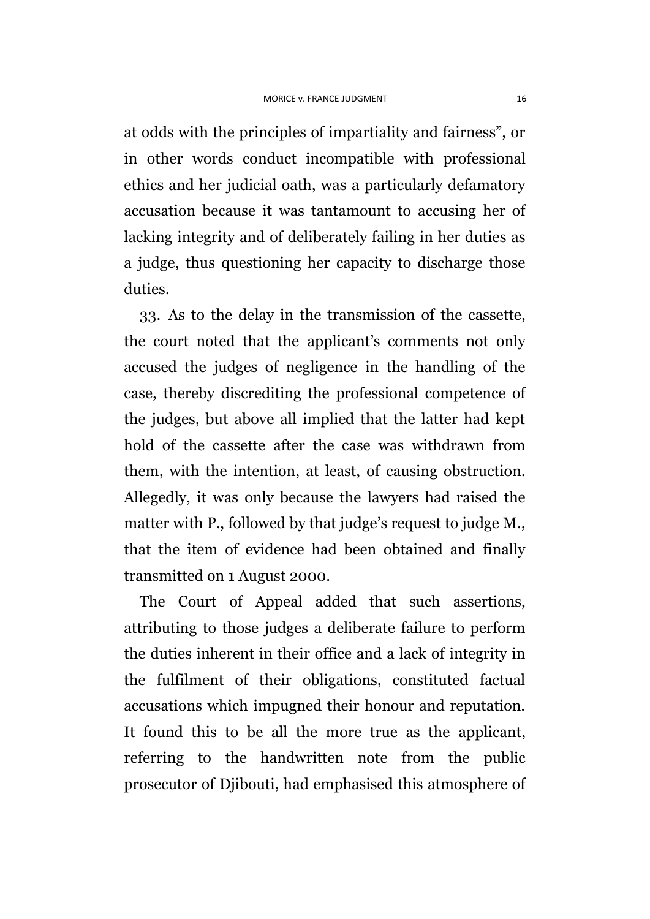at odds with the principles of impartiality and fairness", or in other words conduct incompatible with professional ethics and her judicial oath, was a particularly defamatory accusation because it was tantamount to accusing her of lacking integrity and of deliberately failing in her duties as a judge, thus questioning her capacity to discharge those duties.

33. As to the delay in the transmission of the cassette, the court noted that the applicant's comments not only accused the judges of negligence in the handling of the case, thereby discrediting the professional competence of the judges, but above all implied that the latter had kept hold of the cassette after the case was withdrawn from them, with the intention, at least, of causing obstruction. Allegedly, it was only because the lawyers had raised the matter with P., followed by that judge's request to judge M., that the item of evidence had been obtained and finally transmitted on 1 August 2000.

The Court of Appeal added that such assertions, attributing to those judges a deliberate failure to perform the duties inherent in their office and a lack of integrity in the fulfilment of their obligations, constituted factual accusations which impugned their honour and reputation. It found this to be all the more true as the applicant, referring to the handwritten note from the public prosecutor of Djibouti, had emphasised this atmosphere of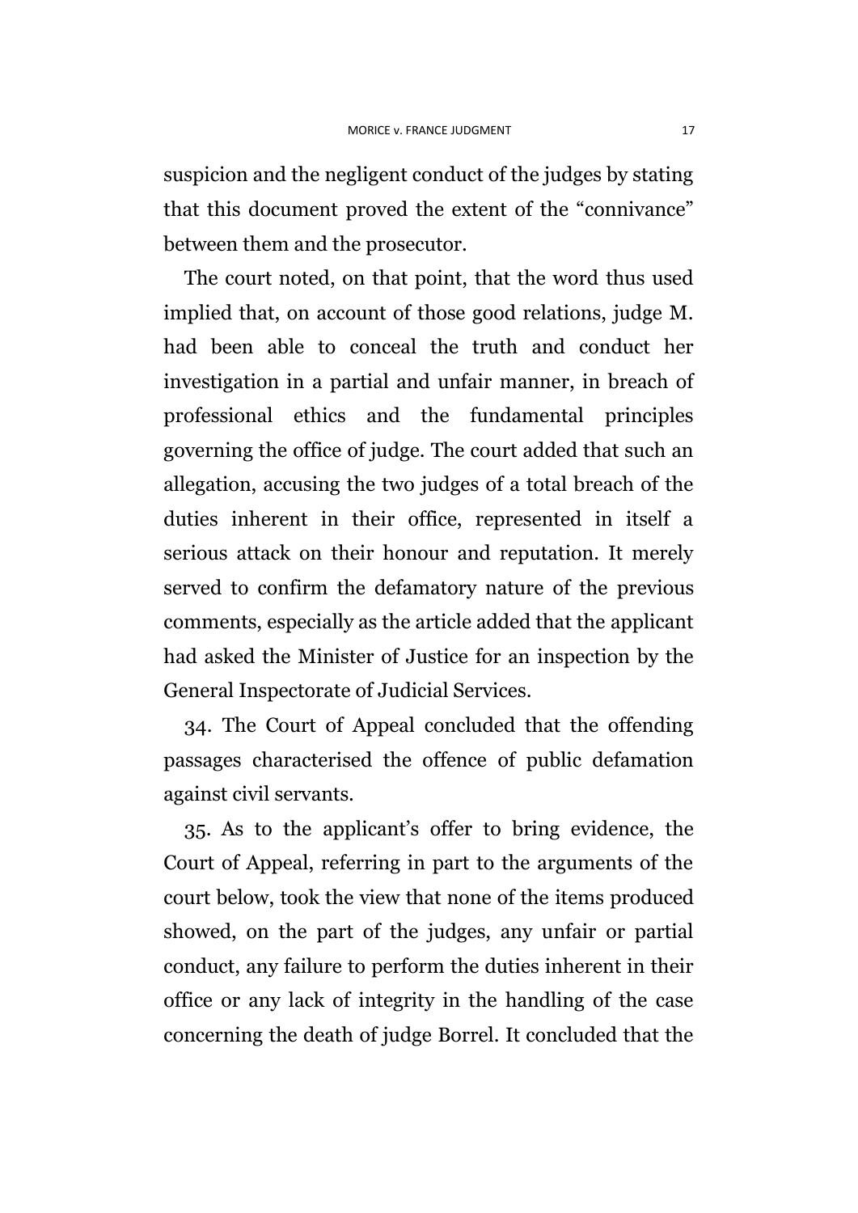suspicion and the negligent conduct of the judges by stating that this document proved the extent of the "connivance" between them and the prosecutor.

The court noted, on that point, that the word thus used implied that, on account of those good relations, judge M. had been able to conceal the truth and conduct her investigation in a partial and unfair manner, in breach of professional ethics and the fundamental principles governing the office of judge. The court added that such an allegation, accusing the two judges of a total breach of the duties inherent in their office, represented in itself a serious attack on their honour and reputation. It merely served to confirm the defamatory nature of the previous comments, especially as the article added that the applicant had asked the Minister of Justice for an inspection by the General Inspectorate of Judicial Services.

34. The Court of Appeal concluded that the offending passages characterised the offence of public defamation against civil servants.

35. As to the applicant's offer to bring evidence, the Court of Appeal, referring in part to the arguments of the court below, took the view that none of the items produced showed, on the part of the judges, any unfair or partial conduct, any failure to perform the duties inherent in their office or any lack of integrity in the handling of the case concerning the death of judge Borrel. It concluded that the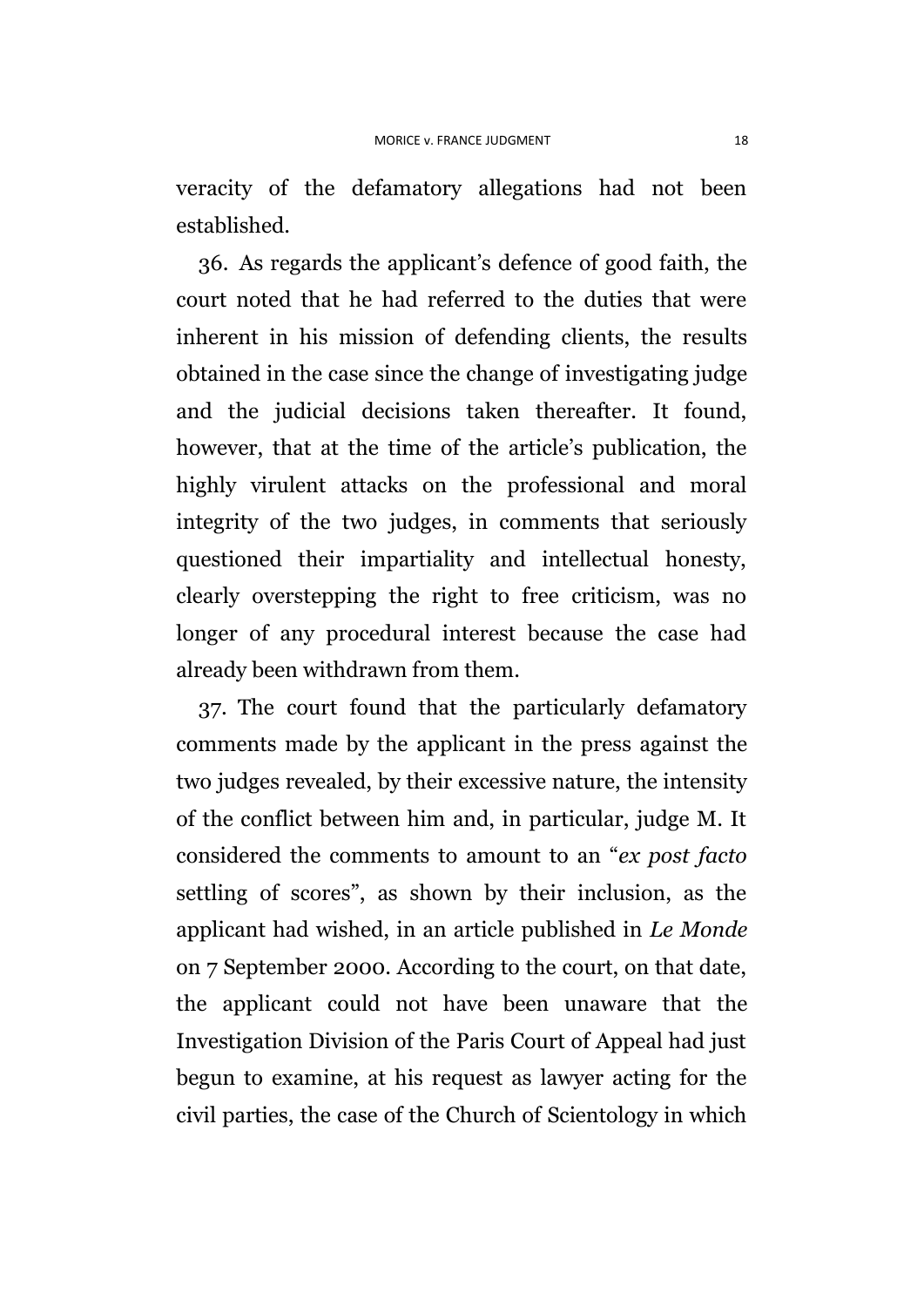veracity of the defamatory allegations had not been established.

36. As regards the applicant's defence of good faith, the court noted that he had referred to the duties that were inherent in his mission of defending clients, the results obtained in the case since the change of investigating judge and the judicial decisions taken thereafter. It found, however, that at the time of the article's publication, the highly virulent attacks on the professional and moral integrity of the two judges, in comments that seriously questioned their impartiality and intellectual honesty, clearly overstepping the right to free criticism, was no longer of any procedural interest because the case had already been withdrawn from them.

37. The court found that the particularly defamatory comments made by the applicant in the press against the two judges revealed, by their excessive nature, the intensity of the conflict between him and, in particular, judge M. It considered the comments to amount to an "*ex post facto* settling of scores", as shown by their inclusion, as the applicant had wished, in an article published in *Le Monde* on 7 September 2000. According to the court, on that date, the applicant could not have been unaware that the Investigation Division of the Paris Court of Appeal had just begun to examine, at his request as lawyer acting for the civil parties, the case of the Church of Scientology in which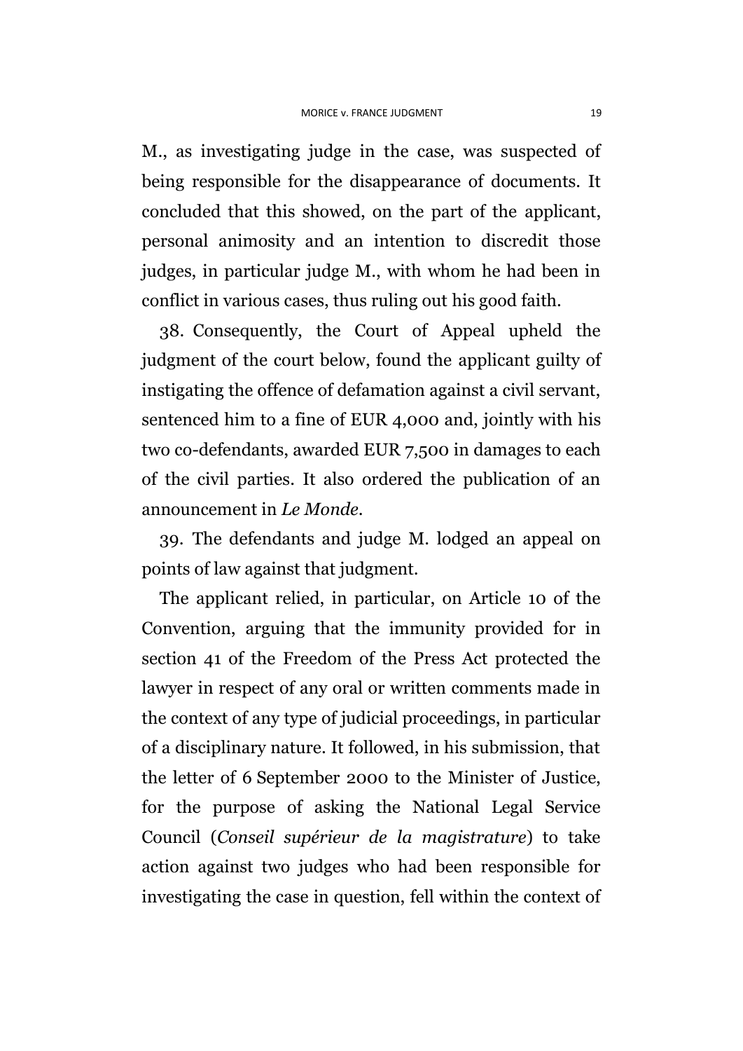M., as investigating judge in the case, was suspected of being responsible for the disappearance of documents. It concluded that this showed, on the part of the applicant, personal animosity and an intention to discredit those judges, in particular judge M., with whom he had been in conflict in various cases, thus ruling out his good faith.

38. Consequently, the Court of Appeal upheld the judgment of the court below, found the applicant guilty of instigating the offence of defamation against a civil servant, sentenced him to a fine of EUR 4,000 and, jointly with his two co-defendants, awarded EUR 7,500 in damages to each of the civil parties. It also ordered the publication of an announcement in *Le Monde*.

39. The defendants and judge M. lodged an appeal on points of law against that judgment.

The applicant relied, in particular, on Article 10 of the Convention, arguing that the immunity provided for in section 41 of the Freedom of the Press Act protected the lawyer in respect of any oral or written comments made in the context of any type of judicial proceedings, in particular of a disciplinary nature. It followed, in his submission, that the letter of 6 September 2000 to the Minister of Justice, for the purpose of asking the National Legal Service Council (*Conseil supérieur de la magistrature*) to take action against two judges who had been responsible for investigating the case in question, fell within the context of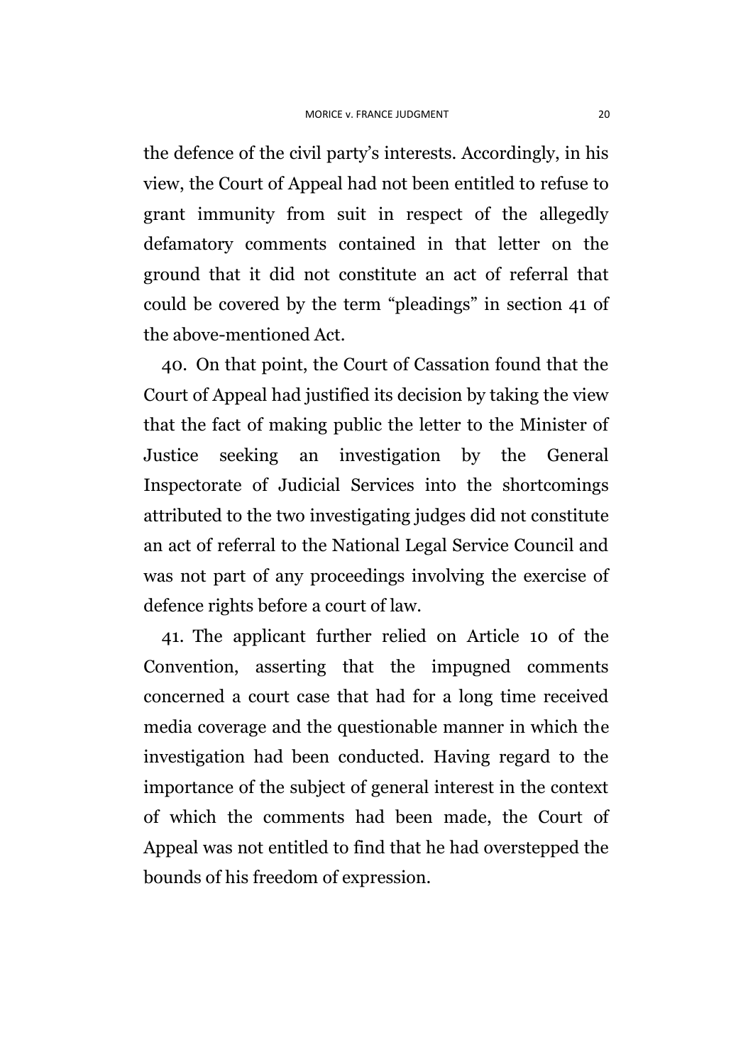the defence of the civil party's interests. Accordingly, in his view, the Court of Appeal had not been entitled to refuse to grant immunity from suit in respect of the allegedly defamatory comments contained in that letter on the ground that it did not constitute an act of referral that could be covered by the term "pleadings" in section 41 of the above-mentioned Act.

40. On that point, the Court of Cassation found that the Court of Appeal had justified its decision by taking the view that the fact of making public the letter to the Minister of Justice seeking an investigation by the General Inspectorate of Judicial Services into the shortcomings attributed to the two investigating judges did not constitute an act of referral to the National Legal Service Council and was not part of any proceedings involving the exercise of defence rights before a court of law.

41. The applicant further relied on Article 10 of the Convention, asserting that the impugned comments concerned a court case that had for a long time received media coverage and the questionable manner in which the investigation had been conducted. Having regard to the importance of the subject of general interest in the context of which the comments had been made, the Court of Appeal was not entitled to find that he had overstepped the bounds of his freedom of expression.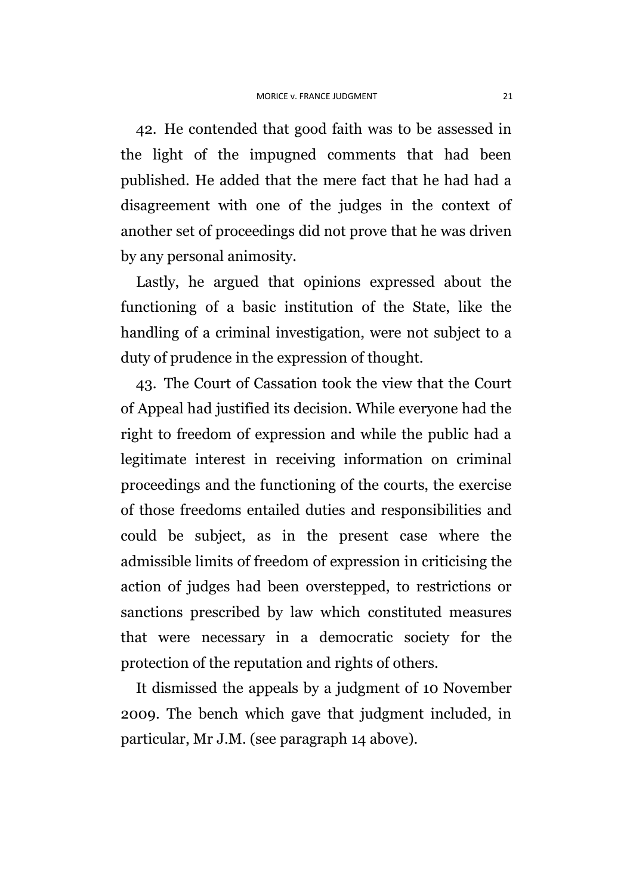42. He contended that good faith was to be assessed in the light of the impugned comments that had been published. He added that the mere fact that he had had a disagreement with one of the judges in the context of another set of proceedings did not prove that he was driven by any personal animosity.

Lastly, he argued that opinions expressed about the functioning of a basic institution of the State, like the handling of a criminal investigation, were not subject to a duty of prudence in the expression of thought.

43. The Court of Cassation took the view that the Court of Appeal had justified its decision. While everyone had the right to freedom of expression and while the public had a legitimate interest in receiving information on criminal proceedings and the functioning of the courts, the exercise of those freedoms entailed duties and responsibilities and could be subject, as in the present case where the admissible limits of freedom of expression in criticising the action of judges had been overstepped, to restrictions or sanctions prescribed by law which constituted measures that were necessary in a democratic society for the protection of the reputation and rights of others.

It dismissed the appeals by a judgment of 10 November 2009. The bench which gave that judgment included, in particular, Mr J.M. (see paragraph 14 above).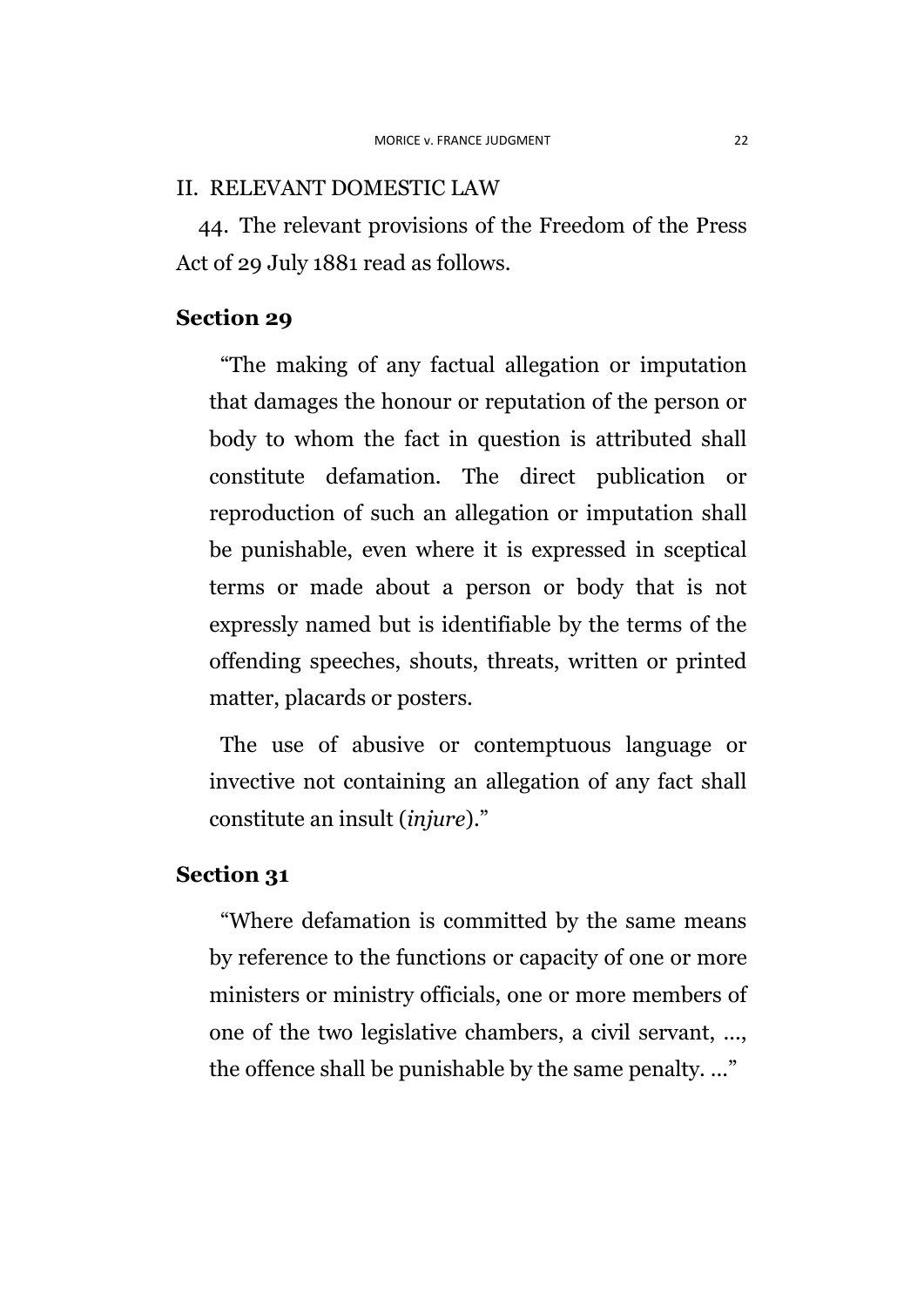## II. RELEVANT DOMESTIC LAW

44. The relevant provisions of the Freedom of the Press Act of 29 July 1881 read as follows.

### Section 29

> "The making of any factual allegation or imputation that damages the honour or reputation of the person or body to whom the fact in question is attributed shall constitute defamation. The direct publication or reproduction of such an allegation or imputation shall be punishable, even where it is expressed in sceptical terms or made about a person or body that is not expressly named but is identifiable by the terms of the offending speeches, shouts, threats, written or printed matter, placards or posters.
>
> The use of abusive or contemptuous language or invective not containing an allegation of any fact shall constitute an insult (*injure*)."

### Section 31

> "Where defamation is committed by the same means by reference to the functions or capacity of one or more ministers or ministry officials, one or more members of one of the two legislative chambers, a civil servant, ..., the offence shall be punishable by the same penalty. ..."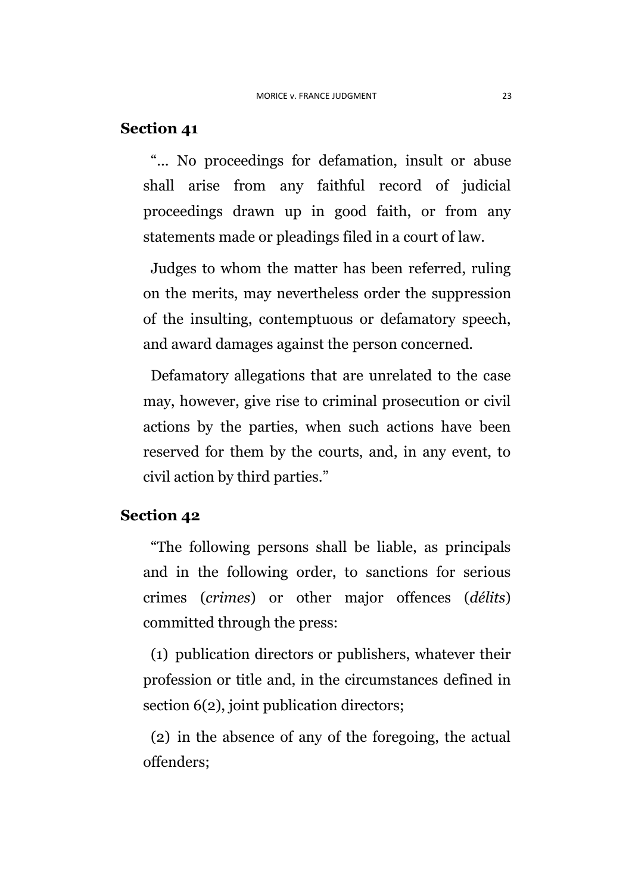**Section 41**

"... No proceedings for defamation, insult or abuse shall arise from any faithful record of judicial proceedings drawn up in good faith, or from any statements made or pleadings filed in a court of law.

Judges to whom the matter has been referred, ruling on the merits, may nevertheless order the suppression of the insulting, contemptuous or defamatory speech, and award damages against the person concerned.

Defamatory allegations that are unrelated to the case may, however, give rise to criminal prosecution or civil actions by the parties, when such actions have been reserved for them by the courts, and, in any event, to civil action by third parties."

**Section 42**

"The following persons shall be liable, as principals and in the following order, to sanctions for serious crimes (*crimes*) or other major offences (*délits*) committed through the press:

(1) publication directors or publishers, whatever their profession or title and, in the circumstances defined in section 6(2), joint publication directors;

(2) in the absence of any of the foregoing, the actual offenders;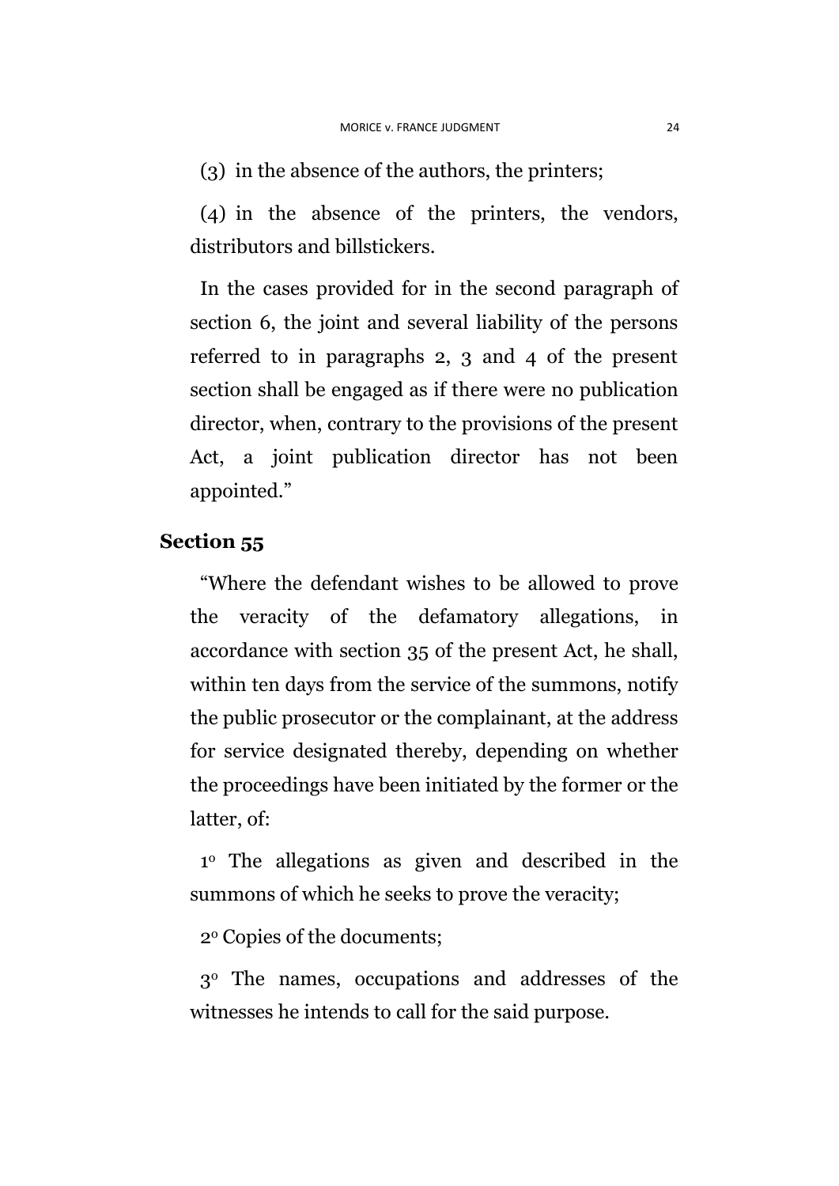(3) in the absence of the authors, the printers;

(4) in the absence of the printers, the vendors, distributors and billstickers.

In the cases provided for in the second paragraph of section 6, the joint and several liability of the persons referred to in paragraphs 2, 3 and 4 of the present section shall be engaged as if there were no publication director, when, contrary to the provisions of the present Act, a joint publication director has not been appointed."

**Section 55**

"Where the defendant wishes to be allowed to prove the veracity of the defamatory allegations, in accordance with section 35 of the present Act, he shall, within ten days from the service of the summons, notify the public prosecutor or the complainant, at the address for service designated thereby, depending on whether the proceedings have been initiated by the former or the latter, of:

1º The allegations as given and described in the summons of which he seeks to prove the veracity;

2º Copies of the documents;

3º The names, occupations and addresses of the witnesses he intends to call for the said purpose.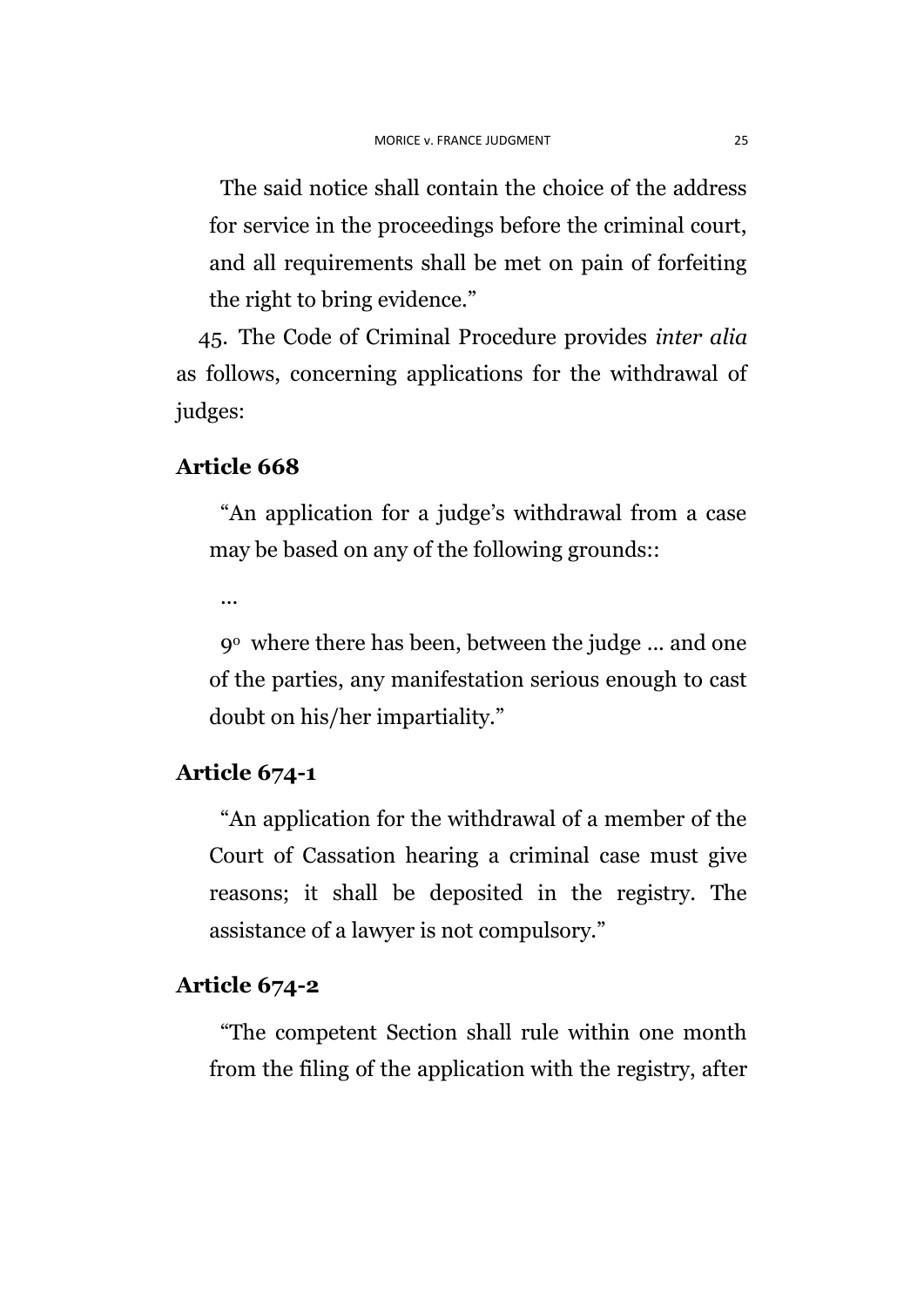The said notice shall contain the choice of the address for service in the proceedings before the criminal court, and all requirements shall be met on pain of forfeiting the right to bring evidence."

45. The Code of Criminal Procedure provides *inter alia* as follows, concerning applications for the withdrawal of judges:

**Article 668**

"An application for a judge's withdrawal from a case may be based on any of the following grounds::

...

9° where there has been, between the judge ... and one of the parties, any manifestation serious enough to cast doubt on his/her impartiality."

**Article 674-1**

"An application for the withdrawal of a member of the Court of Cassation hearing a criminal case must give reasons; it shall be deposited in the registry. The assistance of a lawyer is not compulsory."

**Article 674-2**

"The competent Section shall rule within one month from the filing of the application with the registry, after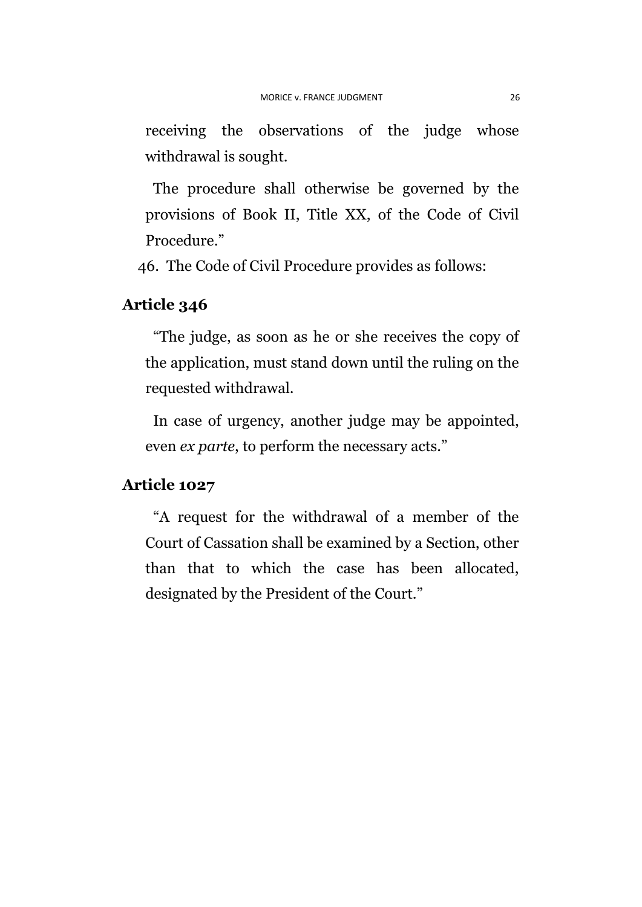receiving the observations of the judge whose withdrawal is sought.

The procedure shall otherwise be governed by the provisions of Book II, Title XX, of the Code of Civil Procedure."

46. The Code of Civil Procedure provides as follows:

**Article 346**

"The judge, as soon as he or she receives the copy of the application, must stand down until the ruling on the requested withdrawal.

In case of urgency, another judge may be appointed, even *ex parte*, to perform the necessary acts."

**Article 1027**

"A request for the withdrawal of a member of the Court of Cassation shall be examined by a Section, other than that to which the case has been allocated, designated by the President of the Court."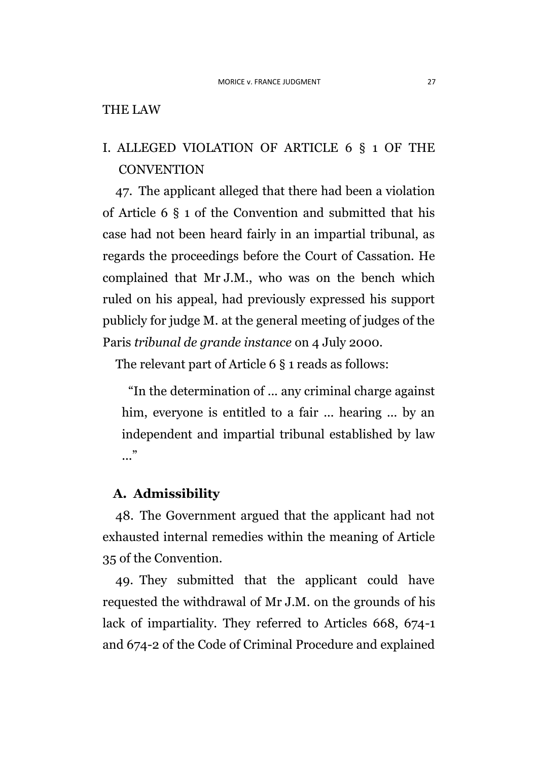# THE LAW

## I. ALLEGED VIOLATION OF ARTICLE 6 § 1 OF THE CONVENTION

47. The applicant alleged that there had been a violation of Article 6 § 1 of the Convention and submitted that his case had not been heard fairly in an impartial tribunal, as regards the proceedings before the Court of Cassation. He complained that Mr J.M., who was on the bench which ruled on his appeal, had previously expressed his support publicly for judge M. at the general meeting of judges of the Paris *tribunal de grande instance* on 4 July 2000.

The relevant part of Article 6 § 1 reads as follows:

> "In the determination of ... any criminal charge against him, everyone is entitled to a fair ... hearing ... by an independent and impartial tribunal established by law ..."

### A. Admissibility

48. The Government argued that the applicant had not exhausted internal remedies within the meaning of Article 35 of the Convention.

49. They submitted that the applicant could have requested the withdrawal of Mr J.M. on the grounds of his lack of impartiality. They referred to Articles 668, 674-1 and 674-2 of the Code of Criminal Procedure and explained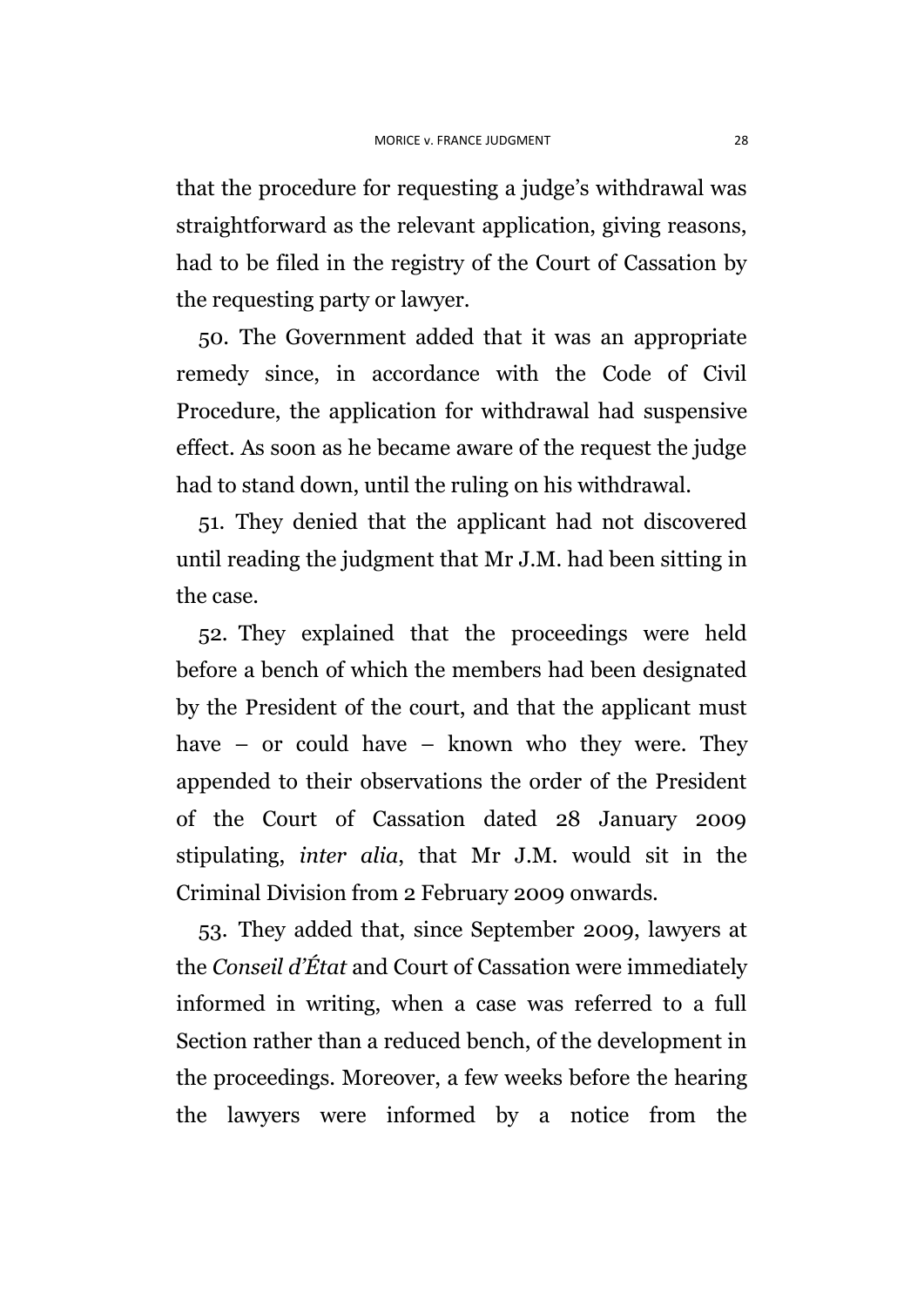that the procedure for requesting a judge's withdrawal was straightforward as the relevant application, giving reasons, had to be filed in the registry of the Court of Cassation by the requesting party or lawyer.

50. The Government added that it was an appropriate remedy since, in accordance with the Code of Civil Procedure, the application for withdrawal had suspensive effect. As soon as he became aware of the request the judge had to stand down, until the ruling on his withdrawal.

51. They denied that the applicant had not discovered until reading the judgment that Mr J.M. had been sitting in the case.

52. They explained that the proceedings were held before a bench of which the members had been designated by the President of the court, and that the applicant must have – or could have – known who they were. They appended to their observations the order of the President of the Court of Cassation dated 28 January 2009 stipulating, *inter alia*, that Mr J.M. would sit in the Criminal Division from 2 February 2009 onwards.

53. They added that, since September 2009, lawyers at the *Conseil d'État* and Court of Cassation were immediately informed in writing, when a case was referred to a full Section rather than a reduced bench, of the development in the proceedings. Moreover, a few weeks before the hearing the lawyers were informed by a notice from the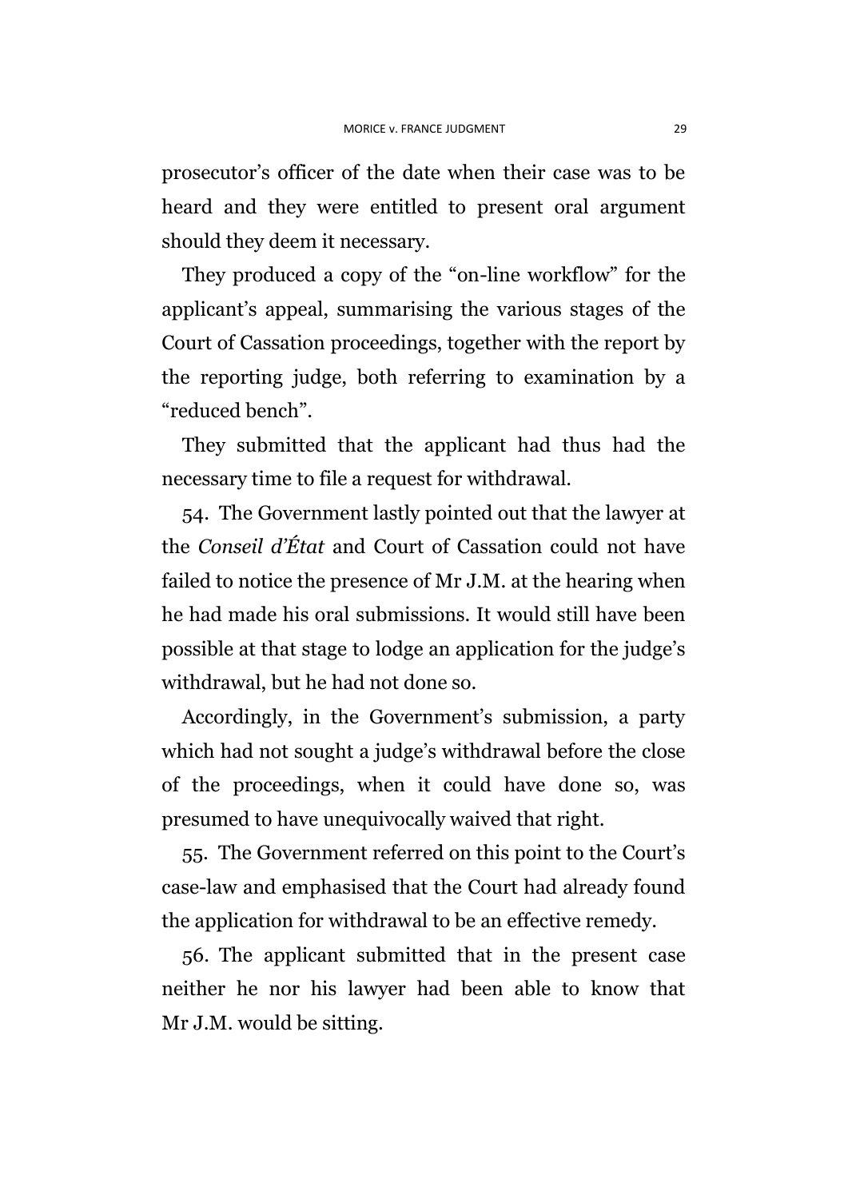prosecutor's officer of the date when their case was to be heard and they were entitled to present oral argument should they deem it necessary.

They produced a copy of the "on-line workflow" for the applicant's appeal, summarising the various stages of the Court of Cassation proceedings, together with the report by the reporting judge, both referring to examination by a "reduced bench".

They submitted that the applicant had thus had the necessary time to file a request for withdrawal.

54. The Government lastly pointed out that the lawyer at the *Conseil d'État* and Court of Cassation could not have failed to notice the presence of Mr J.M. at the hearing when he had made his oral submissions. It would still have been possible at that stage to lodge an application for the judge's withdrawal, but he had not done so.

Accordingly, in the Government's submission, a party which had not sought a judge's withdrawal before the close of the proceedings, when it could have done so, was presumed to have unequivocally waived that right.

55. The Government referred on this point to the Court's case-law and emphasised that the Court had already found the application for withdrawal to be an effective remedy.

56. The applicant submitted that in the present case neither he nor his lawyer had been able to know that Mr J.M. would be sitting.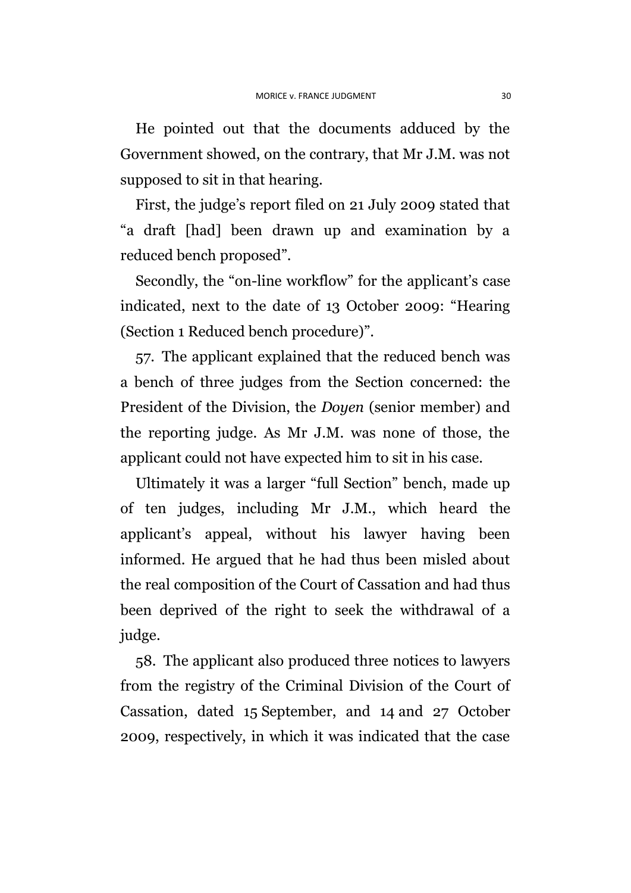He pointed out that the documents adduced by the Government showed, on the contrary, that Mr J.M. was not supposed to sit in that hearing.

First, the judge's report filed on 21 July 2009 stated that "a draft [had] been drawn up and examination by a reduced bench proposed".

Secondly, the "on-line workflow" for the applicant's case indicated, next to the date of 13 October 2009: "Hearing (Section 1 Reduced bench procedure)".

57. The applicant explained that the reduced bench was a bench of three judges from the Section concerned: the President of the Division, the *Doyen* (senior member) and the reporting judge. As Mr J.M. was none of those, the applicant could not have expected him to sit in his case.

Ultimately it was a larger "full Section" bench, made up of ten judges, including Mr J.M., which heard the applicant's appeal, without his lawyer having been informed. He argued that he had thus been misled about the real composition of the Court of Cassation and had thus been deprived of the right to seek the withdrawal of a judge.

58. The applicant also produced three notices to lawyers from the registry of the Criminal Division of the Court of Cassation, dated 15 September, and 14 and 27 October 2009, respectively, in which it was indicated that the case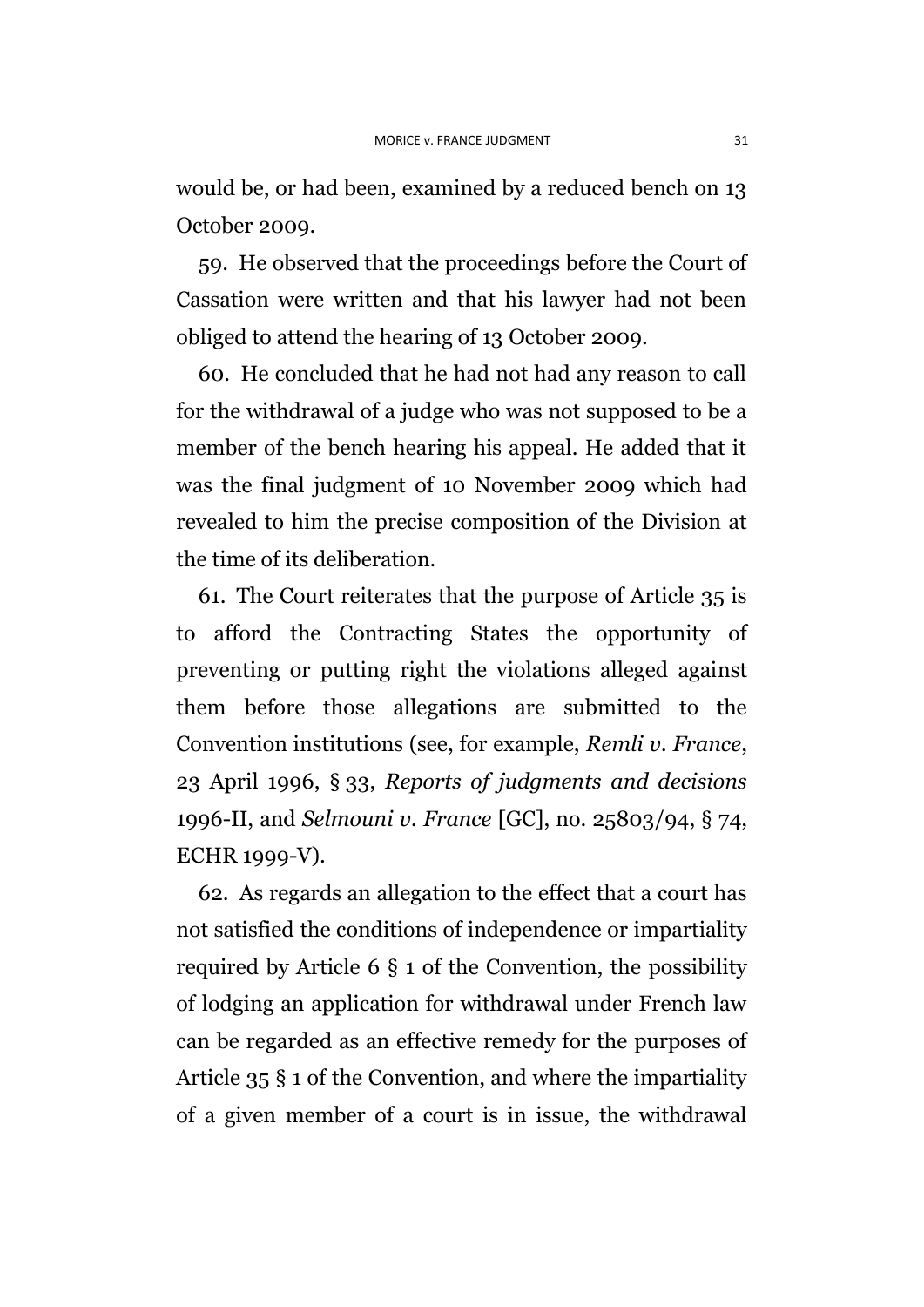would be, or had been, examined by a reduced bench on 13 October 2009.

59. He observed that the proceedings before the Court of Cassation were written and that his lawyer had not been obliged to attend the hearing of 13 October 2009.

60. He concluded that he had not had any reason to call for the withdrawal of a judge who was not supposed to be a member of the bench hearing his appeal. He added that it was the final judgment of 10 November 2009 which had revealed to him the precise composition of the Division at the time of its deliberation.

61. The Court reiterates that the purpose of Article 35 is to afford the Contracting States the opportunity of preventing or putting right the violations alleged against them before those allegations are submitted to the Convention institutions (see, for example, *Remli v. France*, 23 April 1996, § 33, *Reports of judgments and decisions* 1996-II, and *Selmouni v. France* [GC], no. 25803/94, § 74, ECHR 1999-V).

62. As regards an allegation to the effect that a court has not satisfied the conditions of independence or impartiality required by Article 6 § 1 of the Convention, the possibility of lodging an application for withdrawal under French law can be regarded as an effective remedy for the purposes of Article 35 § 1 of the Convention, and where the impartiality of a given member of a court is in issue, the withdrawal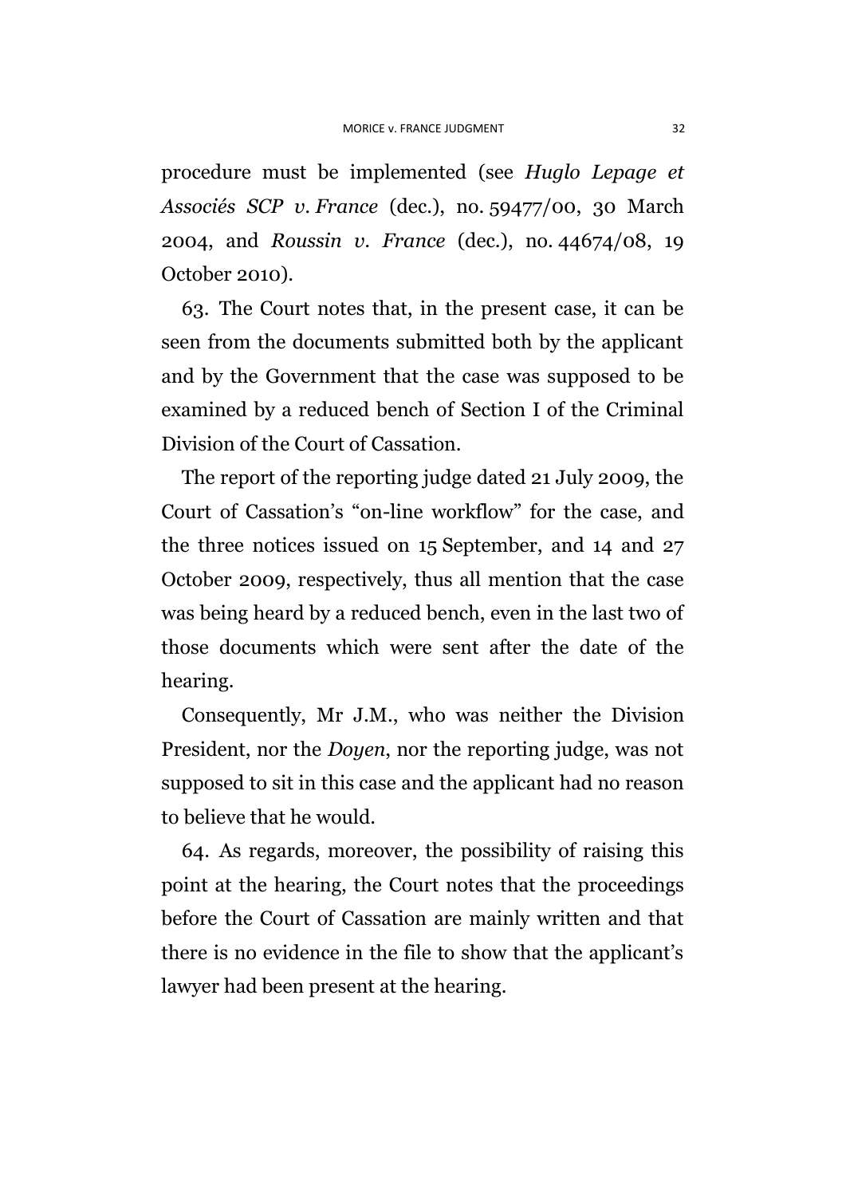procedure must be implemented (see *Huglo Lepage et Associés SCP v. France* (dec.), no. 59477/00, 30 March 2004, and *Roussin v. France* (dec.), no. 44674/08, 19 October 2010).

63. The Court notes that, in the present case, it can be seen from the documents submitted both by the applicant and by the Government that the case was supposed to be examined by a reduced bench of Section I of the Criminal Division of the Court of Cassation.

The report of the reporting judge dated 21 July 2009, the Court of Cassation's "on-line workflow" for the case, and the three notices issued on 15 September, and 14 and 27 October 2009, respectively, thus all mention that the case was being heard by a reduced bench, even in the last two of those documents which were sent after the date of the hearing.

Consequently, Mr J.M., who was neither the Division President, nor the *Doyen*, nor the reporting judge, was not supposed to sit in this case and the applicant had no reason to believe that he would.

64. As regards, moreover, the possibility of raising this point at the hearing, the Court notes that the proceedings before the Court of Cassation are mainly written and that there is no evidence in the file to show that the applicant's lawyer had been present at the hearing.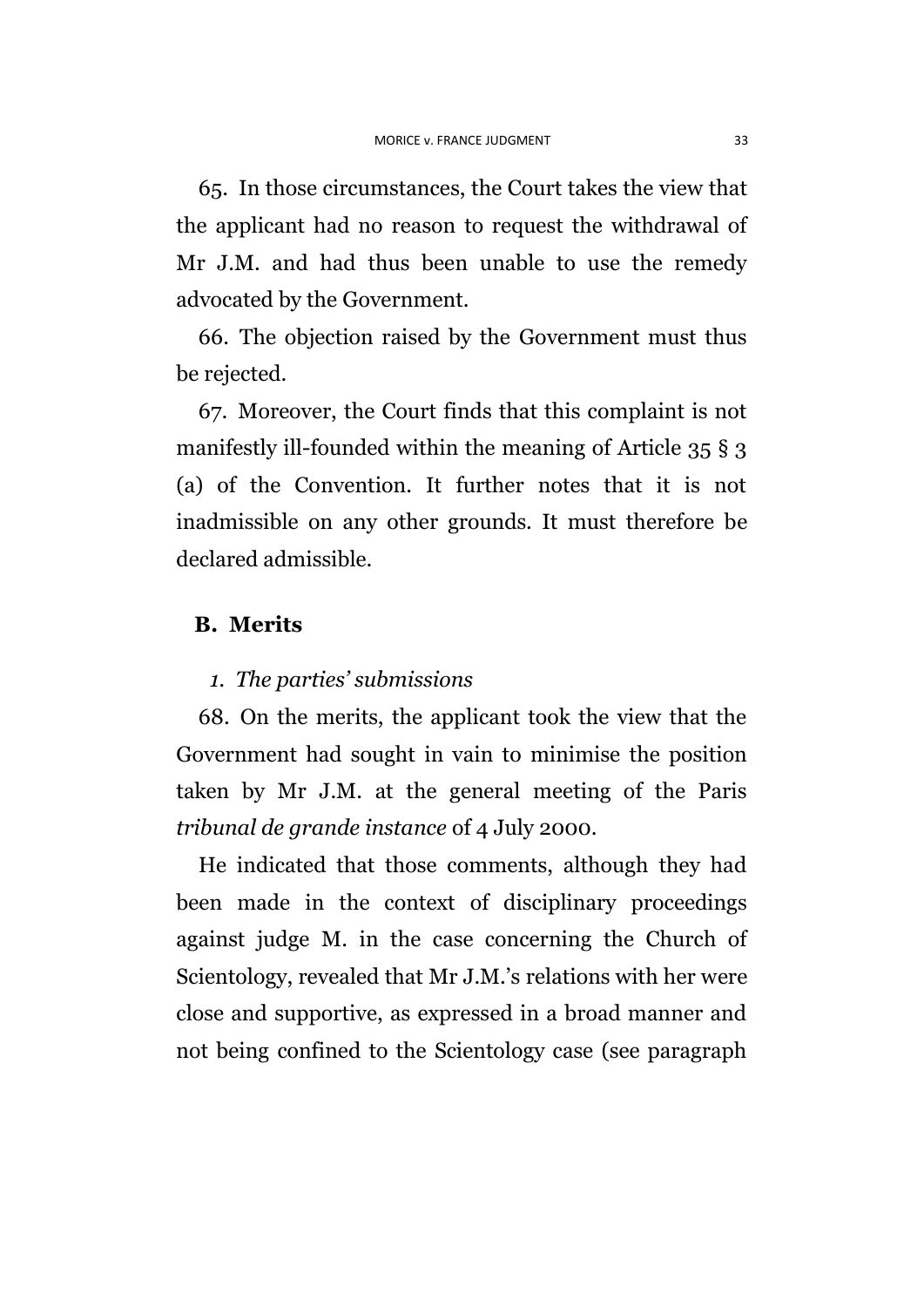65. In those circumstances, the Court takes the view that the applicant had no reason to request the withdrawal of Mr J.M. and had thus been unable to use the remedy advocated by the Government.

66. The objection raised by the Government must thus be rejected.

67. Moreover, the Court finds that this complaint is not manifestly ill-founded within the meaning of Article 35 § 3 (a) of the Convention. It further notes that it is not inadmissible on any other grounds. It must therefore be declared admissible.

## B. Merits

### *1. The parties' submissions*

68. On the merits, the applicant took the view that the Government had sought in vain to minimise the position taken by Mr J.M. at the general meeting of the Paris *tribunal de grande instance* of 4 July 2000.

He indicated that those comments, although they had been made in the context of disciplinary proceedings against judge M. in the case concerning the Church of Scientology, revealed that Mr J.M.'s relations with her were close and supportive, as expressed in a broad manner and not being confined to the Scientology case (see paragraph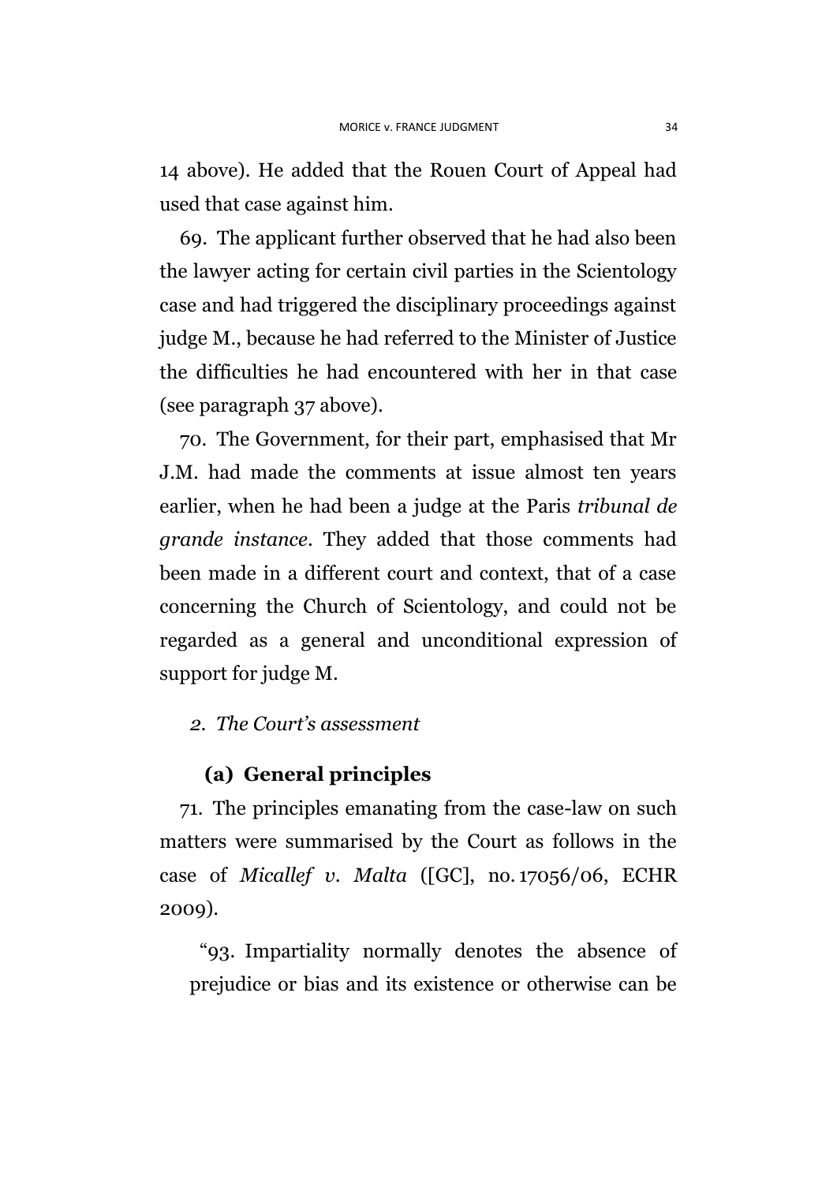14 above). He added that the Rouen Court of Appeal had used that case against him.

69. The applicant further observed that he had also been the lawyer acting for certain civil parties in the Scientology case and had triggered the disciplinary proceedings against judge M., because he had referred to the Minister of Justice the difficulties he had encountered with her in that case (see paragraph 37 above).

70. The Government, for their part, emphasised that Mr J.M. had made the comments at issue almost ten years earlier, when he had been a judge at the Paris *tribunal de grande instance*. They added that those comments had been made in a different court and context, that of a case concerning the Church of Scientology, and could not be regarded as a general and unconditional expression of support for judge M.

### *2. The Court's assessment*

#### **(a) General principles**

71. The principles emanating from the case-law on such matters were summarised by the Court as follows in the case of *Micallef v. Malta* ([GC], no. 17056/06, ECHR 2009).

> "93. Impartiality normally denotes the absence of prejudice or bias and its existence or otherwise can be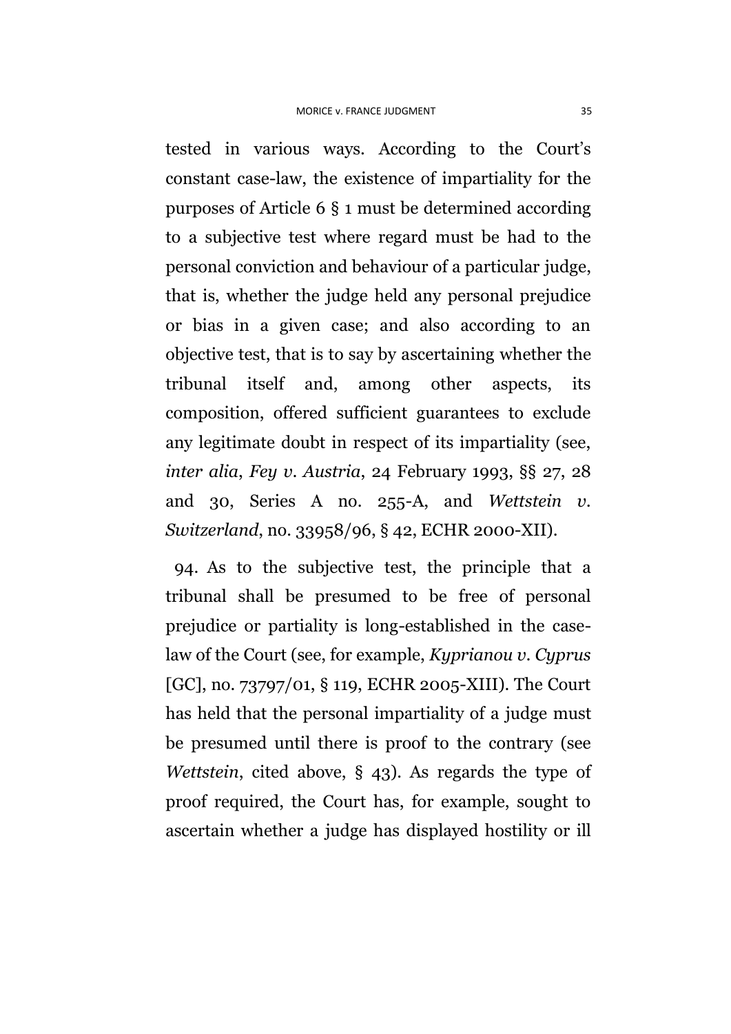tested in various ways. According to the Court's constant case-law, the existence of impartiality for the purposes of Article 6 § 1 must be determined according to a subjective test where regard must be had to the personal conviction and behaviour of a particular judge, that is, whether the judge held any personal prejudice or bias in a given case; and also according to an objective test, that is to say by ascertaining whether the tribunal itself and, among other aspects, its composition, offered sufficient guarantees to exclude any legitimate doubt in respect of its impartiality (see, *inter alia*, *Fey v. Austria*, 24 February 1993, §§ 27, 28 and 30, Series A no. 255-A, and *Wettstein v. Switzerland*, no. 33958/96, § 42, ECHR 2000-XII).

94. As to the subjective test, the principle that a tribunal shall be presumed to be free of personal prejudice or partiality is long-established in the case-law of the Court (see, for example, *Kyprianou v. Cyprus* [GC], no. 73797/01, § 119, ECHR 2005-XIII). The Court has held that the personal impartiality of a judge must be presumed until there is proof to the contrary (see *Wettstein*, cited above, § 43). As regards the type of proof required, the Court has, for example, sought to ascertain whether a judge has displayed hostility or ill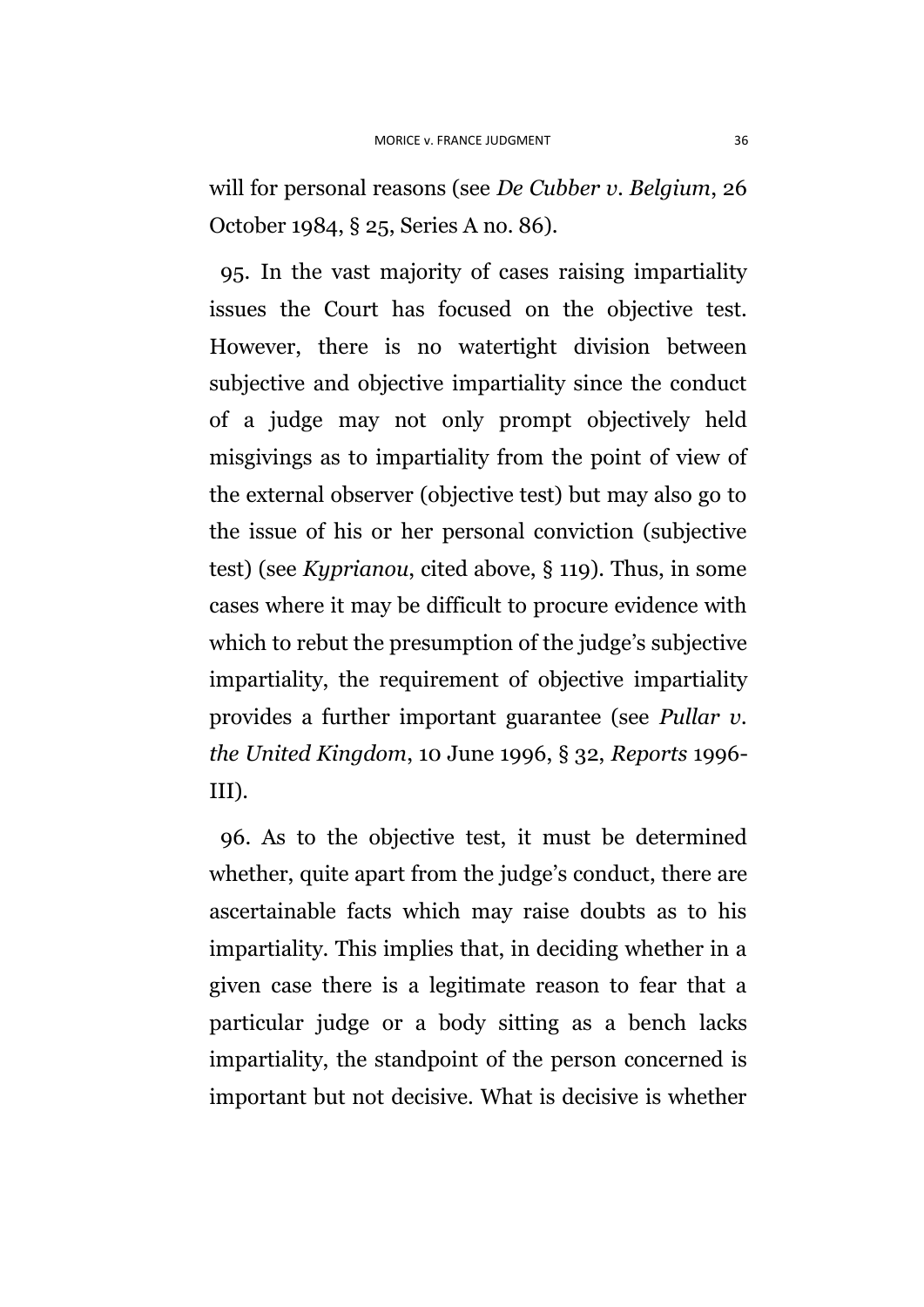will for personal reasons (see *De Cubber v. Belgium*, 26 October 1984, § 25, Series A no. 86).

95. In the vast majority of cases raising impartiality issues the Court has focused on the objective test. However, there is no watertight division between subjective and objective impartiality since the conduct of a judge may not only prompt objectively held misgivings as to impartiality from the point of view of the external observer (objective test) but may also go to the issue of his or her personal conviction (subjective test) (see *Kyprianou*, cited above, § 119). Thus, in some cases where it may be difficult to procure evidence with which to rebut the presumption of the judge's subjective impartiality, the requirement of objective impartiality provides a further important guarantee (see *Pullar v. the United Kingdom*, 10 June 1996, § 32, *Reports* 1996-III).

96. As to the objective test, it must be determined whether, quite apart from the judge's conduct, there are ascertainable facts which may raise doubts as to his impartiality. This implies that, in deciding whether in a given case there is a legitimate reason to fear that a particular judge or a body sitting as a bench lacks impartiality, the standpoint of the person concerned is important but not decisive. What is decisive is whether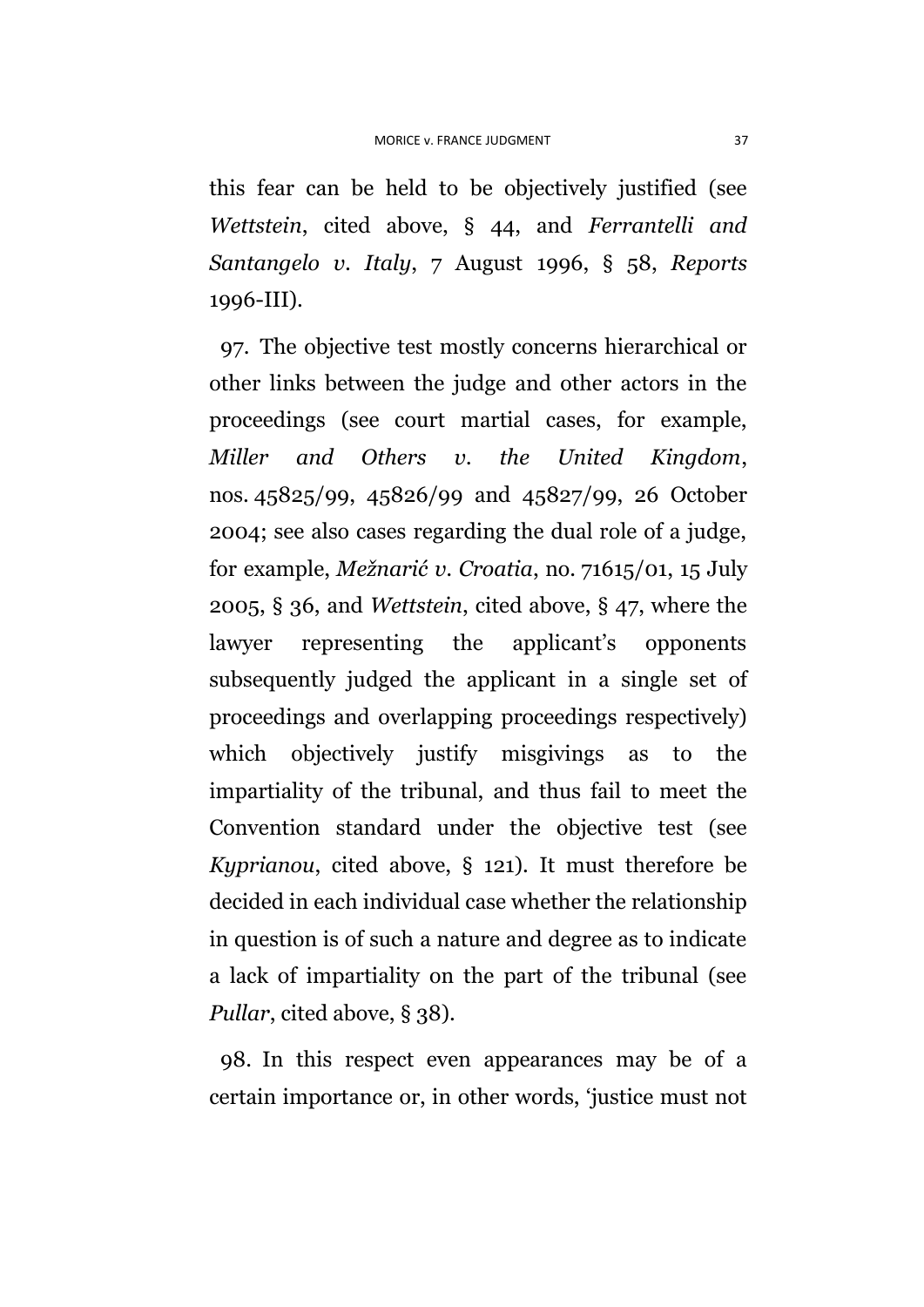this fear can be held to be objectively justified (see *Wettstein*, cited above, § 44, and *Ferrantelli and Santangelo v. Italy*, 7 August 1996, § 58, *Reports* 1996-III).

97. The objective test mostly concerns hierarchical or other links between the judge and other actors in the proceedings (see court martial cases, for example, *Miller and Others v. the United Kingdom*, nos. 45825/99, 45826/99 and 45827/99, 26 October 2004; see also cases regarding the dual role of a judge, for example, *Mežnarić v. Croatia*, no. 71615/01, 15 July 2005, § 36, and *Wettstein*, cited above, § 47, where the lawyer representing the applicant's opponents subsequently judged the applicant in a single set of proceedings and overlapping proceedings respectively) which objectively justify misgivings as to the impartiality of the tribunal, and thus fail to meet the Convention standard under the objective test (see *Kyprianou*, cited above, § 121). It must therefore be decided in each individual case whether the relationship in question is of such a nature and degree as to indicate a lack of impartiality on the part of the tribunal (see *Pullar*, cited above, § 38).

98. In this respect even appearances may be of a certain importance or, in other words, 'justice must not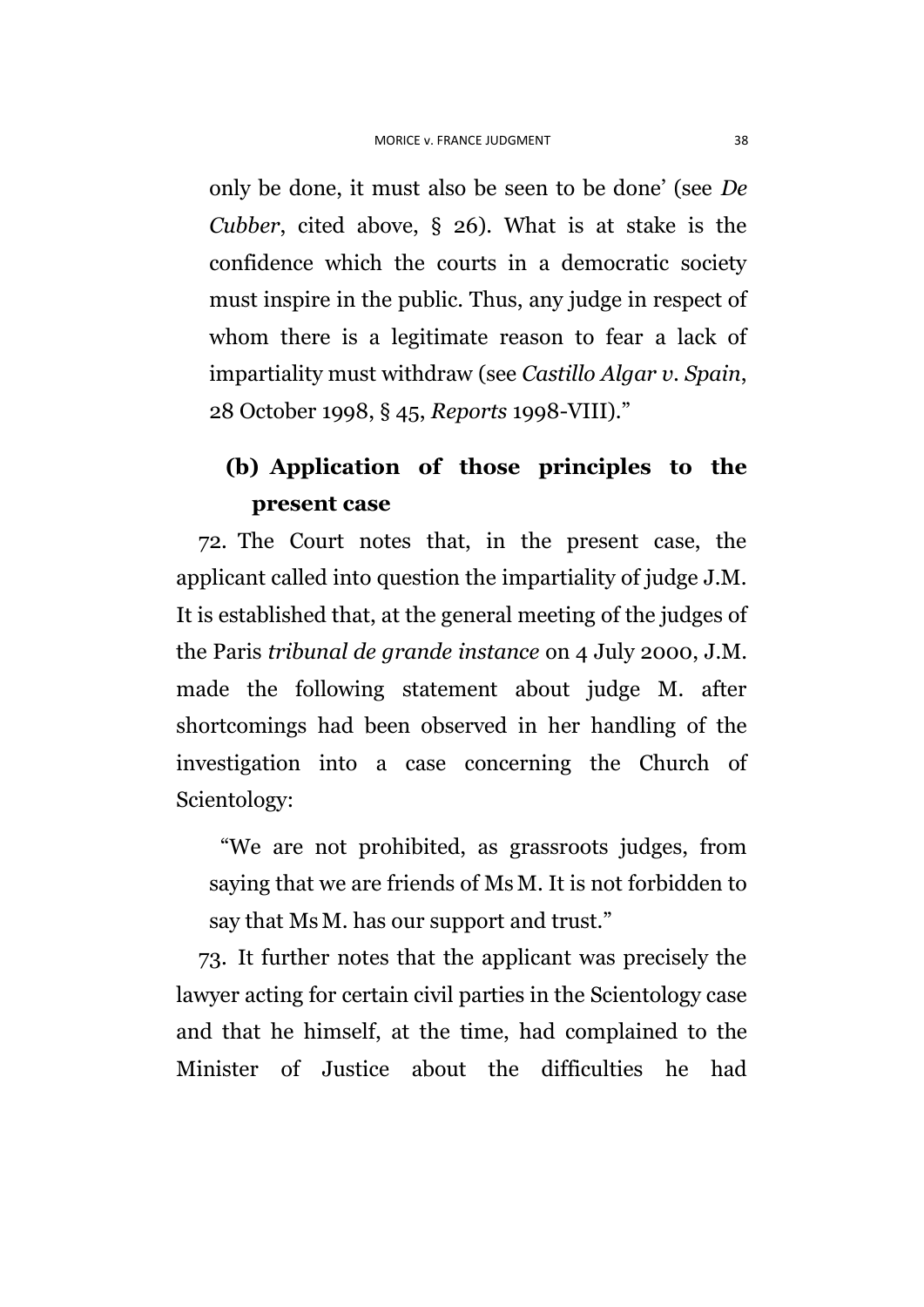only be done, it must also be seen to be done' (see *De Cubber*, cited above, § 26). What is at stake is the confidence which the courts in a democratic society must inspire in the public. Thus, any judge in respect of whom there is a legitimate reason to fear a lack of impartiality must withdraw (see *Castillo Algar v. Spain*, 28 October 1998, § 45, *Reports* 1998-VIII)."

### (b) Application of those principles to the present case

72. The Court notes that, in the present case, the applicant called into question the impartiality of judge J.M. It is established that, at the general meeting of the judges of the Paris *tribunal de grande instance* on 4 July 2000, J.M. made the following statement about judge M. after shortcomings had been observed in her handling of the investigation into a case concerning the Church of Scientology:

> "We are not prohibited, as grassroots judges, from saying that we are friends of Ms M. It is not forbidden to say that Ms M. has our support and trust."

73. It further notes that the applicant was precisely the lawyer acting for certain civil parties in the Scientology case and that he himself, at the time, had complained to the Minister of Justice about the difficulties he had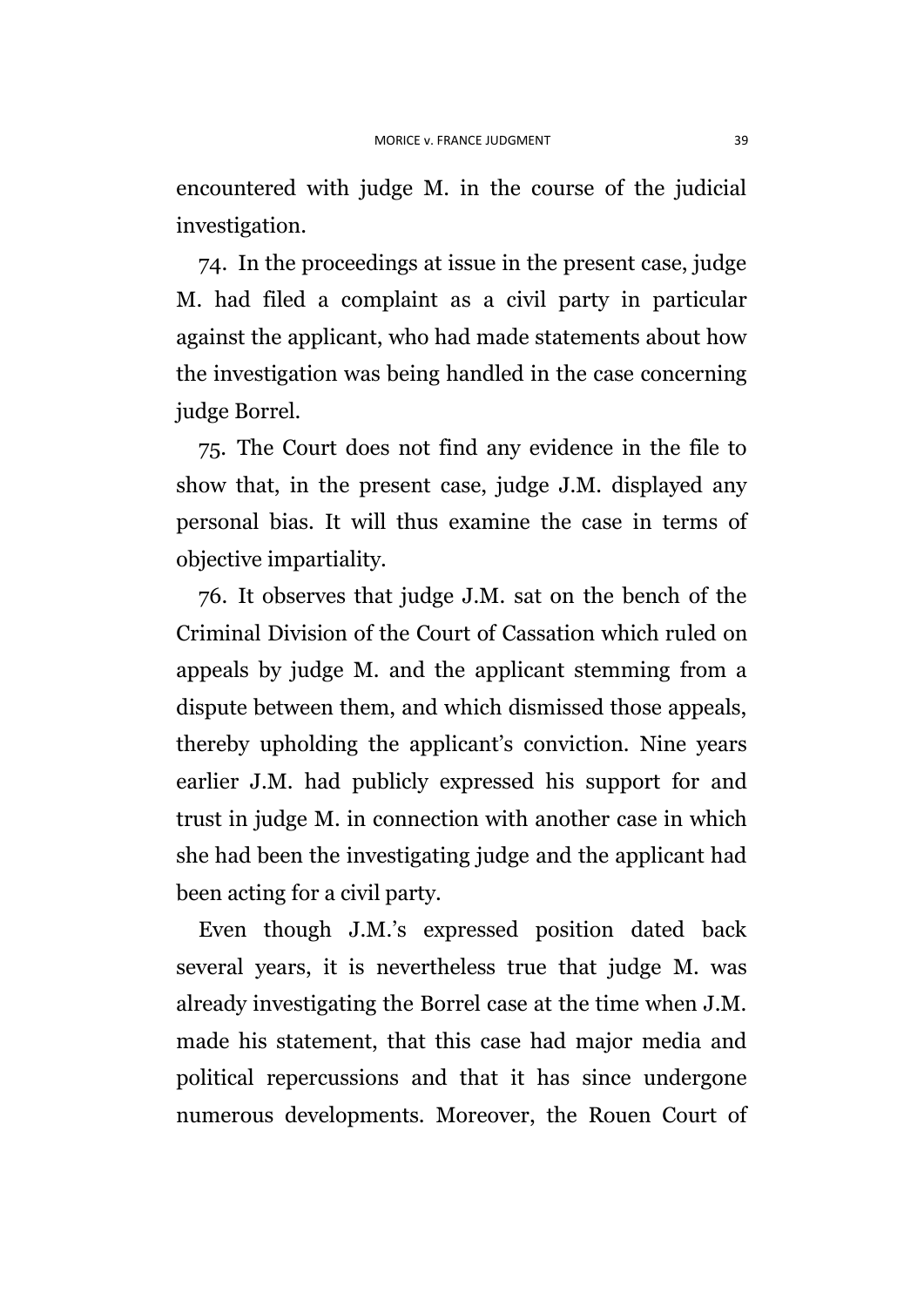encountered with judge M. in the course of the judicial investigation.

74. In the proceedings at issue in the present case, judge M. had filed a complaint as a civil party in particular against the applicant, who had made statements about how the investigation was being handled in the case concerning judge Borrel.

75. The Court does not find any evidence in the file to show that, in the present case, judge J.M. displayed any personal bias. It will thus examine the case in terms of objective impartiality.

76. It observes that judge J.M. sat on the bench of the Criminal Division of the Court of Cassation which ruled on appeals by judge M. and the applicant stemming from a dispute between them, and which dismissed those appeals, thereby upholding the applicant's conviction. Nine years earlier J.M. had publicly expressed his support for and trust in judge M. in connection with another case in which she had been the investigating judge and the applicant had been acting for a civil party.

Even though J.M.'s expressed position dated back several years, it is nevertheless true that judge M. was already investigating the Borrel case at the time when J.M. made his statement, that this case had major media and political repercussions and that it has since undergone numerous developments. Moreover, the Rouen Court of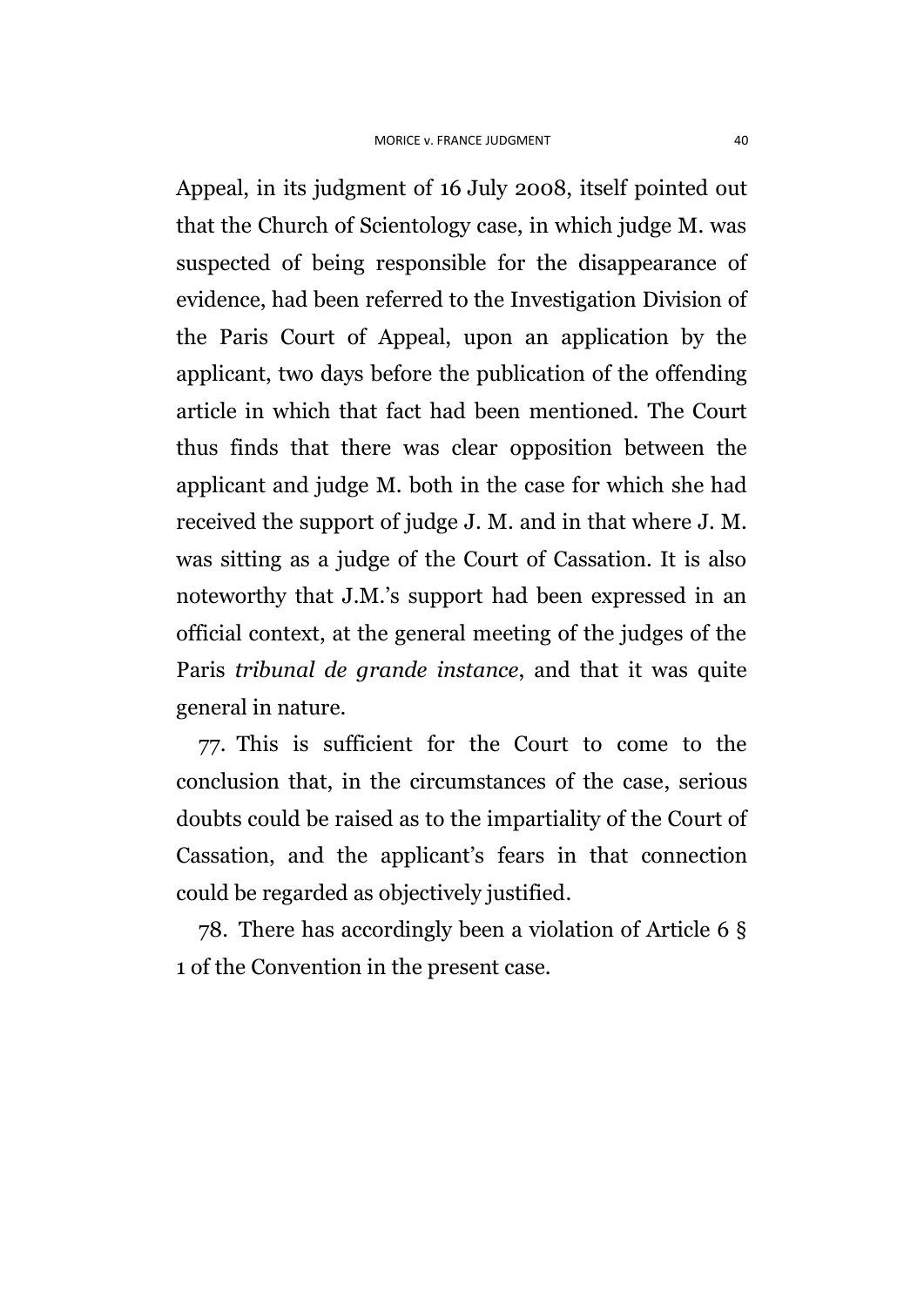Appeal, in its judgment of 16 July 2008, itself pointed out that the Church of Scientology case, in which judge M. was suspected of being responsible for the disappearance of evidence, had been referred to the Investigation Division of the Paris Court of Appeal, upon an application by the applicant, two days before the publication of the offending article in which that fact had been mentioned. The Court thus finds that there was clear opposition between the applicant and judge M. both in the case for which she had received the support of judge J. M. and in that where J. M. was sitting as a judge of the Court of Cassation. It is also noteworthy that J.M.'s support had been expressed in an official context, at the general meeting of the judges of the Paris *tribunal de grande instance*, and that it was quite general in nature.

77. This is sufficient for the Court to come to the conclusion that, in the circumstances of the case, serious doubts could be raised as to the impartiality of the Court of Cassation, and the applicant's fears in that connection could be regarded as objectively justified.

78. There has accordingly been a violation of Article 6 § 1 of the Convention in the present case.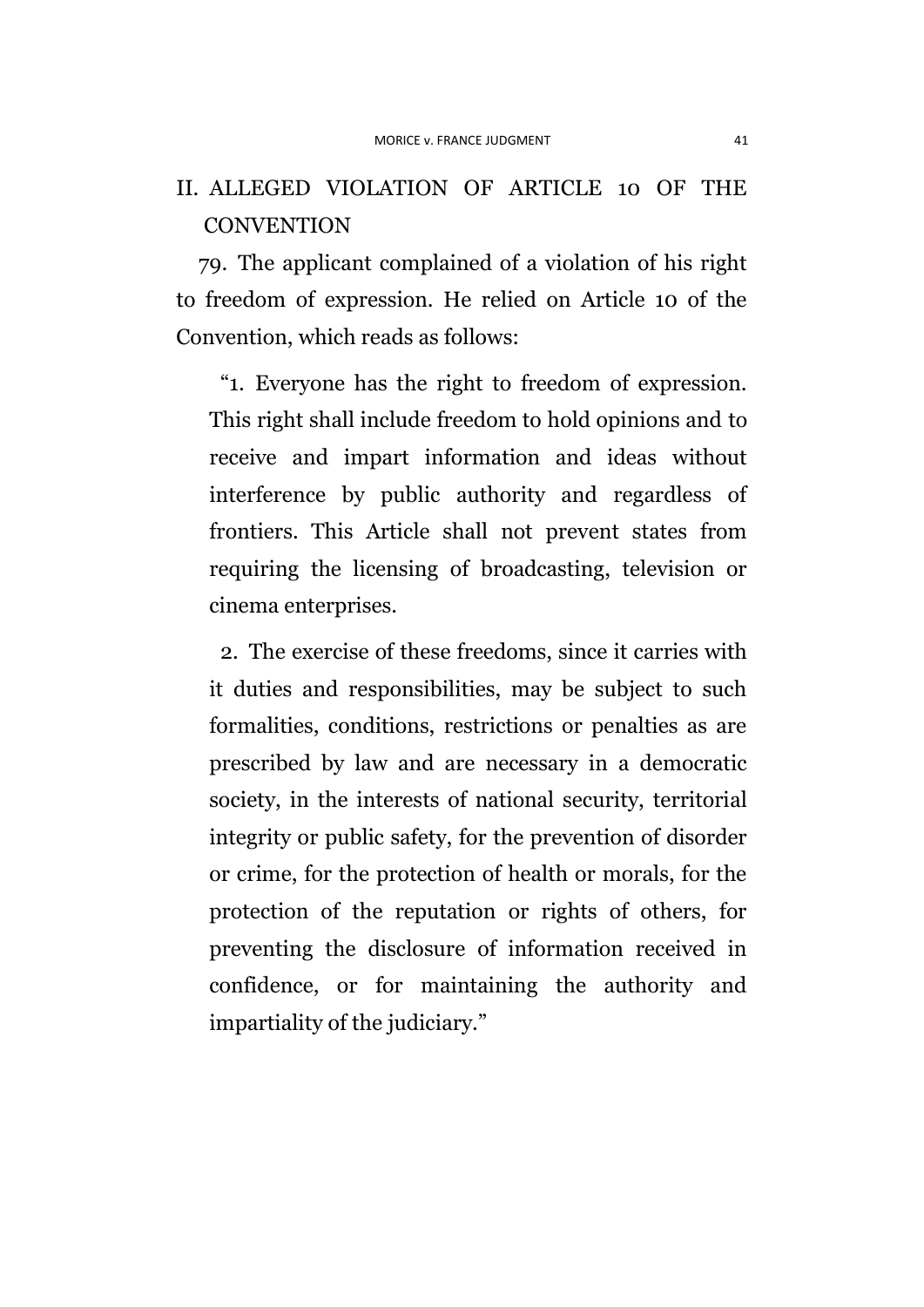## II. ALLEGED VIOLATION OF ARTICLE 10 OF THE CONVENTION

79. The applicant complained of a violation of his right to freedom of expression. He relied on Article 10 of the Convention, which reads as follows:

> "1. Everyone has the right to freedom of expression. This right shall include freedom to hold opinions and to receive and impart information and ideas without interference by public authority and regardless of frontiers. This Article shall not prevent states from requiring the licensing of broadcasting, television or cinema enterprises.
>
> 2. The exercise of these freedoms, since it carries with it duties and responsibilities, may be subject to such formalities, conditions, restrictions or penalties as are prescribed by law and are necessary in a democratic society, in the interests of national security, territorial integrity or public safety, for the prevention of disorder or crime, for the protection of health or morals, for the protection of the reputation or rights of others, for preventing the disclosure of information received in confidence, or for maintaining the authority and impartiality of the judiciary."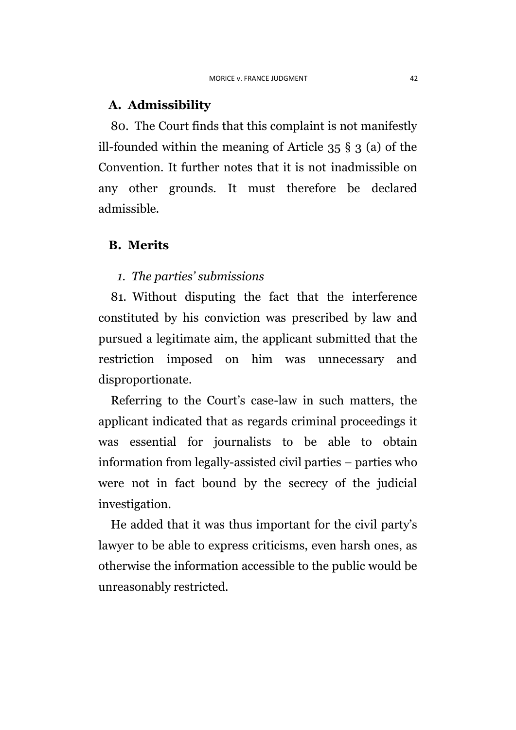## A. Admissibility

80. The Court finds that this complaint is not manifestly ill-founded within the meaning of Article 35 § 3 (a) of the Convention. It further notes that it is not inadmissible on any other grounds. It must therefore be declared admissible.

## B. Merits

### *1. The parties' submissions*

81. Without disputing the fact that the interference constituted by his conviction was prescribed by law and pursued a legitimate aim, the applicant submitted that the restriction imposed on him was unnecessary and disproportionate.

Referring to the Court's case-law in such matters, the applicant indicated that as regards criminal proceedings it was essential for journalists to be able to obtain information from legally-assisted civil parties – parties who were not in fact bound by the secrecy of the judicial investigation.

He added that it was thus important for the civil party's lawyer to be able to express criticisms, even harsh ones, as otherwise the information accessible to the public would be unreasonably restricted.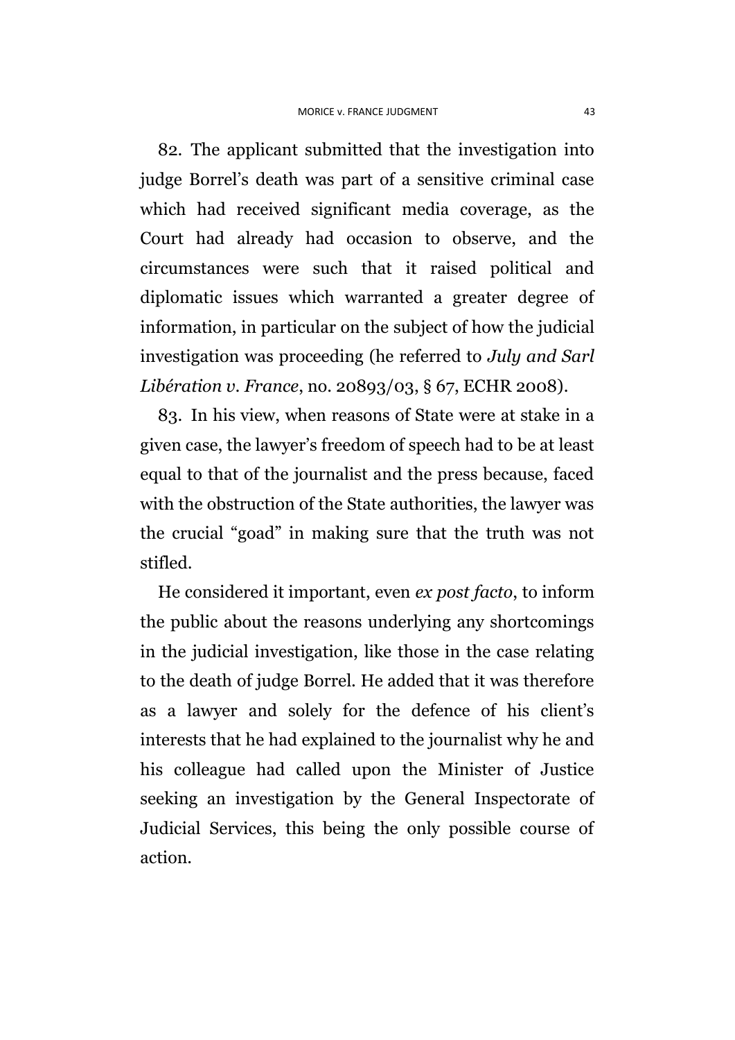82. The applicant submitted that the investigation into judge Borrel's death was part of a sensitive criminal case which had received significant media coverage, as the Court had already had occasion to observe, and the circumstances were such that it raised political and diplomatic issues which warranted a greater degree of information, in particular on the subject of how the judicial investigation was proceeding (he referred to *July and Sarl Libération v. France*, no. 20893/03, § 67, ECHR 2008).

83. In his view, when reasons of State were at stake in a given case, the lawyer's freedom of speech had to be at least equal to that of the journalist and the press because, faced with the obstruction of the State authorities, the lawyer was the crucial "goad" in making sure that the truth was not stifled.

He considered it important, even *ex post facto*, to inform the public about the reasons underlying any shortcomings in the judicial investigation, like those in the case relating to the death of judge Borrel. He added that it was therefore as a lawyer and solely for the defence of his client's interests that he had explained to the journalist why he and his colleague had called upon the Minister of Justice seeking an investigation by the General Inspectorate of Judicial Services, this being the only possible course of action.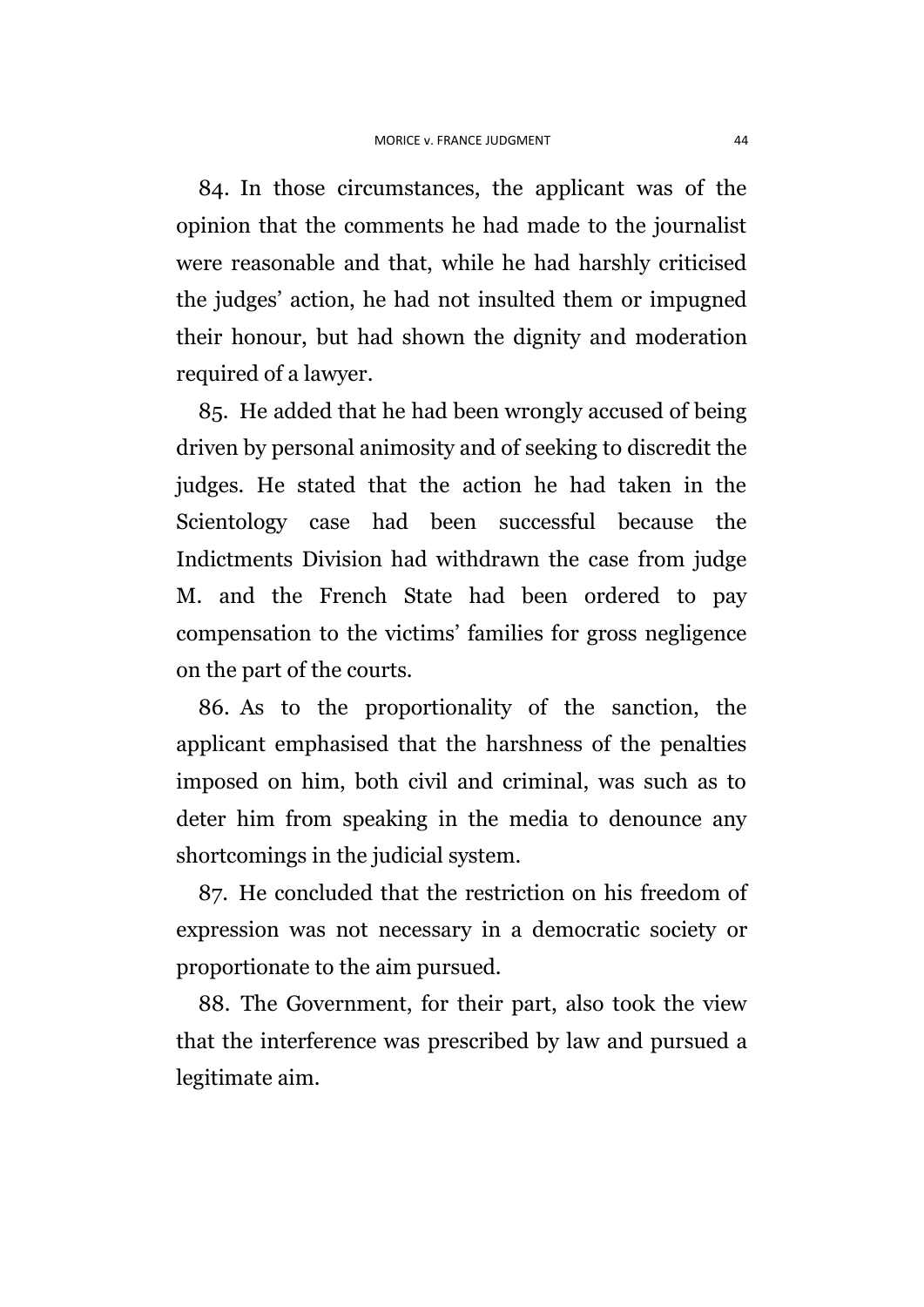84. In those circumstances, the applicant was of the opinion that the comments he had made to the journalist were reasonable and that, while he had harshly criticised the judges' action, he had not insulted them or impugned their honour, but had shown the dignity and moderation required of a lawyer.

85. He added that he had been wrongly accused of being driven by personal animosity and of seeking to discredit the judges. He stated that the action he had taken in the Scientology case had been successful because the Indictments Division had withdrawn the case from judge M. and the French State had been ordered to pay compensation to the victims' families for gross negligence on the part of the courts.

86. As to the proportionality of the sanction, the applicant emphasised that the harshness of the penalties imposed on him, both civil and criminal, was such as to deter him from speaking in the media to denounce any shortcomings in the judicial system.

87. He concluded that the restriction on his freedom of expression was not necessary in a democratic society or proportionate to the aim pursued.

88. The Government, for their part, also took the view that the interference was prescribed by law and pursued a legitimate aim.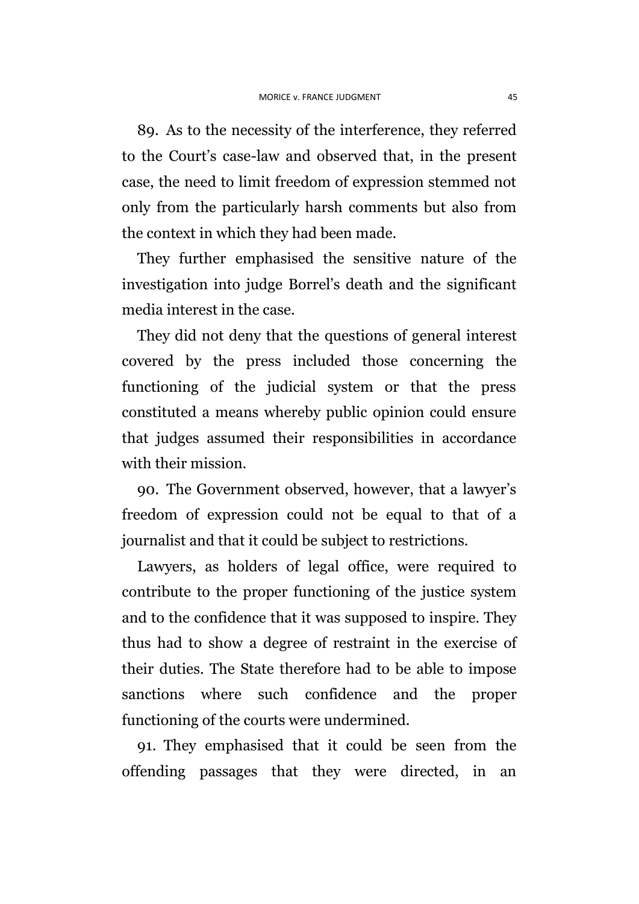89. As to the necessity of the interference, they referred to the Court's case-law and observed that, in the present case, the need to limit freedom of expression stemmed not only from the particularly harsh comments but also from the context in which they had been made.

They further emphasised the sensitive nature of the investigation into judge Borrel's death and the significant media interest in the case.

They did not deny that the questions of general interest covered by the press included those concerning the functioning of the judicial system or that the press constituted a means whereby public opinion could ensure that judges assumed their responsibilities in accordance with their mission.

90. The Government observed, however, that a lawyer's freedom of expression could not be equal to that of a journalist and that it could be subject to restrictions.

Lawyers, as holders of legal office, were required to contribute to the proper functioning of the justice system and to the confidence that it was supposed to inspire. They thus had to show a degree of restraint in the exercise of their duties. The State therefore had to be able to impose sanctions where such confidence and the proper functioning of the courts were undermined.

91. They emphasised that it could be seen from the offending passages that they were directed, in an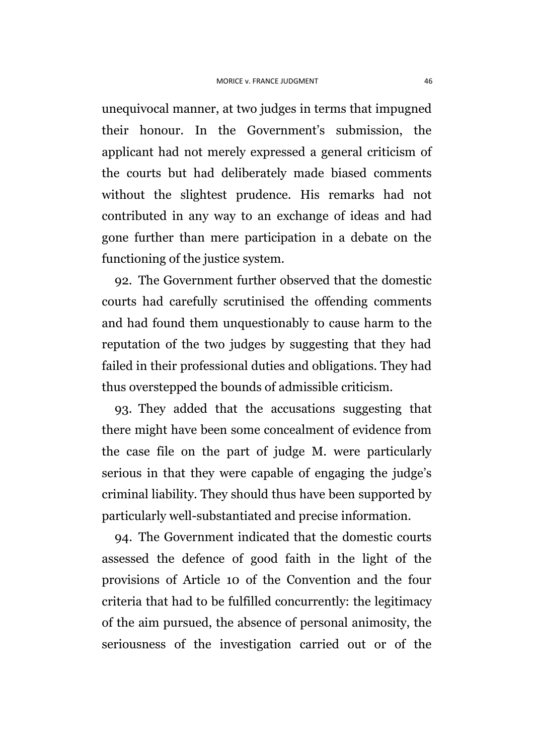unequivocal manner, at two judges in terms that impugned their honour. In the Government's submission, the applicant had not merely expressed a general criticism of the courts but had deliberately made biased comments without the slightest prudence. His remarks had not contributed in any way to an exchange of ideas and had gone further than mere participation in a debate on the functioning of the justice system.

92. The Government further observed that the domestic courts had carefully scrutinised the offending comments and had found them unquestionably to cause harm to the reputation of the two judges by suggesting that they had failed in their professional duties and obligations. They had thus overstepped the bounds of admissible criticism.

93. They added that the accusations suggesting that there might have been some concealment of evidence from the case file on the part of judge M. were particularly serious in that they were capable of engaging the judge's criminal liability. They should thus have been supported by particularly well-substantiated and precise information.

94. The Government indicated that the domestic courts assessed the defence of good faith in the light of the provisions of Article 10 of the Convention and the four criteria that had to be fulfilled concurrently: the legitimacy of the aim pursued, the absence of personal animosity, the seriousness of the investigation carried out or of the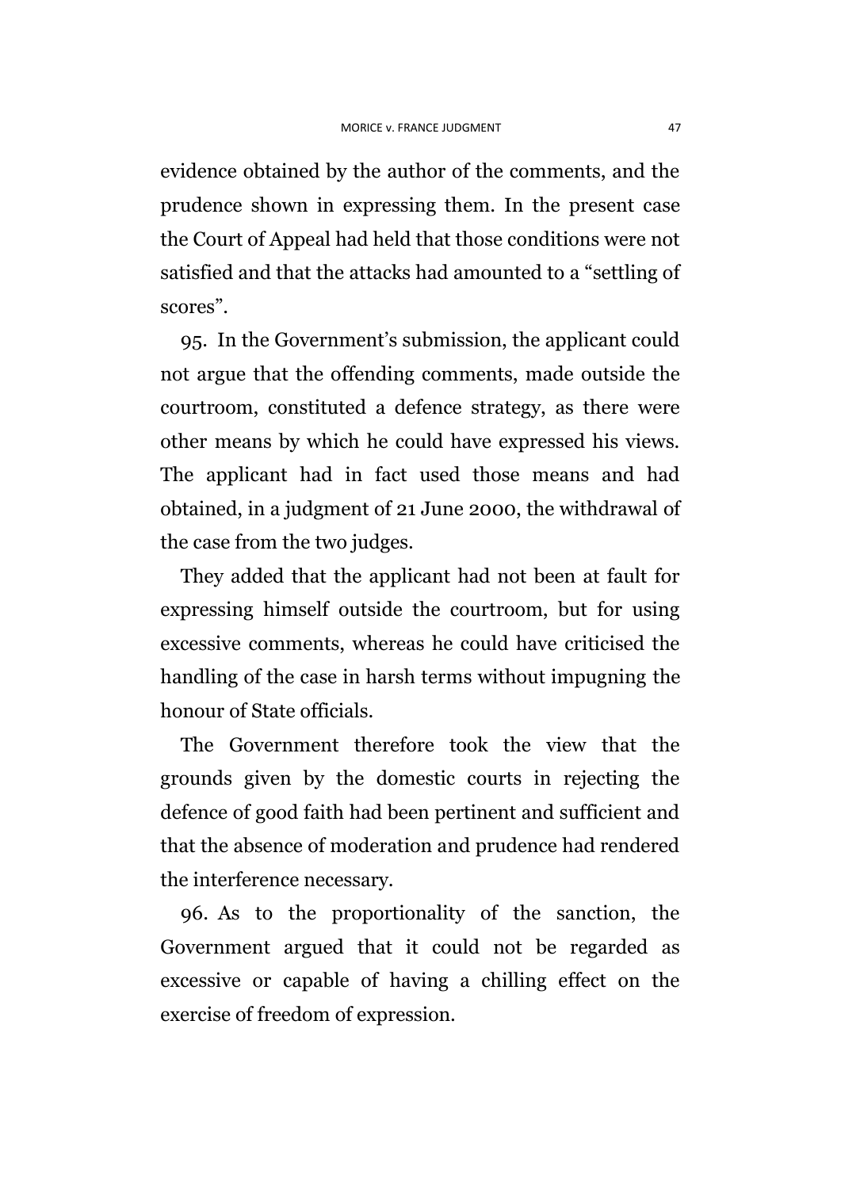evidence obtained by the author of the comments, and the prudence shown in expressing them. In the present case the Court of Appeal had held that those conditions were not satisfied and that the attacks had amounted to a "settling of scores".

95. In the Government's submission, the applicant could not argue that the offending comments, made outside the courtroom, constituted a defence strategy, as there were other means by which he could have expressed his views. The applicant had in fact used those means and had obtained, in a judgment of 21 June 2000, the withdrawal of the case from the two judges.

They added that the applicant had not been at fault for expressing himself outside the courtroom, but for using excessive comments, whereas he could have criticised the handling of the case in harsh terms without impugning the honour of State officials.

The Government therefore took the view that the grounds given by the domestic courts in rejecting the defence of good faith had been pertinent and sufficient and that the absence of moderation and prudence had rendered the interference necessary.

96. As to the proportionality of the sanction, the Government argued that it could not be regarded as excessive or capable of having a chilling effect on the exercise of freedom of expression.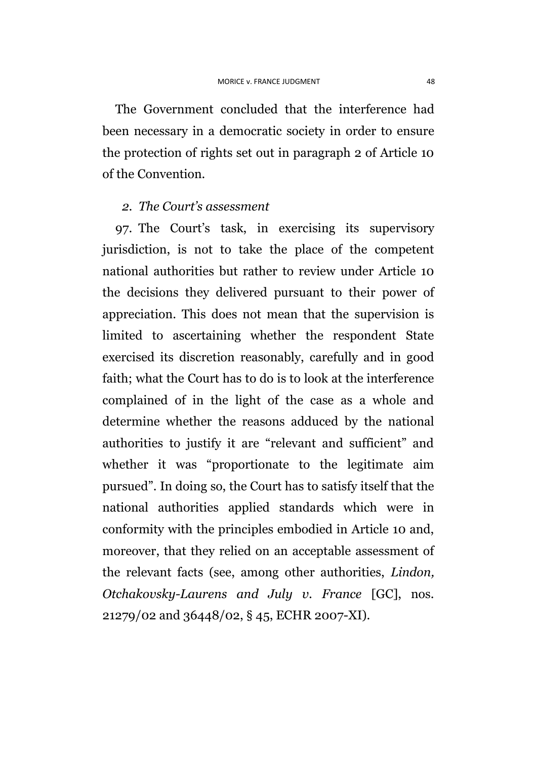The Government concluded that the interference had been necessary in a democratic society in order to ensure the protection of rights set out in paragraph 2 of Article 10 of the Convention.

### *2. The Court's assessment*

97. The Court's task, in exercising its supervisory jurisdiction, is not to take the place of the competent national authorities but rather to review under Article 10 the decisions they delivered pursuant to their power of appreciation. This does not mean that the supervision is limited to ascertaining whether the respondent State exercised its discretion reasonably, carefully and in good faith; what the Court has to do is to look at the interference complained of in the light of the case as a whole and determine whether the reasons adduced by the national authorities to justify it are "relevant and sufficient" and whether it was "proportionate to the legitimate aim pursued". In doing so, the Court has to satisfy itself that the national authorities applied standards which were in conformity with the principles embodied in Article 10 and, moreover, that they relied on an acceptable assessment of the relevant facts (see, among other authorities, *Lindon, Otchakovsky-Laurens and July v. France* [GC], nos. 21279/02 and 36448/02, § 45, ECHR 2007-XI).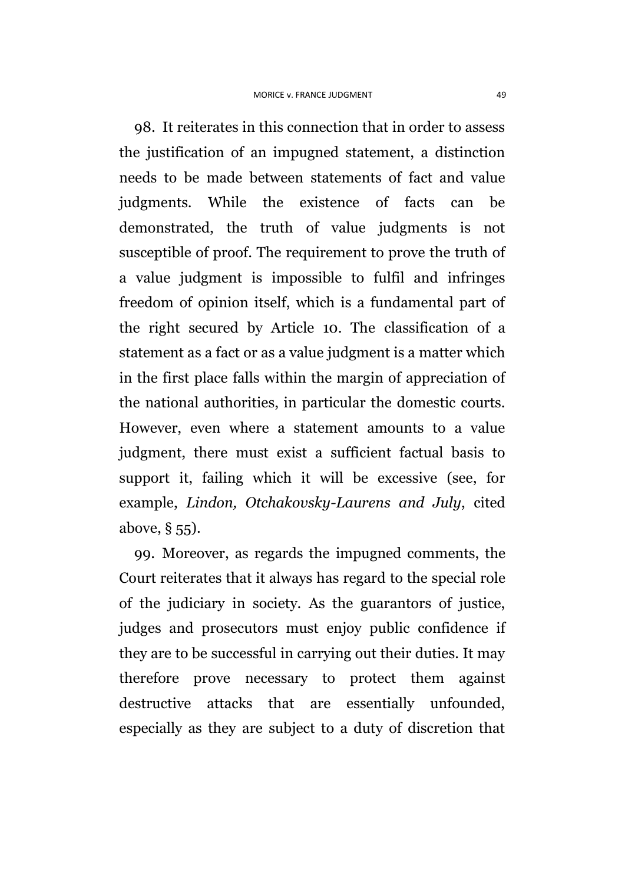98. It reiterates in this connection that in order to assess the justification of an impugned statement, a distinction needs to be made between statements of fact and value judgments. While the existence of facts can be demonstrated, the truth of value judgments is not susceptible of proof. The requirement to prove the truth of a value judgment is impossible to fulfil and infringes freedom of opinion itself, which is a fundamental part of the right secured by Article 10. The classification of a statement as a fact or as a value judgment is a matter which in the first place falls within the margin of appreciation of the national authorities, in particular the domestic courts. However, even where a statement amounts to a value judgment, there must exist a sufficient factual basis to support it, failing which it will be excessive (see, for example, *Lindon, Otchakovsky-Laurens and July*, cited above, § 55).

99. Moreover, as regards the impugned comments, the Court reiterates that it always has regard to the special role of the judiciary in society. As the guarantors of justice, judges and prosecutors must enjoy public confidence if they are to be successful in carrying out their duties. It may therefore prove necessary to protect them against destructive attacks that are essentially unfounded, especially as they are subject to a duty of discretion that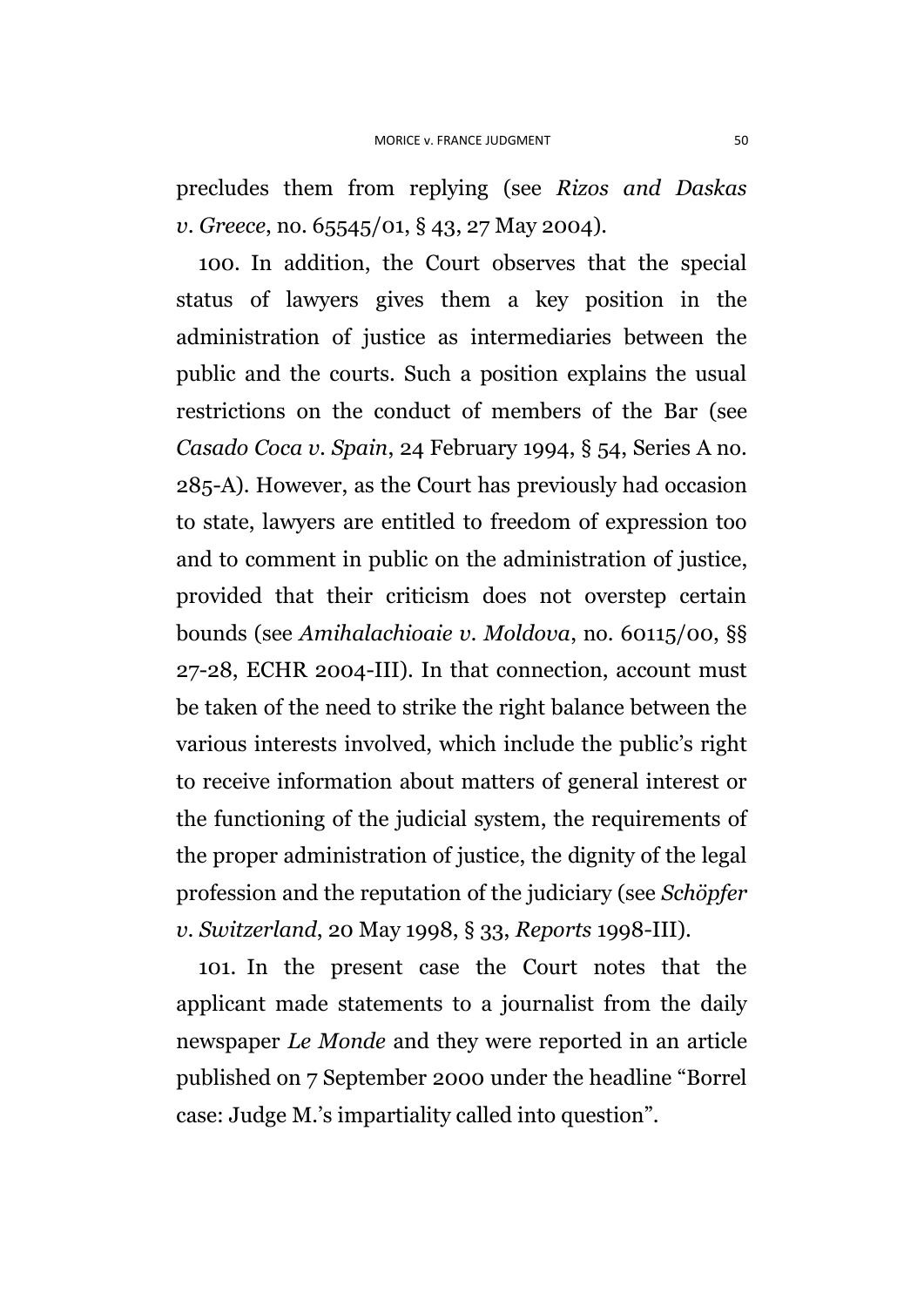precludes them from replying (see *Rizos and Daskas v. Greece*, no. 65545/01, § 43, 27 May 2004).

100. In addition, the Court observes that the special status of lawyers gives them a key position in the administration of justice as intermediaries between the public and the courts. Such a position explains the usual restrictions on the conduct of members of the Bar (see *Casado Coca v. Spain*, 24 February 1994, § 54, Series A no. 285-A). However, as the Court has previously had occasion to state, lawyers are entitled to freedom of expression too and to comment in public on the administration of justice, provided that their criticism does not overstep certain bounds (see *Amihalachioaie v. Moldova*, no. 60115/00, §§ 27-28, ECHR 2004-III). In that connection, account must be taken of the need to strike the right balance between the various interests involved, which include the public's right to receive information about matters of general interest or the functioning of the judicial system, the requirements of the proper administration of justice, the dignity of the legal profession and the reputation of the judiciary (see *Schöpfer v. Switzerland*, 20 May 1998, § 33, *Reports* 1998-III).

101. In the present case the Court notes that the applicant made statements to a journalist from the daily newspaper *Le Monde* and they were reported in an article published on 7 September 2000 under the headline "Borrel case: Judge M.'s impartiality called into question".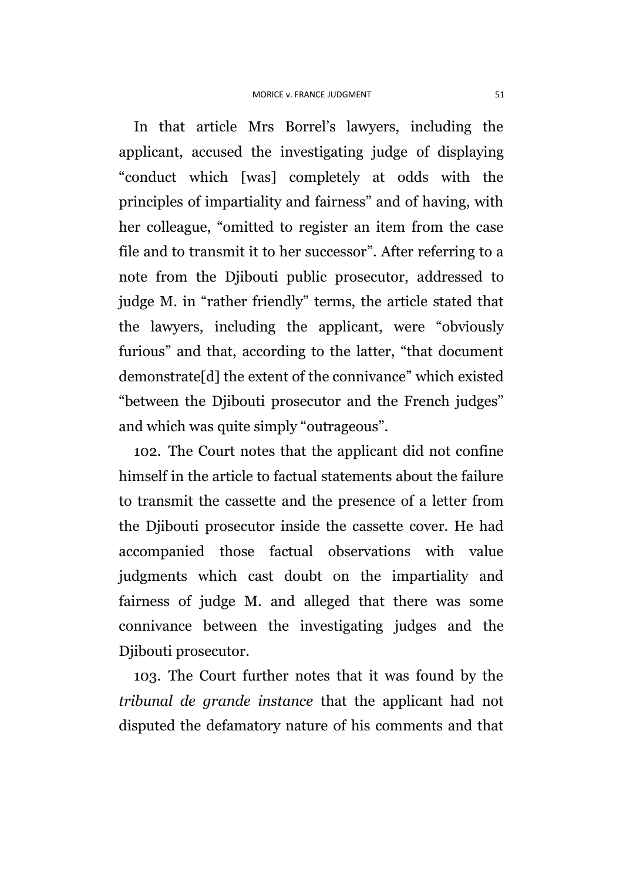In that article Mrs Borrel's lawyers, including the applicant, accused the investigating judge of displaying "conduct which [was] completely at odds with the principles of impartiality and fairness" and of having, with her colleague, "omitted to register an item from the case file and to transmit it to her successor". After referring to a note from the Djibouti public prosecutor, addressed to judge M. in "rather friendly" terms, the article stated that the lawyers, including the applicant, were "obviously furious" and that, according to the latter, "that document demonstrate[d] the extent of the connivance" which existed "between the Djibouti prosecutor and the French judges" and which was quite simply "outrageous".

102. The Court notes that the applicant did not confine himself in the article to factual statements about the failure to transmit the cassette and the presence of a letter from the Djibouti prosecutor inside the cassette cover. He had accompanied those factual observations with value judgments which cast doubt on the impartiality and fairness of judge M. and alleged that there was some connivance between the investigating judges and the Djibouti prosecutor.

103. The Court further notes that it was found by the *tribunal de grande instance* that the applicant had not disputed the defamatory nature of his comments and that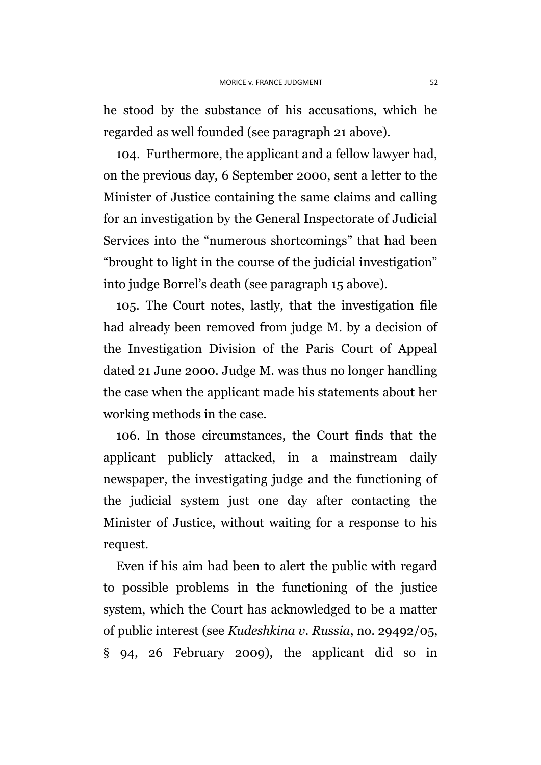he stood by the substance of his accusations, which he regarded as well founded (see paragraph 21 above).

104. Furthermore, the applicant and a fellow lawyer had, on the previous day, 6 September 2000, sent a letter to the Minister of Justice containing the same claims and calling for an investigation by the General Inspectorate of Judicial Services into the "numerous shortcomings" that had been "brought to light in the course of the judicial investigation" into judge Borrel's death (see paragraph 15 above).

105. The Court notes, lastly, that the investigation file had already been removed from judge M. by a decision of the Investigation Division of the Paris Court of Appeal dated 21 June 2000. Judge M. was thus no longer handling the case when the applicant made his statements about her working methods in the case.

106. In those circumstances, the Court finds that the applicant publicly attacked, in a mainstream daily newspaper, the investigating judge and the functioning of the judicial system just one day after contacting the Minister of Justice, without waiting for a response to his request.

Even if his aim had been to alert the public with regard to possible problems in the functioning of the justice system, which the Court has acknowledged to be a matter of public interest (see *Kudeshkina v. Russia*, no. 29492/05, § 94, 26 February 2009), the applicant did so in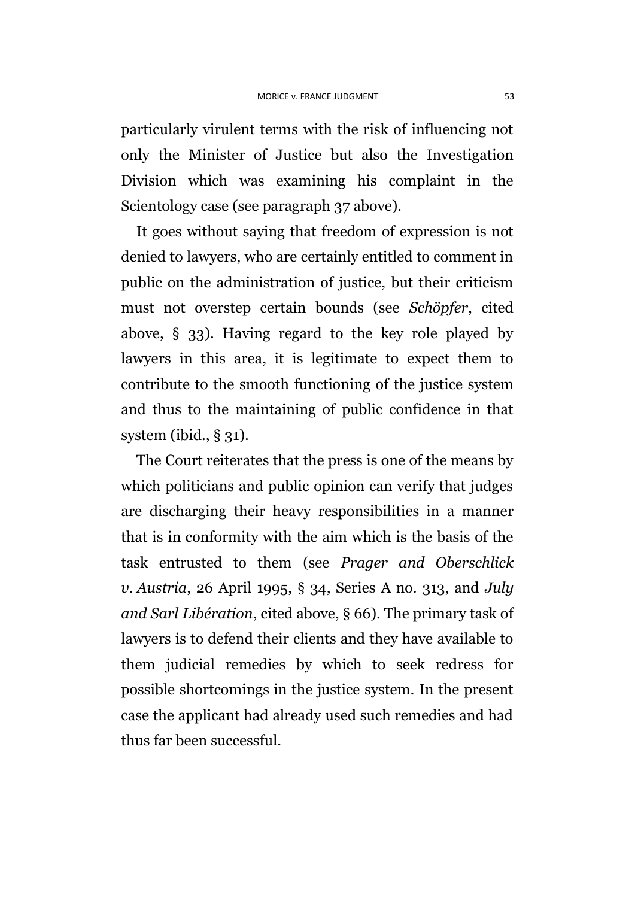particularly virulent terms with the risk of influencing not only the Minister of Justice but also the Investigation Division which was examining his complaint in the Scientology case (see paragraph 37 above).

It goes without saying that freedom of expression is not denied to lawyers, who are certainly entitled to comment in public on the administration of justice, but their criticism must not overstep certain bounds (see *Schöpfer*, cited above, § 33). Having regard to the key role played by lawyers in this area, it is legitimate to expect them to contribute to the smooth functioning of the justice system and thus to the maintaining of public confidence in that system (ibid., § 31).

The Court reiterates that the press is one of the means by which politicians and public opinion can verify that judges are discharging their heavy responsibilities in a manner that is in conformity with the aim which is the basis of the task entrusted to them (see *Prager and Oberschlick v. Austria*, 26 April 1995, § 34, Series A no. 313, and *July and Sarl Libération*, cited above, § 66). The primary task of lawyers is to defend their clients and they have available to them judicial remedies by which to seek redress for possible shortcomings in the justice system. In the present case the applicant had already used such remedies and had thus far been successful.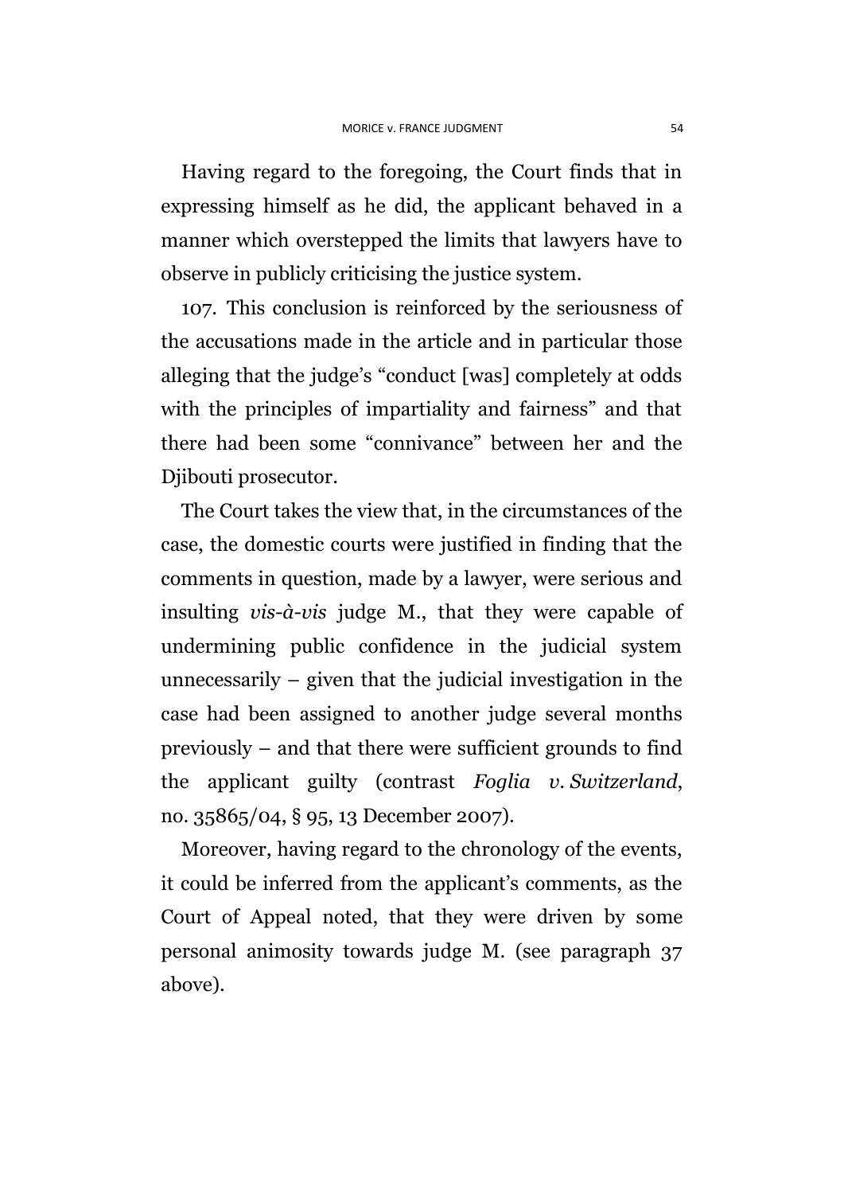Having regard to the foregoing, the Court finds that in expressing himself as he did, the applicant behaved in a manner which overstepped the limits that lawyers have to observe in publicly criticising the justice system.

107. This conclusion is reinforced by the seriousness of the accusations made in the article and in particular those alleging that the judge's "conduct [was] completely at odds with the principles of impartiality and fairness" and that there had been some "connivance" between her and the Djibouti prosecutor.

The Court takes the view that, in the circumstances of the case, the domestic courts were justified in finding that the comments in question, made by a lawyer, were serious and insulting *vis-à-vis* judge M., that they were capable of undermining public confidence in the judicial system unnecessarily – given that the judicial investigation in the case had been assigned to another judge several months previously – and that there were sufficient grounds to find the applicant guilty (contrast *Foglia v. Switzerland*, no. 35865/04, § 95, 13 December 2007).

Moreover, having regard to the chronology of the events, it could be inferred from the applicant's comments, as the Court of Appeal noted, that they were driven by some personal animosity towards judge M. (see paragraph 37 above).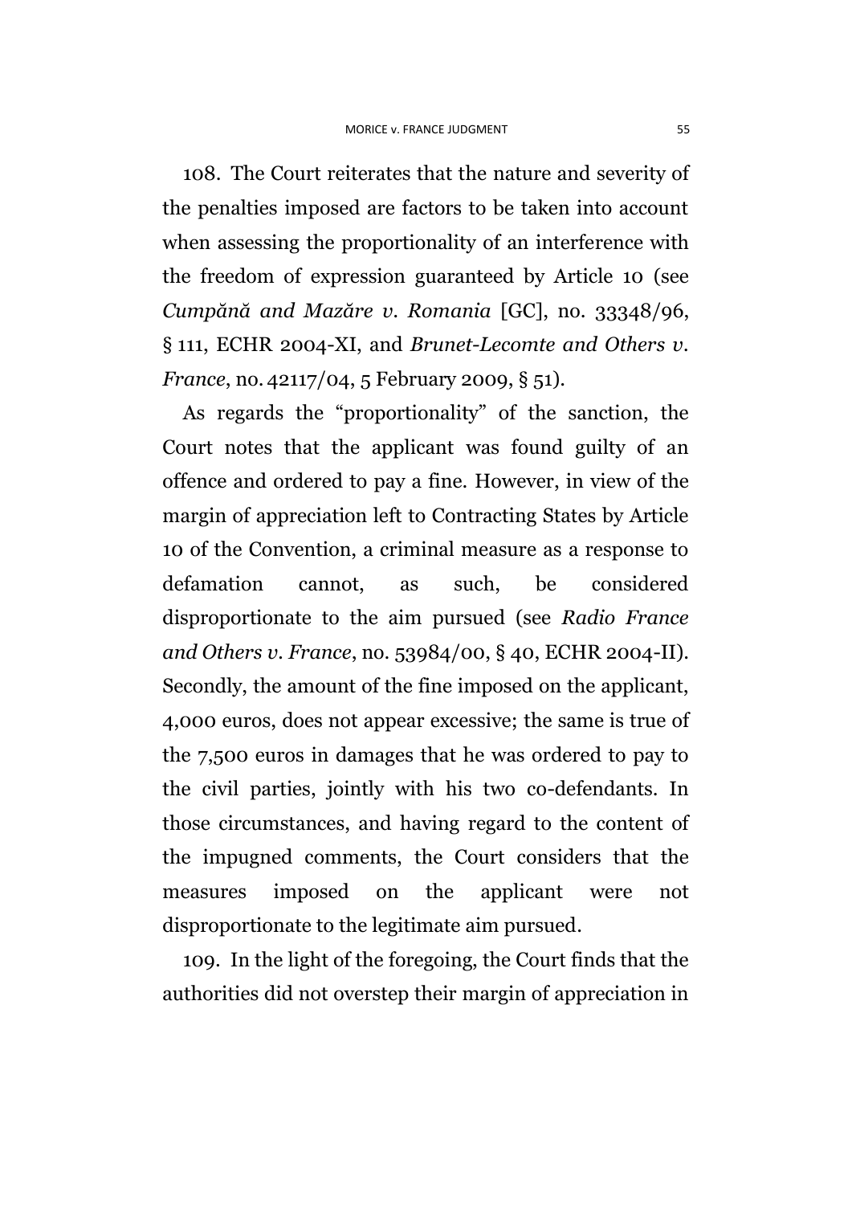108. The Court reiterates that the nature and severity of the penalties imposed are factors to be taken into account when assessing the proportionality of an interference with the freedom of expression guaranteed by Article 10 (see *Cumpănă and Mazăre v. Romania* [GC], no. 33348/96, § 111, ECHR 2004-XI, and *Brunet-Lecomte and Others v. France*, no. 42117/04, 5 February 2009, § 51).

As regards the "proportionality" of the sanction, the Court notes that the applicant was found guilty of an offence and ordered to pay a fine. However, in view of the margin of appreciation left to Contracting States by Article 10 of the Convention, a criminal measure as a response to defamation cannot, as such, be considered disproportionate to the aim pursued (see *Radio France and Others v. France*, no. 53984/00, § 40, ECHR 2004-II). Secondly, the amount of the fine imposed on the applicant, 4,000 euros, does not appear excessive; the same is true of the 7,500 euros in damages that he was ordered to pay to the civil parties, jointly with his two co-defendants. In those circumstances, and having regard to the content of the impugned comments, the Court considers that the measures imposed on the applicant were not disproportionate to the legitimate aim pursued.

109. In the light of the foregoing, the Court finds that the authorities did not overstep their margin of appreciation in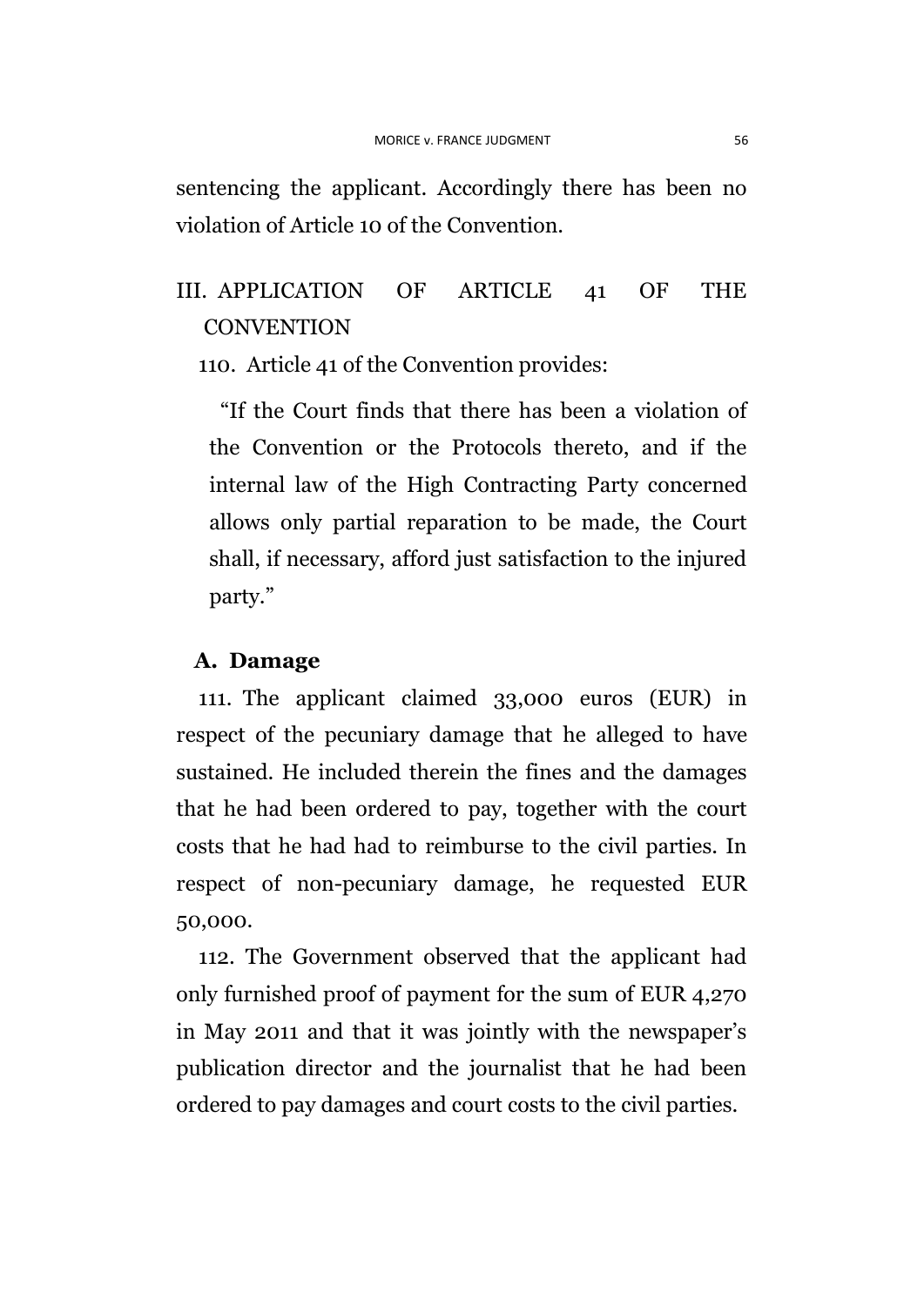sentencing the applicant. Accordingly there has been no violation of Article 10 of the Convention.

## III. APPLICATION OF ARTICLE 41 OF THE CONVENTION

110. Article 41 of the Convention provides:

> "If the Court finds that there has been a violation of the Convention or the Protocols thereto, and if the internal law of the High Contracting Party concerned allows only partial reparation to be made, the Court shall, if necessary, afford just satisfaction to the injured party."

### A. Damage

111. The applicant claimed 33,000 euros (EUR) in respect of the pecuniary damage that he alleged to have sustained. He included therein the fines and the damages that he had been ordered to pay, together with the court costs that he had had to reimburse to the civil parties. In respect of non-pecuniary damage, he requested EUR 50,000.

112. The Government observed that the applicant had only furnished proof of payment for the sum of EUR 4,270 in May 2011 and that it was jointly with the newspaper's publication director and the journalist that he had been ordered to pay damages and court costs to the civil parties.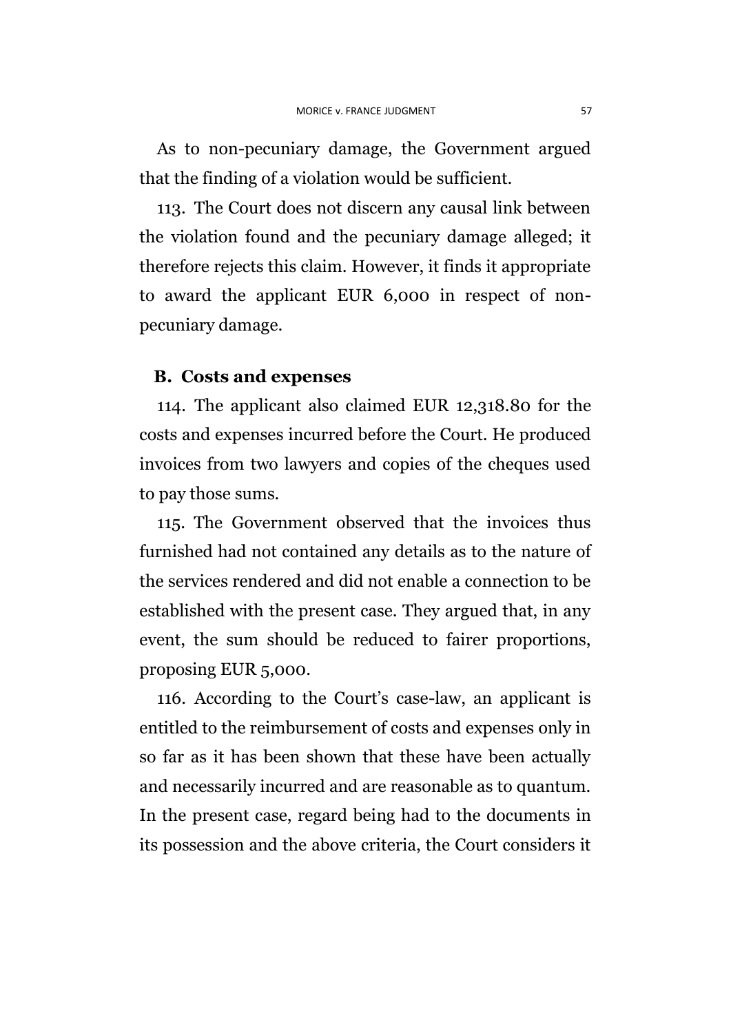As to non-pecuniary damage, the Government argued that the finding of a violation would be sufficient.

113. The Court does not discern any causal link between the violation found and the pecuniary damage alleged; it therefore rejects this claim. However, it finds it appropriate to award the applicant EUR 6,000 in respect of non-pecuniary damage.

### B. Costs and expenses

114. The applicant also claimed EUR 12,318.80 for the costs and expenses incurred before the Court. He produced invoices from two lawyers and copies of the cheques used to pay those sums.

115. The Government observed that the invoices thus furnished had not contained any details as to the nature of the services rendered and did not enable a connection to be established with the present case. They argued that, in any event, the sum should be reduced to fairer proportions, proposing EUR 5,000.

116. According to the Court's case-law, an applicant is entitled to the reimbursement of costs and expenses only in so far as it has been shown that these have been actually and necessarily incurred and are reasonable as to quantum. In the present case, regard being had to the documents in its possession and the above criteria, the Court considers it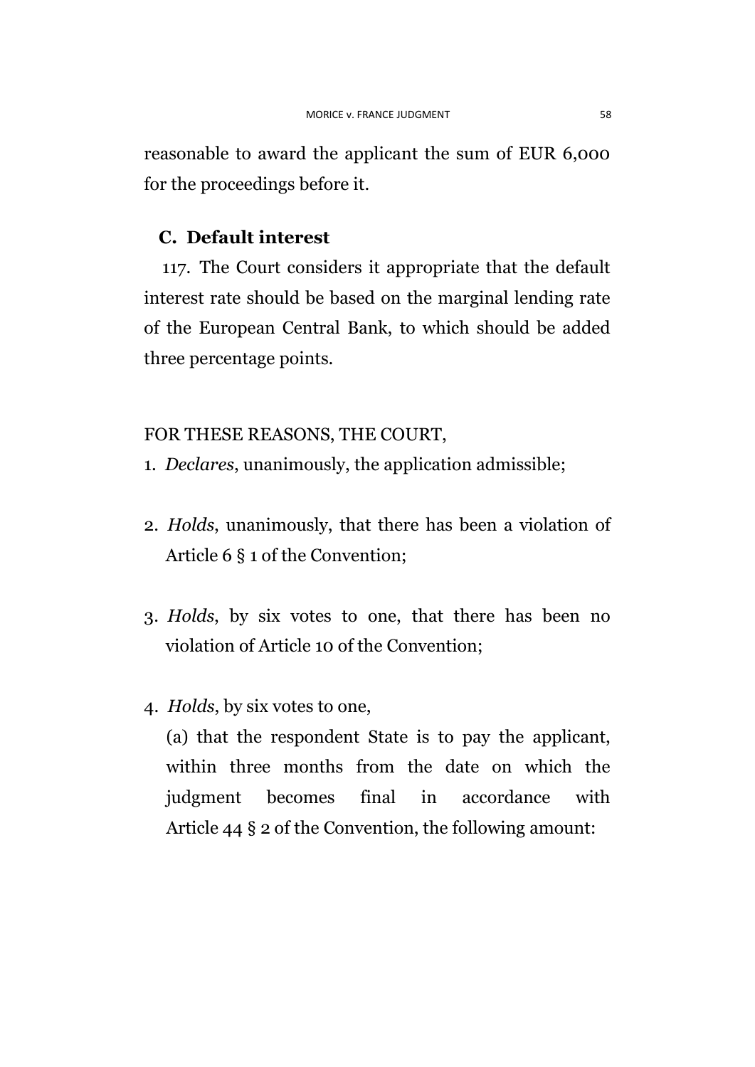reasonable to award the applicant the sum of EUR 6,000 for the proceedings before it.

## C. Default interest

117. The Court considers it appropriate that the default interest rate should be based on the marginal lending rate of the European Central Bank, to which should be added three percentage points.

FOR THESE REASONS, THE COURT,

1. *Declares*, unanimously, the application admissible;

2. *Holds*, unanimously, that there has been a violation of Article 6 § 1 of the Convention;

3. *Holds*, by six votes to one, that there has been no violation of Article 10 of the Convention;

4. *Holds*, by six votes to one,

   (a) that the respondent State is to pay the applicant, within three months from the date on which the judgment becomes final in accordance with Article 44 § 2 of the Convention, the following amount: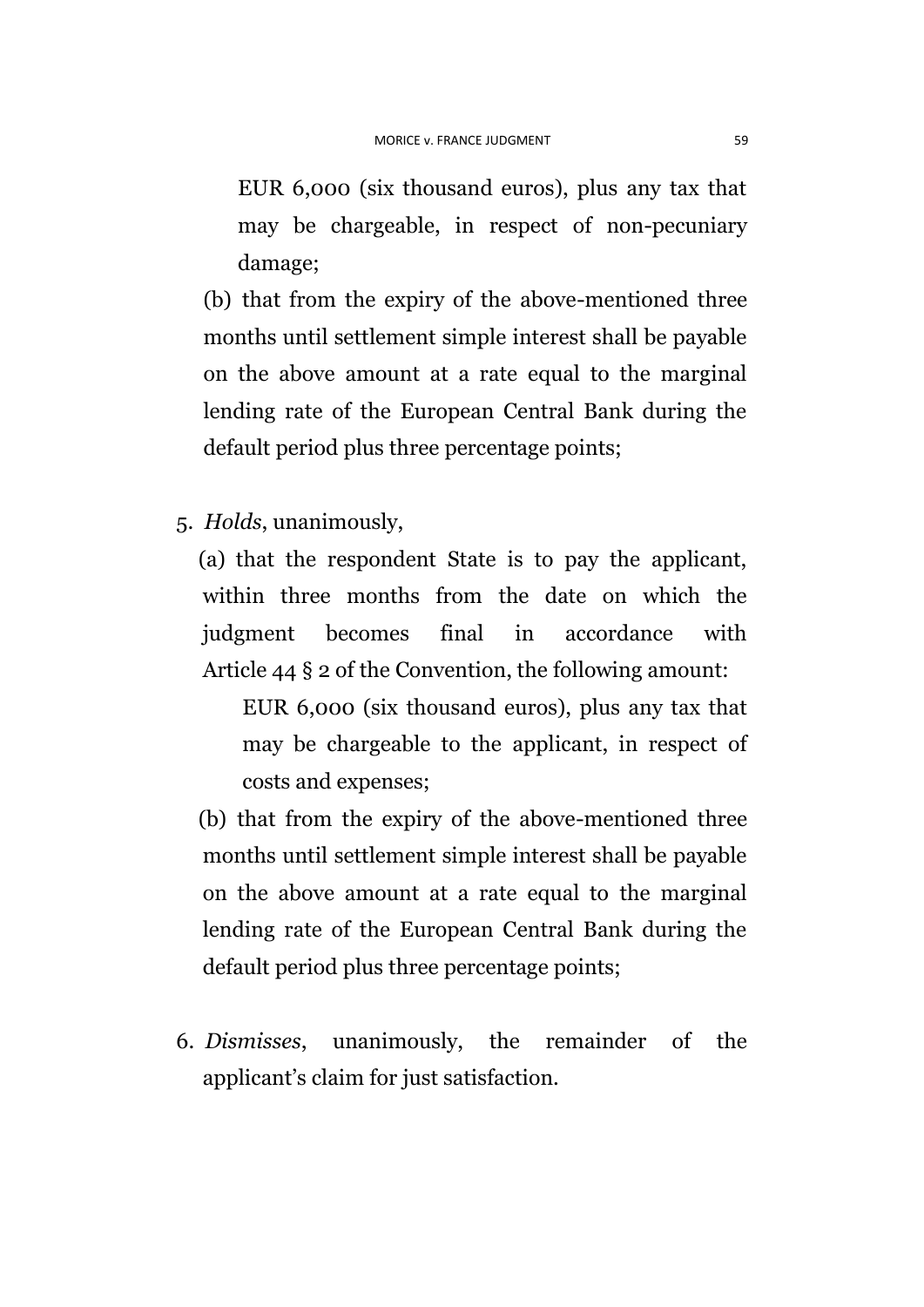EUR 6,000 (six thousand euros), plus any tax that may be chargeable, in respect of non-pecuniary damage;

(b) that from the expiry of the above-mentioned three months until settlement simple interest shall be payable on the above amount at a rate equal to the marginal lending rate of the European Central Bank during the default period plus three percentage points;

5. *Holds*, unanimously,

(a) that the respondent State is to pay the applicant, within three months from the date on which the judgment becomes final in accordance with Article 44 § 2 of the Convention, the following amount:

EUR 6,000 (six thousand euros), plus any tax that may be chargeable to the applicant, in respect of costs and expenses;

(b) that from the expiry of the above-mentioned three months until settlement simple interest shall be payable on the above amount at a rate equal to the marginal lending rate of the European Central Bank during the default period plus three percentage points;

6. *Dismisses*, unanimously, the remainder of the applicant's claim for just satisfaction.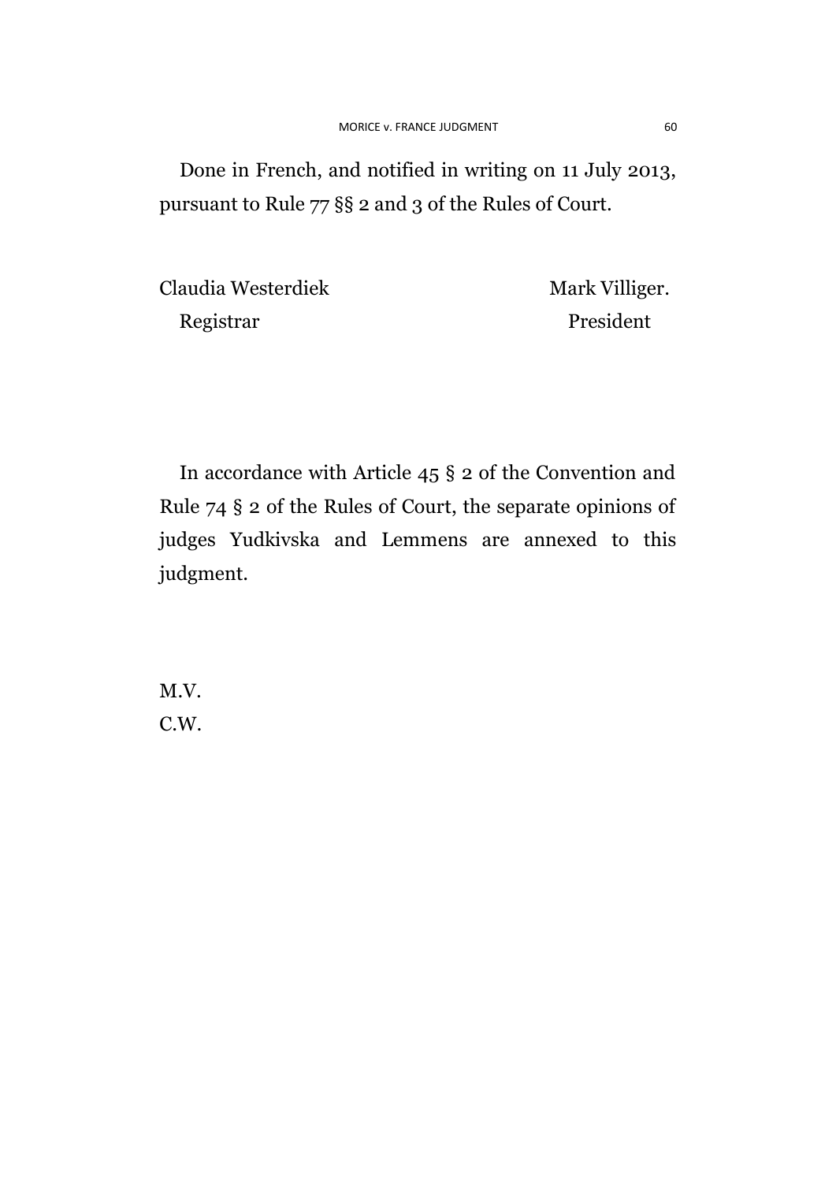Done in French, and notified in writing on 11 July 2013, pursuant to Rule 77 §§ 2 and 3 of the Rules of Court.

Claudia Westerdiek Registrar

Mark Villiger. President

In accordance with Article 45 § 2 of the Convention and Rule 74 § 2 of the Rules of Court, the separate opinions of judges Yudkivska and Lemmens are annexed to this judgment.

M.V.
C.W.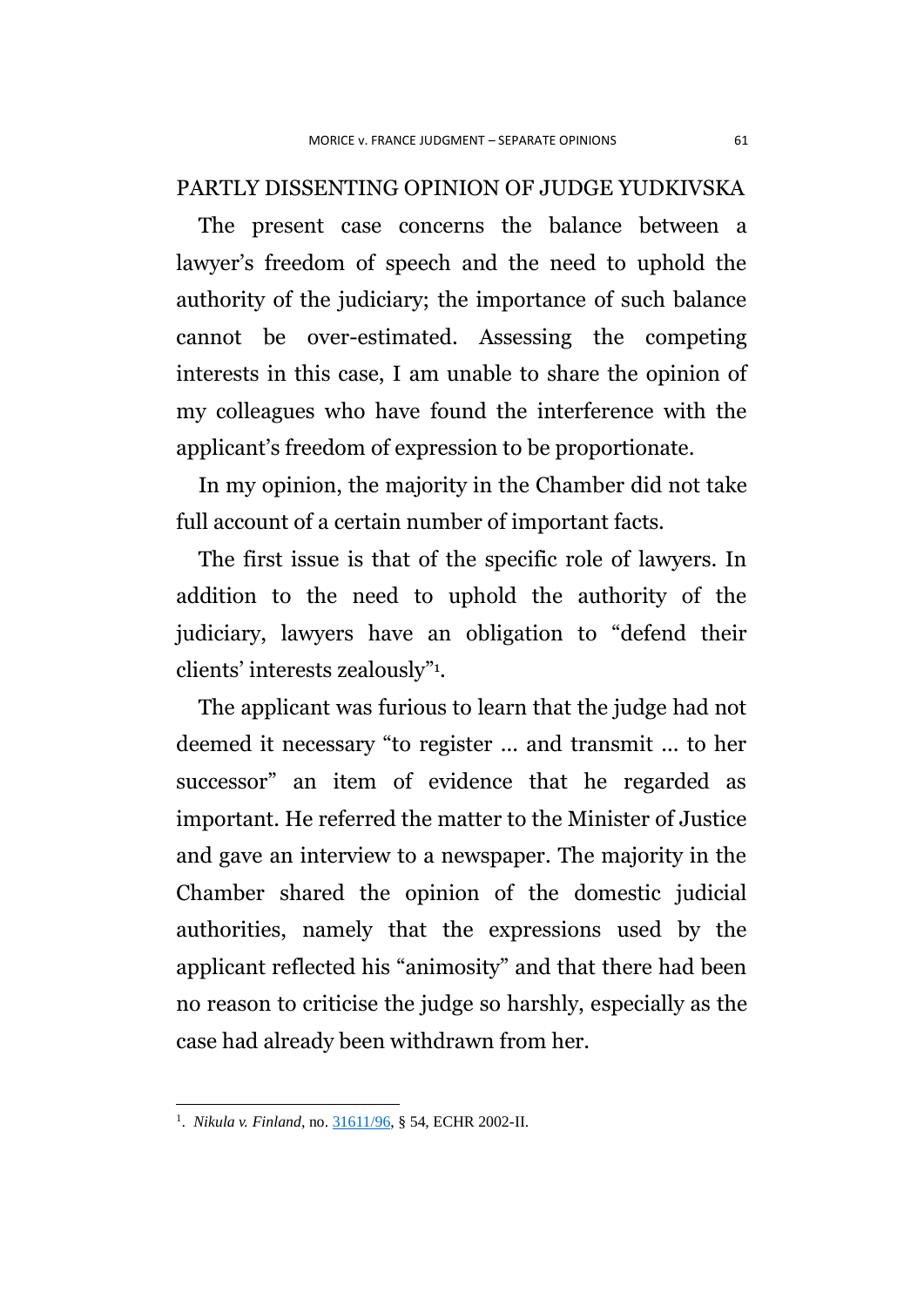## PARTLY DISSENTING OPINION OF JUDGE YUDKIVSKA

The present case concerns the balance between a lawyer's freedom of speech and the need to uphold the authority of the judiciary; the importance of such balance cannot be over-estimated. Assessing the competing interests in this case, I am unable to share the opinion of my colleagues who have found the interference with the applicant's freedom of expression to be proportionate.

In my opinion, the majority in the Chamber did not take full account of a certain number of important facts.

The first issue is that of the specific role of lawyers. In addition to the need to uphold the authority of the judiciary, lawyers have an obligation to "defend their clients' interests zealously"[1].

The applicant was furious to learn that the judge had not deemed it necessary "to register ... and transmit ... to her successor" an item of evidence that he regarded as important. He referred the matter to the Minister of Justice and gave an interview to a newspaper. The majority in the Chamber shared the opinion of the domestic judicial authorities, namely that the expressions used by the applicant reflected his "animosity" and that there had been no reason to criticise the judge so harshly, especially as the case had already been withdrawn from her.

---

[1]. *Nikula v. Finland*, no. 31611/96, § 54, ECHR 2002-II.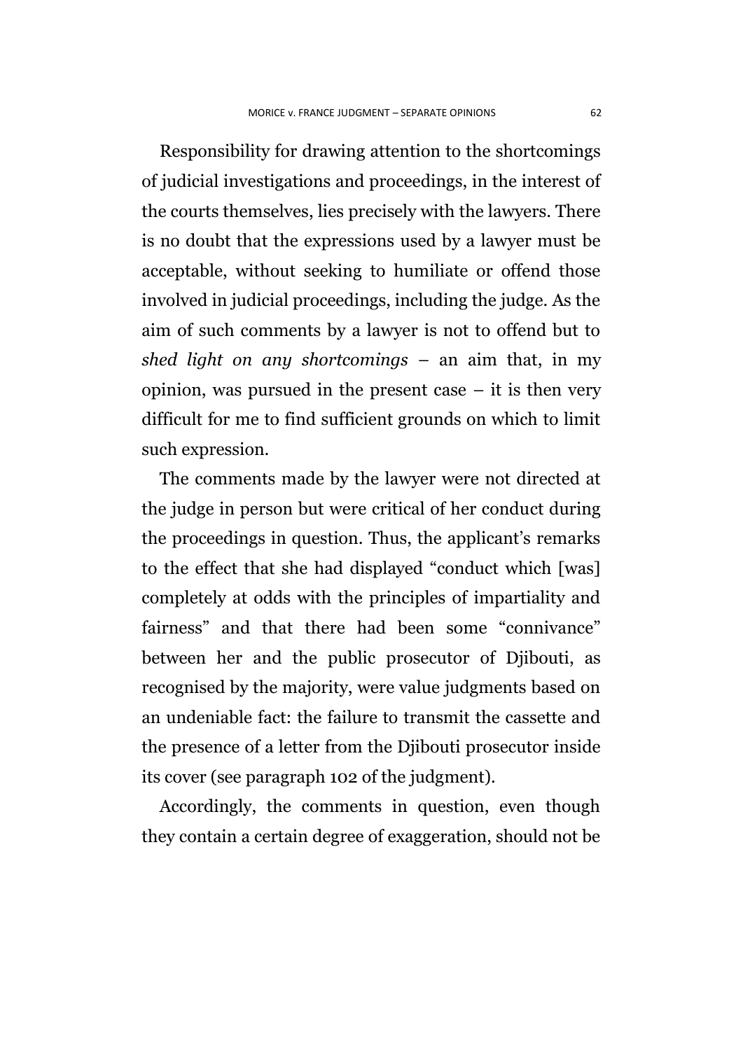Responsibility for drawing attention to the shortcomings of judicial investigations and proceedings, in the interest of the courts themselves, lies precisely with the lawyers. There is no doubt that the expressions used by a lawyer must be acceptable, without seeking to humiliate or offend those involved in judicial proceedings, including the judge. As the aim of such comments by a lawyer is not to offend but to *shed light on any shortcomings* – an aim that, in my opinion, was pursued in the present case – it is then very difficult for me to find sufficient grounds on which to limit such expression.

The comments made by the lawyer were not directed at the judge in person but were critical of her conduct during the proceedings in question. Thus, the applicant's remarks to the effect that she had displayed "conduct which [was] completely at odds with the principles of impartiality and fairness" and that there had been some "connivance" between her and the public prosecutor of Djibouti, as recognised by the majority, were value judgments based on an undeniable fact: the failure to transmit the cassette and the presence of a letter from the Djibouti prosecutor inside its cover (see paragraph 102 of the judgment).

Accordingly, the comments in question, even though they contain a certain degree of exaggeration, should not be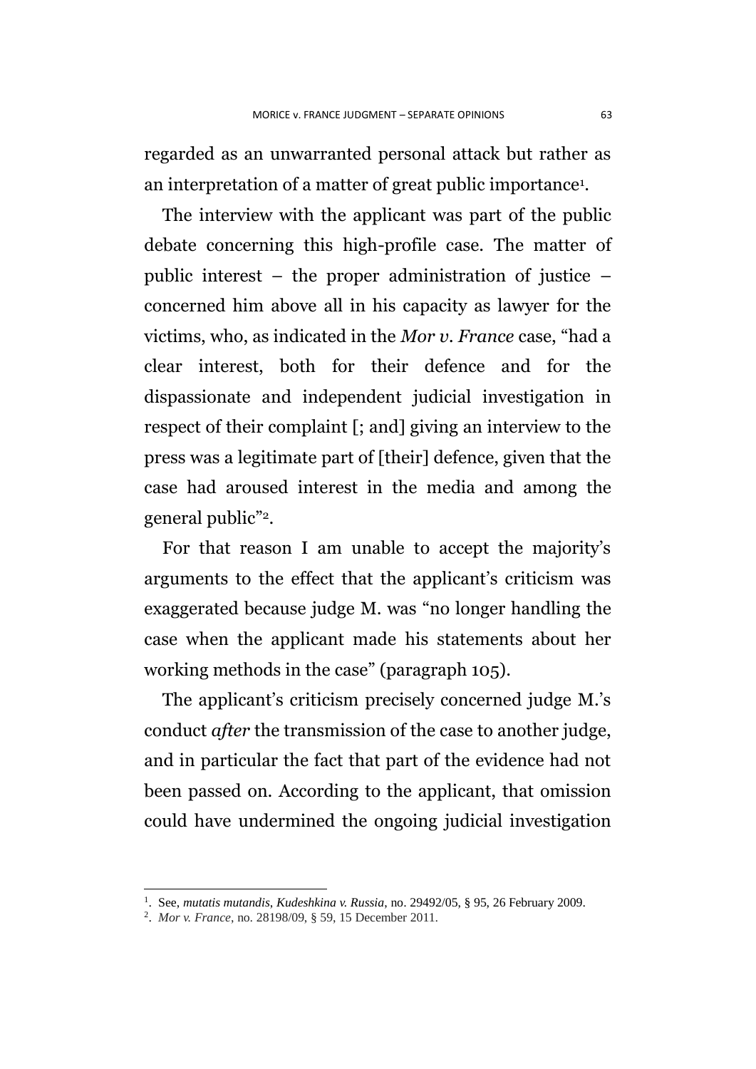regarded as an unwarranted personal attack but rather as an interpretation of a matter of great public importance[1].

The interview with the applicant was part of the public debate concerning this high-profile case. The matter of public interest – the proper administration of justice – concerned him above all in his capacity as lawyer for the victims, who, as indicated in the *Mor v. France* case, "had a clear interest, both for their defence and for the dispassionate and independent judicial investigation in respect of their complaint [; and] giving an interview to the press was a legitimate part of [their] defence, given that the case had aroused interest in the media and among the general public"[2].

For that reason I am unable to accept the majority's arguments to the effect that the applicant's criticism was exaggerated because judge M. was "no longer handling the case when the applicant made his statements about her working methods in the case" (paragraph 105).

The applicant's criticism precisely concerned judge M.'s conduct *after* the transmission of the case to another judge, and in particular the fact that part of the evidence had not been passed on. According to the applicant, that omission could have undermined the ongoing judicial investigation

---

[1]. See, *mutatis mutandis*, *Kudeshkina v. Russia*, no. 29492/05, § 95, 26 February 2009.

[2]. *Mor v. France*, no. 28198/09, § 59, 15 December 2011.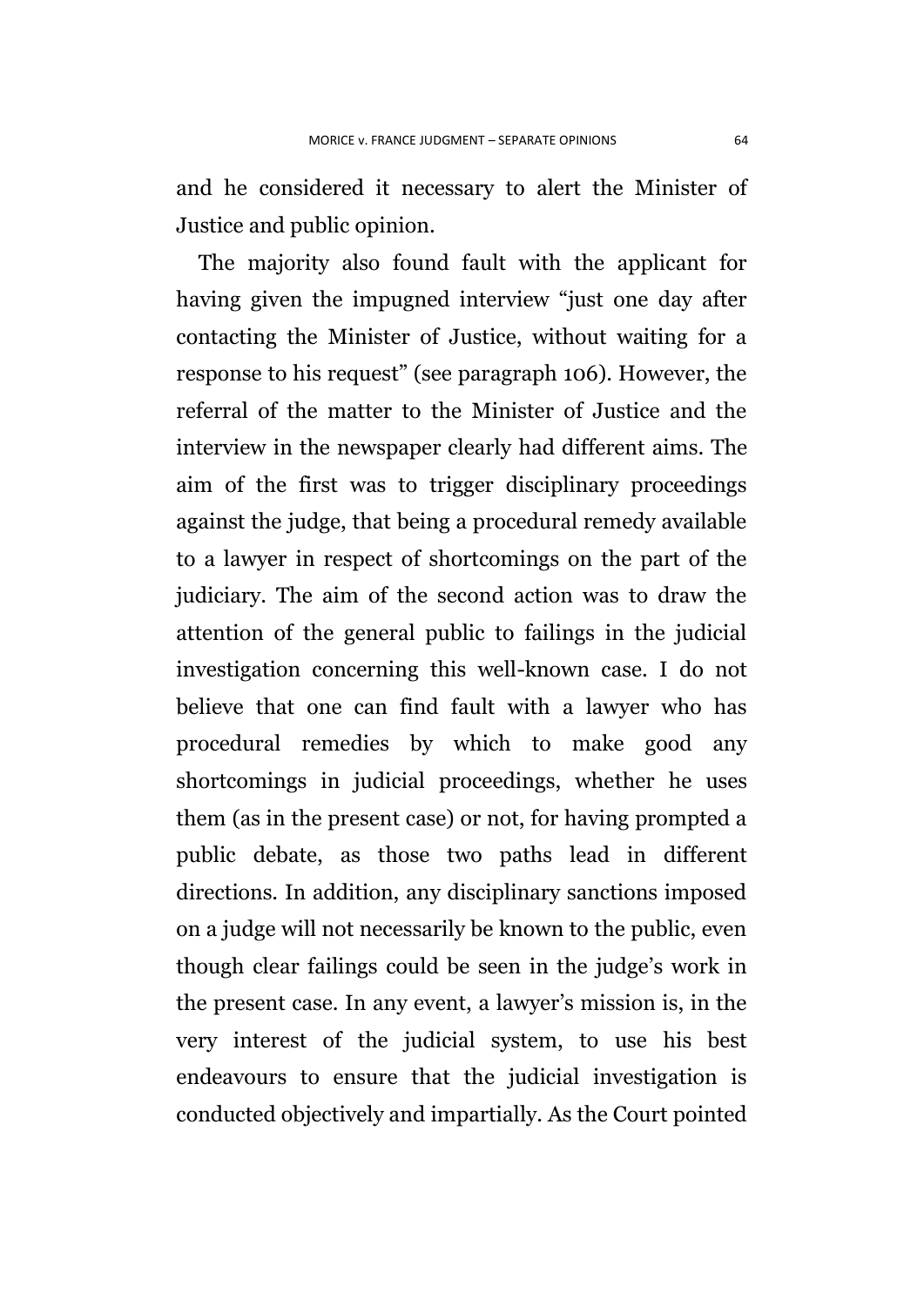and he considered it necessary to alert the Minister of Justice and public opinion.

The majority also found fault with the applicant for having given the impugned interview "just one day after contacting the Minister of Justice, without waiting for a response to his request" (see paragraph 106). However, the referral of the matter to the Minister of Justice and the interview in the newspaper clearly had different aims. The aim of the first was to trigger disciplinary proceedings against the judge, that being a procedural remedy available to a lawyer in respect of shortcomings on the part of the judiciary. The aim of the second action was to draw the attention of the general public to failings in the judicial investigation concerning this well-known case. I do not believe that one can find fault with a lawyer who has procedural remedies by which to make good any shortcomings in judicial proceedings, whether he uses them (as in the present case) or not, for having prompted a public debate, as those two paths lead in different directions. In addition, any disciplinary sanctions imposed on a judge will not necessarily be known to the public, even though clear failings could be seen in the judge's work in the present case. In any event, a lawyer's mission is, in the very interest of the judicial system, to use his best endeavours to ensure that the judicial investigation is conducted objectively and impartially. As the Court pointed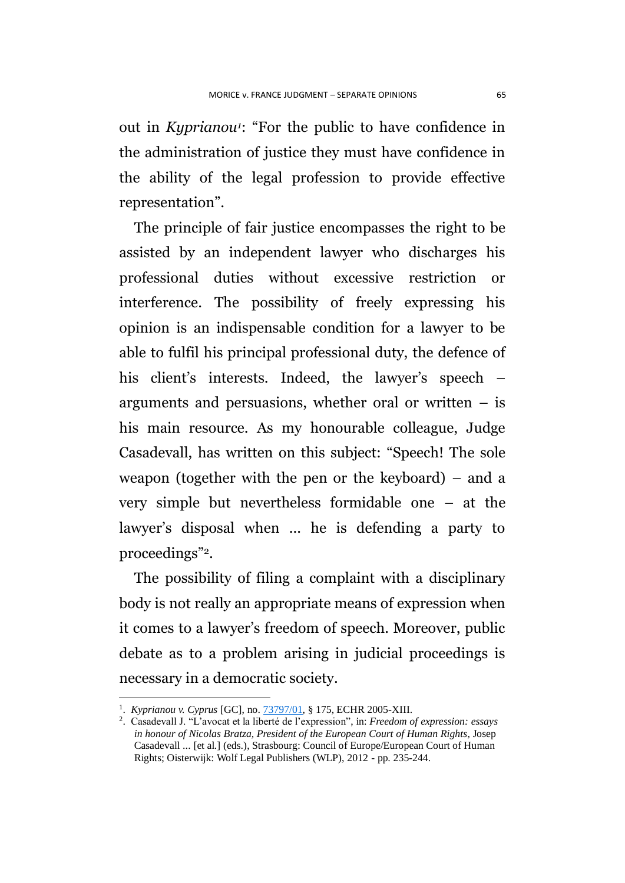out in *Kyprianou*[1]: "For the public to have confidence in the administration of justice they must have confidence in the ability of the legal profession to provide effective representation".

The principle of fair justice encompasses the right to be assisted by an independent lawyer who discharges his professional duties without excessive restriction or interference. The possibility of freely expressing his opinion is an indispensable condition for a lawyer to be able to fulfil his principal professional duty, the defence of his client's interests. Indeed, the lawyer's speech – arguments and persuasions, whether oral or written – is his main resource. As my honourable colleague, Judge Casadevall, has written on this subject: "Speech! The sole weapon (together with the pen or the keyboard) – and a very simple but nevertheless formidable one – at the lawyer's disposal when ... he is defending a party to proceedings"[2].

The possibility of filing a complaint with a disciplinary body is not really an appropriate means of expression when it comes to a lawyer's freedom of speech. Moreover, public debate as to a problem arising in judicial proceedings is necessary in a democratic society.

---

[1]. *Kyprianou v. Cyprus* [GC], no. 73797/01, § 175, ECHR 2005-XIII.

[2]. Casadevall J. "L'avocat et la liberté de l'expression", in: *Freedom of expression: essays in honour of Nicolas Bratza, President of the European Court of Human Rights*, Josep Casadevall ... [et al.] (eds.), Strasbourg: Council of Europe/European Court of Human Rights; Oisterwijk: Wolf Legal Publishers (WLP), 2012 - pp. 235-244.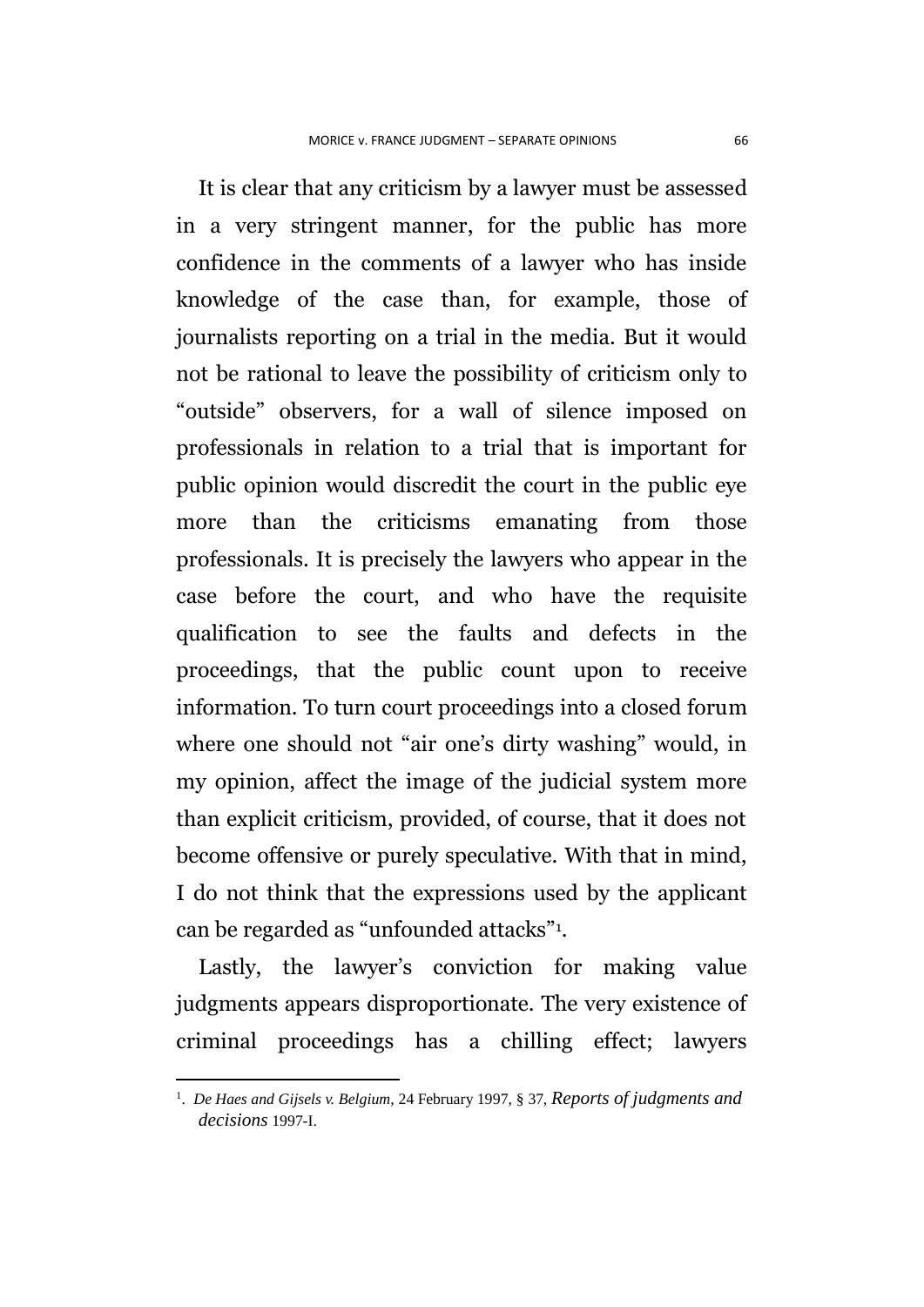It is clear that any criticism by a lawyer must be assessed in a very stringent manner, for the public has more confidence in the comments of a lawyer who has inside knowledge of the case than, for example, those of journalists reporting on a trial in the media. But it would not be rational to leave the possibility of criticism only to "outside" observers, for a wall of silence imposed on professionals in relation to a trial that is important for public opinion would discredit the court in the public eye more than the criticisms emanating from those professionals. It is precisely the lawyers who appear in the case before the court, and who have the requisite qualification to see the faults and defects in the proceedings, that the public count upon to receive information. To turn court proceedings into a closed forum where one should not "air one's dirty washing" would, in my opinion, affect the image of the judicial system more than explicit criticism, provided, of course, that it does not become offensive or purely speculative. With that in mind, I do not think that the expressions used by the applicant can be regarded as "unfounded attacks"[1].

Lastly, the lawyer's conviction for making value judgments appears disproportionate. The very existence of criminal proceedings has a chilling effect; lawyers

---

[1]. *De Haes and Gijsels v. Belgium*, 24 February 1997, § 37, *Reports of judgments and decisions* 1997-I.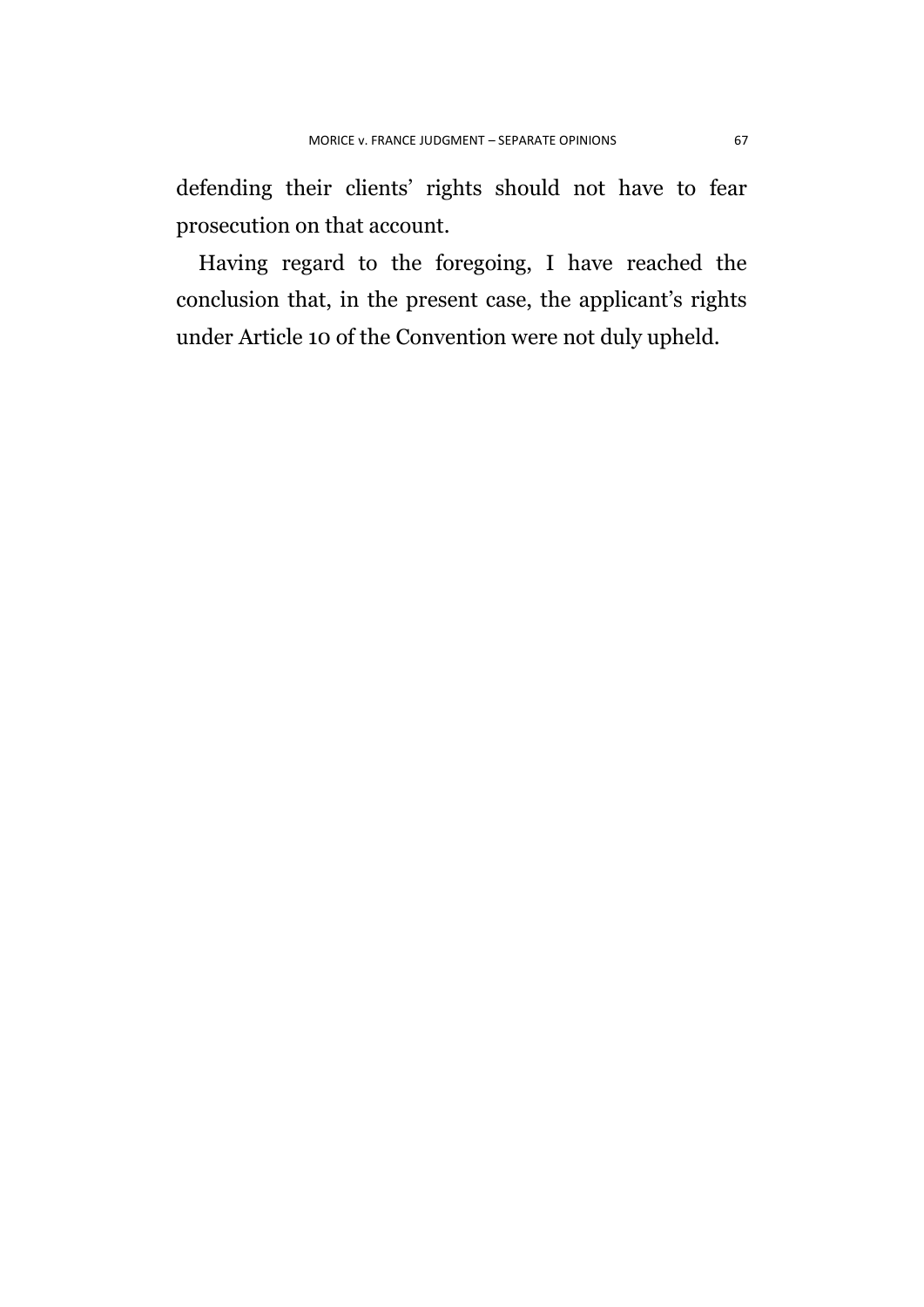defending their clients' rights should not have to fear prosecution on that account.

Having regard to the foregoing, I have reached the conclusion that, in the present case, the applicant's rights under Article 10 of the Convention were not duly upheld.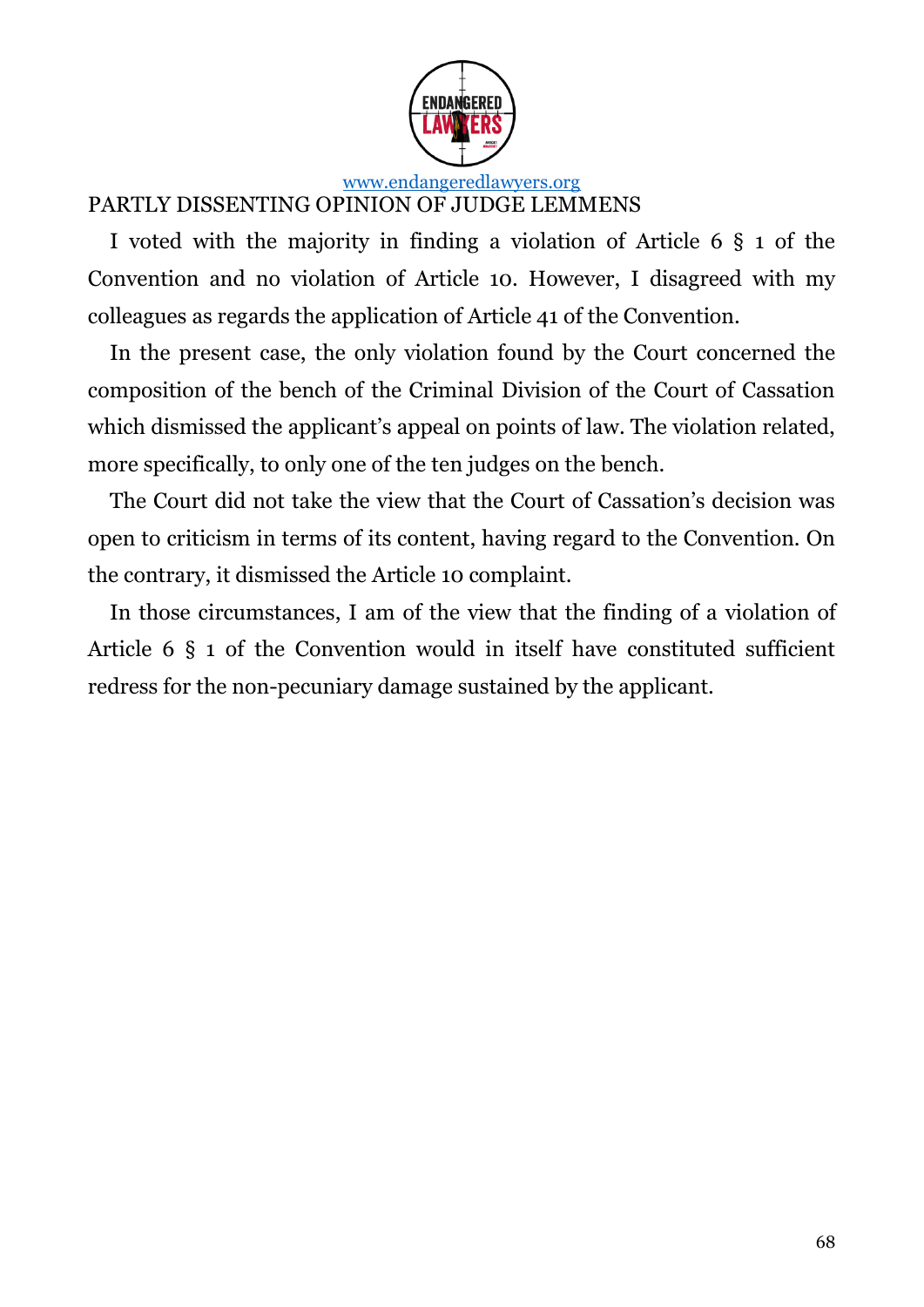## PARTLY DISSENTING OPINION OF JUDGE LEMMENS

I voted with the majority in finding a violation of Article 6 § 1 of the Convention and no violation of Article 10. However, I disagreed with my colleagues as regards the application of Article 41 of the Convention.

In the present case, the only violation found by the Court concerned the composition of the bench of the Criminal Division of the Court of Cassation which dismissed the applicant's appeal on points of law. The violation related, more specifically, to only one of the ten judges on the bench.

The Court did not take the view that the Court of Cassation's decision was open to criticism in terms of its content, having regard to the Convention. On the contrary, it dismissed the Article 10 complaint.

In those circumstances, I am of the view that the finding of a violation of Article 6 § 1 of the Convention would in itself have constituted sufficient redress for the non-pecuniary damage sustained by the applicant.